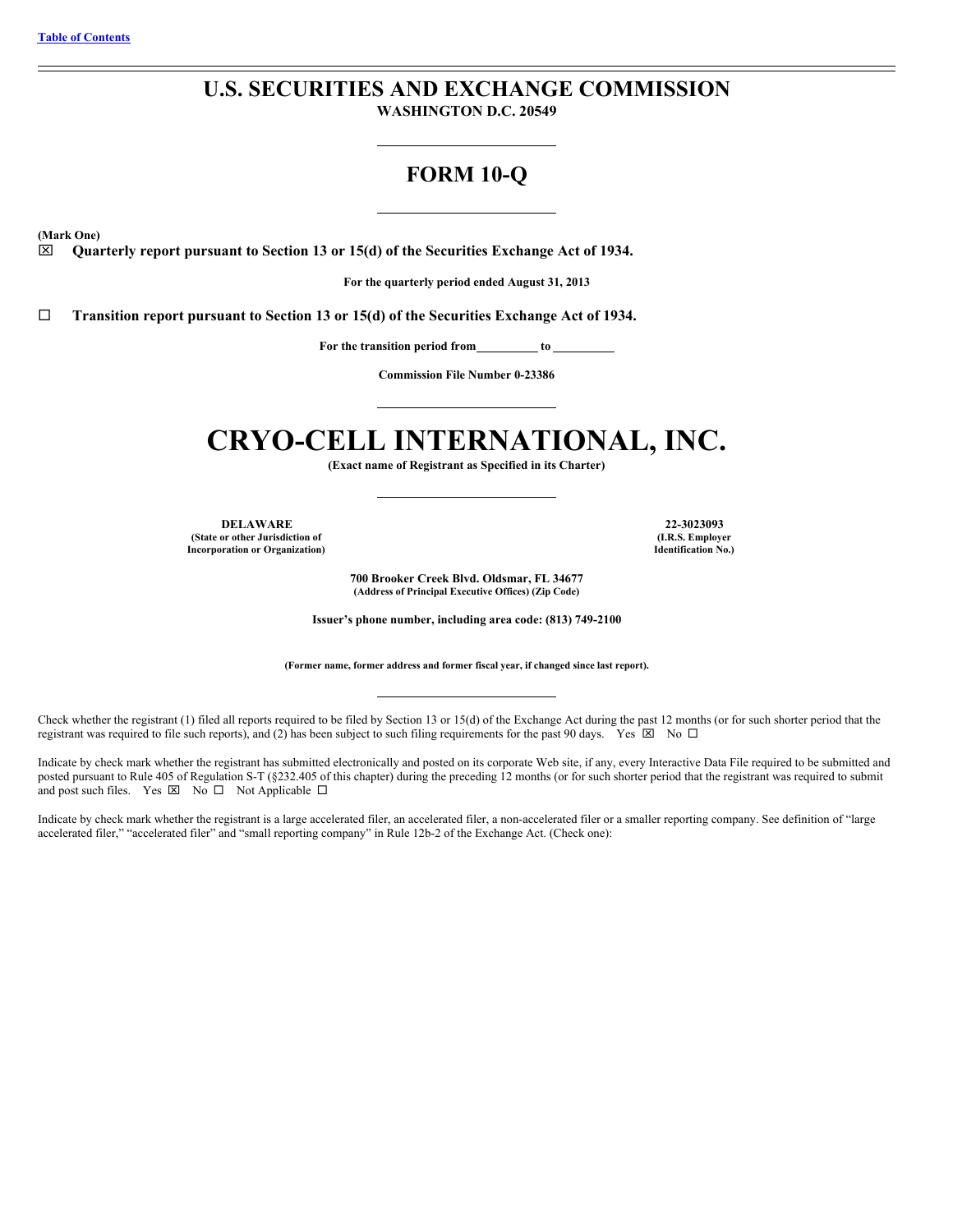[Table of Contents](#)

# U.S. SECURITIES AND EXCHANGE COMMISSION

**WASHINGTON D.C. 20549**

## FORM 10-Q

**(Mark One)**

☒ **Quarterly report pursuant to Section 13 or 15(d) of the Securities Exchange Act of 1934.**

**For the quarterly period ended August 31, 2013**

☐ **Transition report pursuant to Section 13 or 15(d) of the Securities Exchange Act of 1934.**

**For the transition period from \_\_\_\_\_\_\_\_\_\_ to \_\_\_\_\_\_\_\_\_\_**

**Commission File Number 0-23386**

# CRYO-CELL INTERNATIONAL, INC.

**(Exact name of Registrant as Specified in its Charter)**

| **DELAWARE** | **22-3023093** |
|---|---|
| **(State or other Jurisdiction of Incorporation or Organization)** | **(I.R.S. Employer Identification No.)** |

**700 Brooker Creek Blvd. Oldsmar, FL 34677**
**(Address of Principal Executive Offices) (Zip Code)**

**Issuer's phone number, including area code: (813) 749-2100**

**(Former name, former address and former fiscal year, if changed since last report).**

Check whether the registrant (1) filed all reports required to be filed by Section 13 or 15(d) of the Exchange Act during the past 12 months (or for such shorter period that the registrant was required to file such reports), and (2) has been subject to such filing requirements for the past 90 days. Yes ☒ No ☐

Indicate by check mark whether the registrant has submitted electronically and posted on its corporate Web site, if any, every Interactive Data File required to be submitted and posted pursuant to Rule 405 of Regulation S-T (§232.405 of this chapter) during the preceding 12 months (or for such shorter period that the registrant was required to submit and post such files. Yes ☒ No ☐ Not Applicable ☐

Indicate by check mark whether the registrant is a large accelerated filer, an accelerated filer, a non-accelerated filer or a smaller reporting company. See definition of "large accelerated filer," "accelerated filer" and "small reporting company" in Rule 12b-2 of the Exchange Act. (Check one):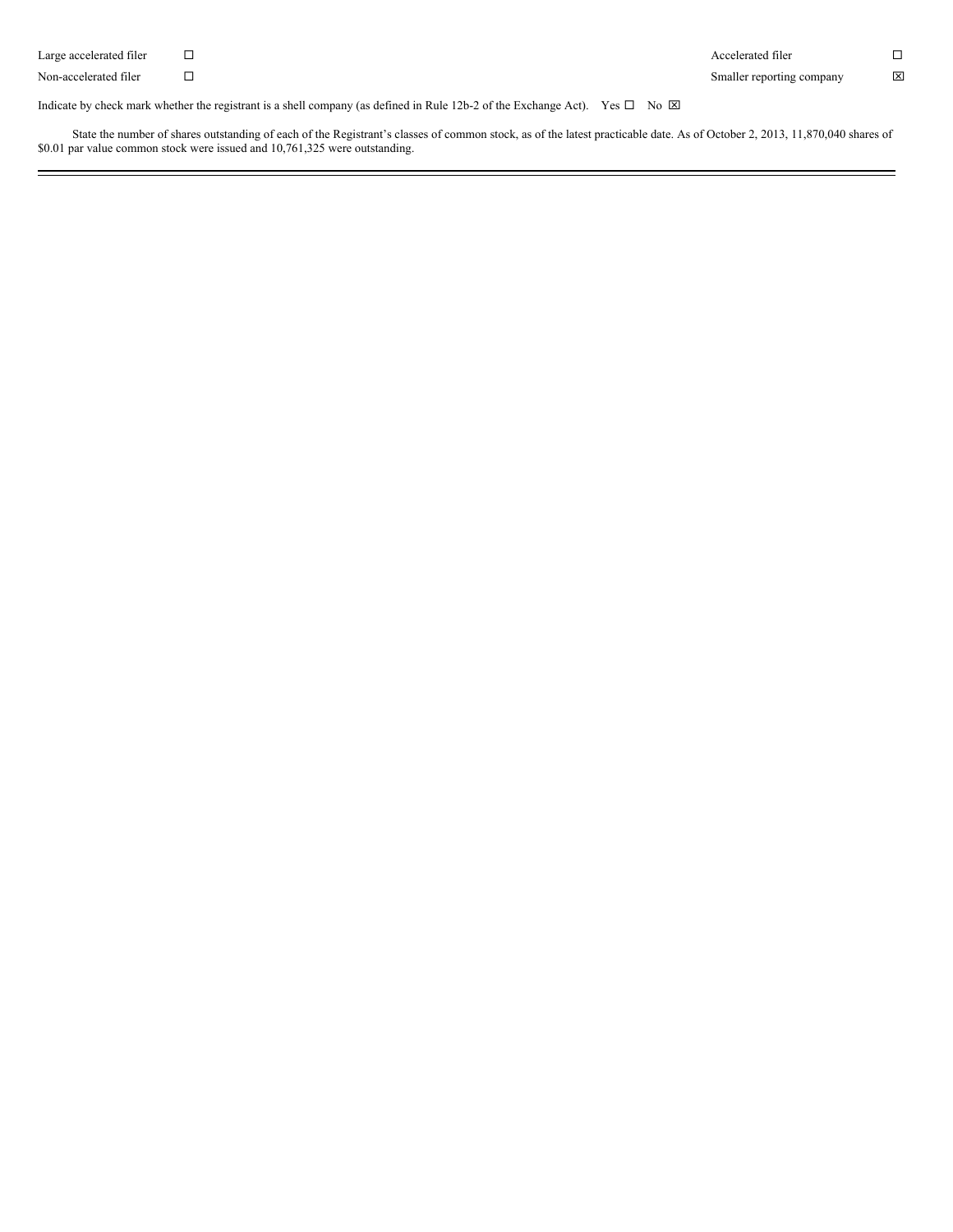| Large accelerated filer | ☐ | Accelerated filer | ☐ |
| --- | --- | --- | --- |
| Non-accelerated filer | ☐ | Smaller reporting company | ☒ |

Indicate by check mark whether the registrant is a shell company (as defined in Rule 12b-2 of the Exchange Act). Yes ☐ No ☒

State the number of shares outstanding of each of the Registrant's classes of common stock, as of the latest practicable date. As of October 2, 2013, 11,870,040 shares of $0.01 par value common stock were issued and 10,761,325 were outstanding.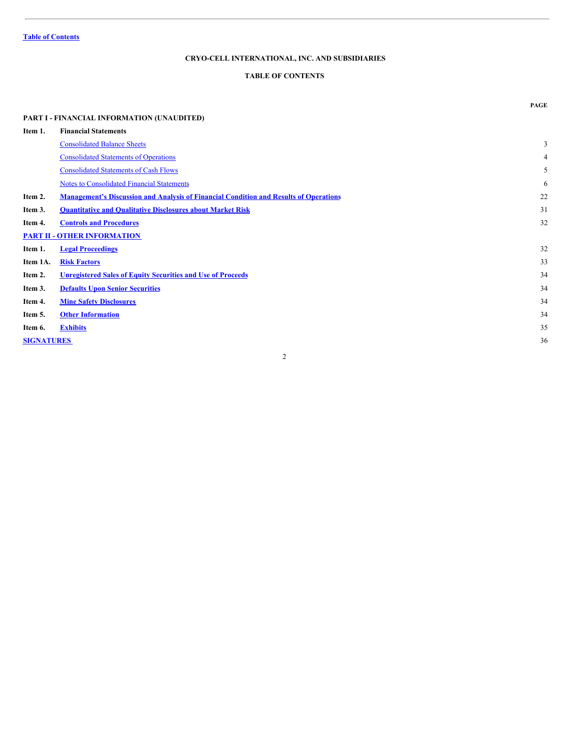[Table of Contents](#)

# CRYO-CELL INTERNATIONAL, INC. AND SUBSIDIARIES

## TABLE OF CONTENTS

| | | PAGE |
|---|---|---|
| **PART I - FINANCIAL INFORMATION (UNAUDITED)** | | |
| **Item 1.** | **Financial Statements** | |
| | Consolidated Balance Sheets | 3 |
| | Consolidated Statements of Operations | 4 |
| | Consolidated Statements of Cash Flows | 5 |
| | Notes to Consolidated Financial Statements | 6 |
| **Item 2.** | **Management's Discussion and Analysis of Financial Condition and Results of Operations** | 22 |
| **Item 3.** | **Quantitative and Qualitative Disclosures about Market Risk** | 31 |
| **Item 4.** | **Controls and Procedures** | 32 |
| **PART II - OTHER INFORMATION** | | |
| **Item 1.** | **Legal Proceedings** | 32 |
| **Item 1A.** | **Risk Factors** | 33 |
| **Item 2.** | **Unregistered Sales of Equity Securities and Use of Proceeds** | 34 |
| **Item 3.** | **Defaults Upon Senior Securities** | 34 |
| **Item 4.** | **Mine Safety Disclosures** | 34 |
| **Item 5.** | **Other Information** | 34 |
| **Item 6.** | **Exhibits** | 35 |
| **SIGNATURES** | | 36 |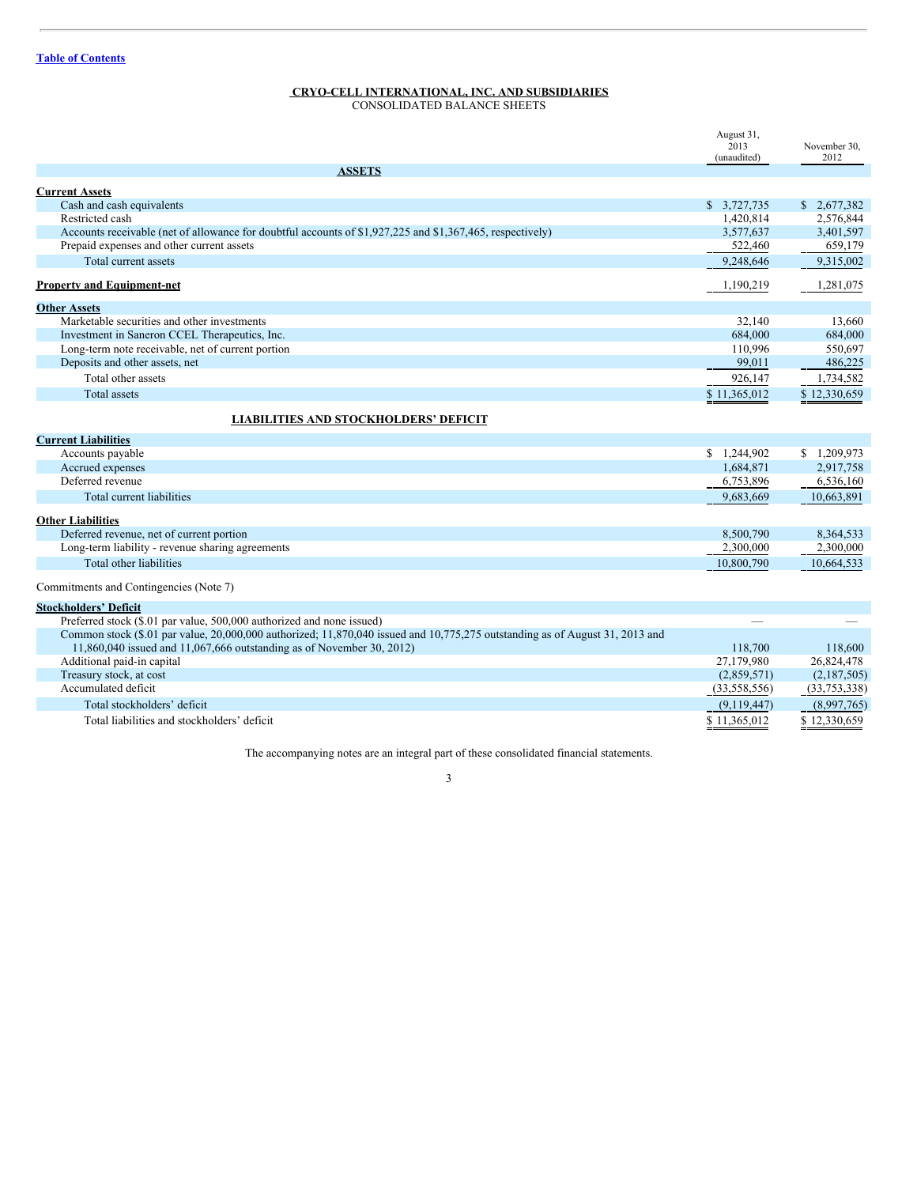[Table of Contents](#)

**CRYO-CELL INTERNATIONAL, INC. AND SUBSIDIARIES**

CONSOLIDATED BALANCE SHEETS

| | August 31, 2013 (unaudited) | November 30, 2012 |
|---|---|---|
| **ASSETS** | | |
| **Current Assets** | | |
| Cash and cash equivalents | $ 3,727,735 | $ 2,677,382 |
| Restricted cash | 1,420,814 | 2,576,844 |
| Accounts receivable (net of allowance for doubtful accounts of $1,927,225 and $1,367,465, respectively) | 3,577,637 | 3,401,597 |
| Prepaid expenses and other current assets | 522,460 | 659,179 |
| Total current assets | 9,248,646 | 9,315,002 |
| **Property and Equipment-net** | 1,190,219 | 1,281,075 |
| **Other Assets** | | |
| Marketable securities and other investments | 32,140 | 13,660 |
| Investment in Saneron CCEL Therapeutics, Inc. | 684,000 | 684,000 |
| Long-term note receivable, net of current portion | 110,996 | 550,697 |
| Deposits and other assets, net | 99,011 | 486,225 |
| Total other assets | 926,147 | 1,734,582 |
| Total assets | $ 11,365,012 | $ 12,330,659 |
| **LIABILITIES AND STOCKHOLDERS' DEFICIT** | | |
| **Current Liabilities** | | |
| Accounts payable | $ 1,244,902 | $ 1,209,973 |
| Accrued expenses | 1,684,871 | 2,917,758 |
| Deferred revenue | 6,753,896 | 6,536,160 |
| Total current liabilities | 9,683,669 | 10,663,891 |
| **Other Liabilities** | | |
| Deferred revenue, net of current portion | 8,500,790 | 8,364,533 |
| Long-term liability - revenue sharing agreements | 2,300,000 | 2,300,000 |
| Total other liabilities | 10,800,790 | 10,664,533 |
| Commitments and Contingencies (Note 7) | | |
| **Stockholders' Deficit** | | |
| Preferred stock ($.01 par value, 500,000 authorized and none issued) | — | — |
| Common stock ($.01 par value, 20,000,000 authorized; 11,870,040 issued and 10,775,275 outstanding as of August 31, 2013 and 11,860,040 issued and 11,067,666 outstanding as of November 30, 2012) | 118,700 | 118,600 |
| Additional paid-in capital | 27,179,980 | 26,824,478 |
| Treasury stock, at cost | (2,859,571) | (2,187,505) |
| Accumulated deficit | (33,558,556) | (33,753,338) |
| Total stockholders' deficit | (9,119,447) | (8,997,765) |
| Total liabilities and stockholders' deficit | $ 11,365,012 | $ 12,330,659 |

The accompanying notes are an integral part of these consolidated financial statements.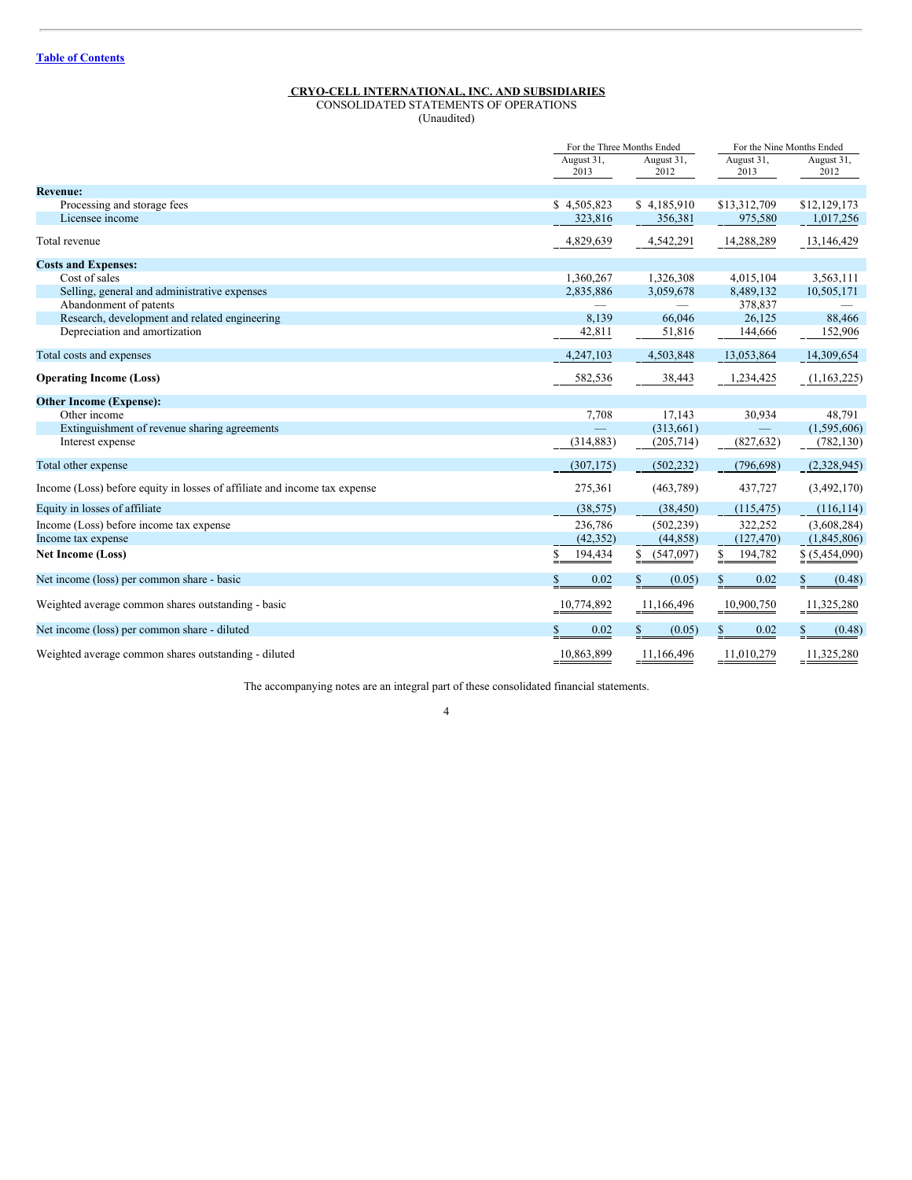Table of Contents

**CRYO-CELL INTERNATIONAL, INC. AND SUBSIDIARIES**
CONSOLIDATED STATEMENTS OF OPERATIONS
(Unaudited)

| | For the Three Months Ended | | For the Nine Months Ended | |
|---|---|---|---|---|
| | August 31, 2013 | August 31, 2012 | August 31, 2013 | August 31, 2012 |
| **Revenue:** | | | | |
| Processing and storage fees | $ 4,505,823 | $ 4,185,910 | $13,312,709 | $12,129,173 |
| Licensee income | 323,816 | 356,381 | 975,580 | 1,017,256 |
| Total revenue | 4,829,639 | 4,542,291 | 14,288,289 | 13,146,429 |
| **Costs and Expenses:** | | | | |
| Cost of sales | 1,360,267 | 1,326,308 | 4,015,104 | 3,563,111 |
| Selling, general and administrative expenses | 2,835,886 | 3,059,678 | 8,489,132 | 10,505,171 |
| Abandonment of patents | — | — | 378,837 | — |
| Research, development and related engineering | 8,139 | 66,046 | 26,125 | 88,466 |
| Depreciation and amortization | 42,811 | 51,816 | 144,666 | 152,906 |
| Total costs and expenses | 4,247,103 | 4,503,848 | 13,053,864 | 14,309,654 |
| **Operating Income (Loss)** | 582,536 | 38,443 | 1,234,425 | (1,163,225) |
| **Other Income (Expense):** | | | | |
| Other income | 7,708 | 17,143 | 30,934 | 48,791 |
| Extinguishment of revenue sharing agreements | — | (313,661) | — | (1,595,606) |
| Interest expense | (314,883) | (205,714) | (827,632) | (782,130) |
| Total other expense | (307,175) | (502,232) | (796,698) | (2,328,945) |
| Income (Loss) before equity in losses of affiliate and income tax expense | 275,361 | (463,789) | 437,727 | (3,492,170) |
| Equity in losses of affiliate | (38,575) | (38,450) | (115,475) | (116,114) |
| Income (Loss) before income tax expense | 236,786 | (502,239) | 322,252 | (3,608,284) |
| Income tax expense | (42,352) | (44,858) | (127,470) | (1,845,806) |
| **Net Income (Loss)** | $ 194,434 | $ (547,097) | $ 194,782 | $ (5,454,090) |
| Net income (loss) per common share - basic | $ 0.02 | $ (0.05) | $ 0.02 | $ (0.48) |
| Weighted average common shares outstanding - basic | 10,774,892 | 11,166,496 | 10,900,750 | 11,325,280 |
| Net income (loss) per common share - diluted | $ 0.02 | $ (0.05) | $ 0.02 | $ (0.48) |
| Weighted average common shares outstanding - diluted | 10,863,899 | 11,166,496 | 11,010,279 | 11,325,280 |

The accompanying notes are an integral part of these consolidated financial statements.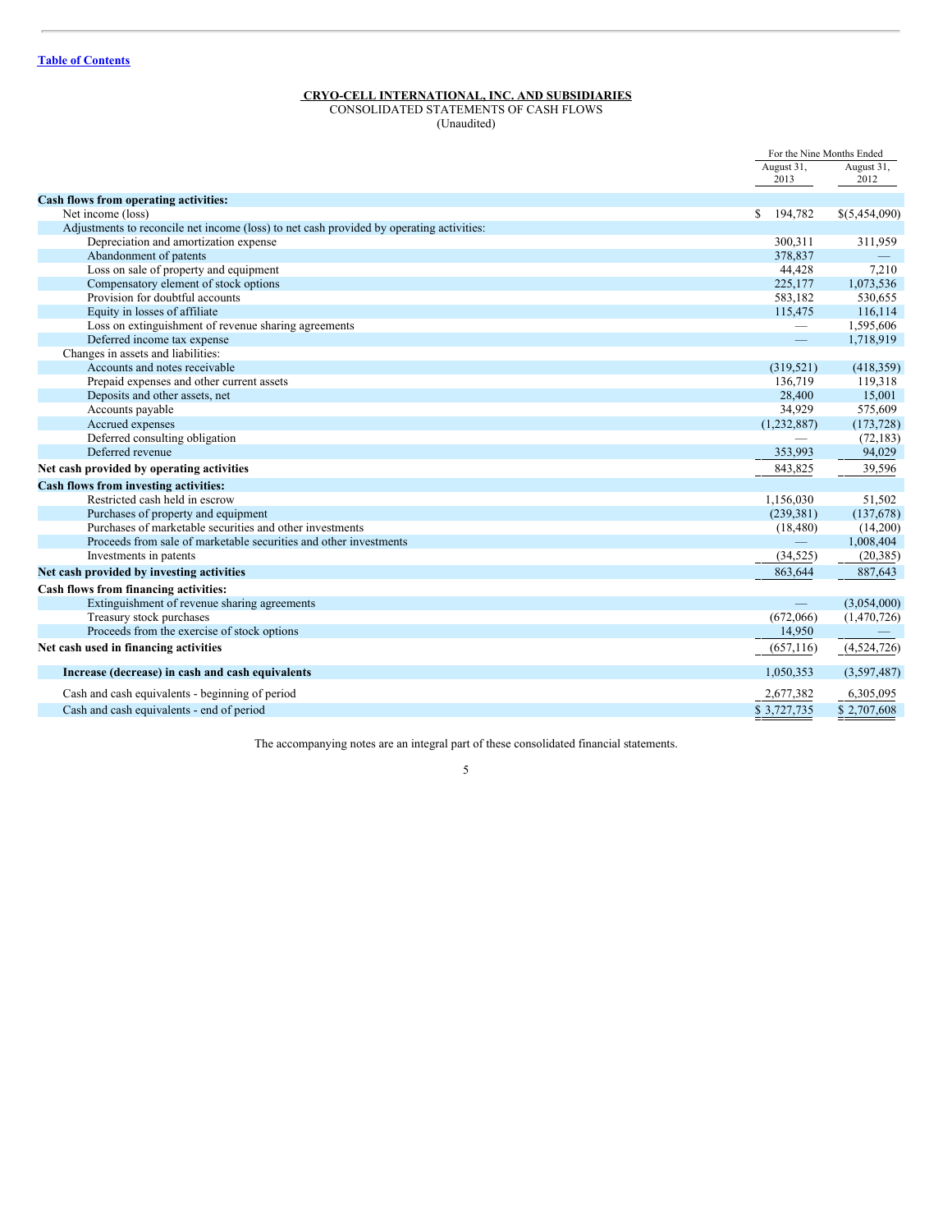[Table of Contents](#)

**CRYO-CELL INTERNATIONAL, INC. AND SUBSIDIARIES**
CONSOLIDATED STATEMENTS OF CASH FLOWS
(Unaudited)

| | For the Nine Months Ended | |
|---|---|---|
| | August 31, 2013 | August 31, 2012 |
| **Cash flows from operating activities:** | | |
| Net income (loss) | $ 194,782 | $(5,454,090) |
| Adjustments to reconcile net income (loss) to net cash provided by operating activities: | | |
| Depreciation and amortization expense | 300,311 | 311,959 |
| Abandonment of patents | 378,837 | — |
| Loss on sale of property and equipment | 44,428 | 7,210 |
| Compensatory element of stock options | 225,177 | 1,073,536 |
| Provision for doubtful accounts | 583,182 | 530,655 |
| Equity in losses of affiliate | 115,475 | 116,114 |
| Loss on extinguishment of revenue sharing agreements | — | 1,595,606 |
| Deferred income tax expense | — | 1,718,919 |
| Changes in assets and liabilities: | | |
| Accounts and notes receivable | (319,521) | (418,359) |
| Prepaid expenses and other current assets | 136,719 | 119,318 |
| Deposits and other assets, net | 28,400 | 15,001 |
| Accounts payable | 34,929 | 575,609 |
| Accrued expenses | (1,232,887) | (173,728) |
| Deferred consulting obligation | — | (72,183) |
| Deferred revenue | 353,993 | 94,029 |
| **Net cash provided by operating activities** | 843,825 | 39,596 |
| **Cash flows from investing activities:** | | |
| Restricted cash held in escrow | 1,156,030 | 51,502 |
| Purchases of property and equipment | (239,381) | (137,678) |
| Purchases of marketable securities and other investments | (18,480) | (14,200) |
| Proceeds from sale of marketable securities and other investments | — | 1,008,404 |
| Investments in patents | (34,525) | (20,385) |
| **Net cash provided by investing activities** | 863,644 | 887,643 |
| **Cash flows from financing activities:** | | |
| Extinguishment of revenue sharing agreements | — | (3,054,000) |
| Treasury stock purchases | (672,066) | (1,470,726) |
| Proceeds from the exercise of stock options | 14,950 | — |
| **Net cash used in financing activities** | (657,116) | (4,524,726) |
| **Increase (decrease) in cash and cash equivalents** | 1,050,353 | (3,597,487) |
| Cash and cash equivalents - beginning of period | 2,677,382 | 6,305,095 |
| Cash and cash equivalents - end of period | $ 3,727,735 | $ 2,707,608 |

The accompanying notes are an integral part of these consolidated financial statements.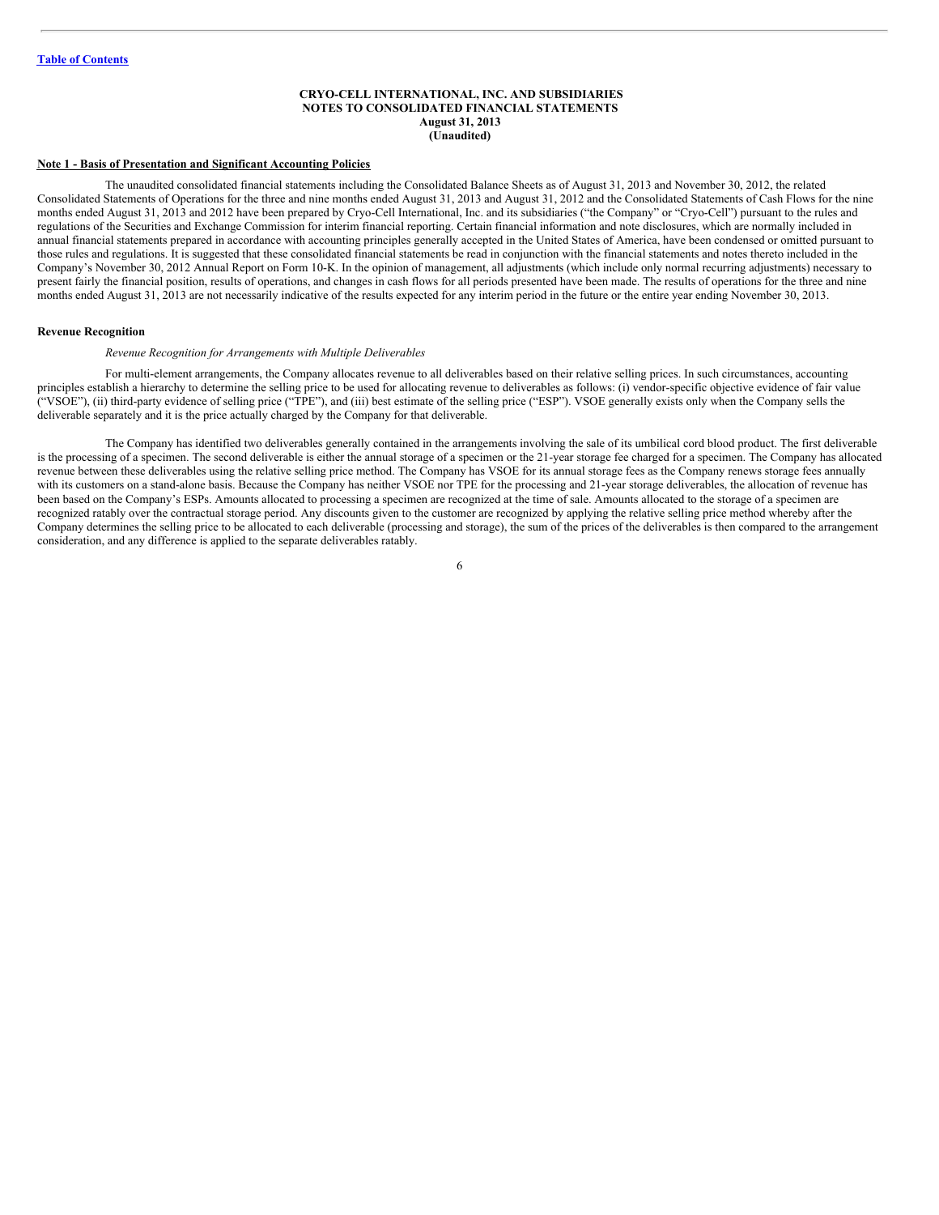**CRYO-CELL INTERNATIONAL, INC. AND SUBSIDIARIES**
**NOTES TO CONSOLIDATED FINANCIAL STATEMENTS**
**August 31, 2013**
**(Unaudited)**

**Note 1 - Basis of Presentation and Significant Accounting Policies**

The unaudited consolidated financial statements including the Consolidated Balance Sheets as of August 31, 2013 and November 30, 2012, the related Consolidated Statements of Operations for the three and nine months ended August 31, 2013 and August 31, 2012 and the Consolidated Statements of Cash Flows for the nine months ended August 31, 2013 and 2012 have been prepared by Cryo-Cell International, Inc. and its subsidiaries ("the Company" or "Cryo-Cell") pursuant to the rules and regulations of the Securities and Exchange Commission for interim financial reporting. Certain financial information and note disclosures, which are normally included in annual financial statements prepared in accordance with accounting principles generally accepted in the United States of America, have been condensed or omitted pursuant to those rules and regulations. It is suggested that these consolidated financial statements be read in conjunction with the financial statements and notes thereto included in the Company's November 30, 2012 Annual Report on Form 10-K. In the opinion of management, all adjustments (which include only normal recurring adjustments) necessary to present fairly the financial position, results of operations, and changes in cash flows for all periods presented have been made. The results of operations for the three and nine months ended August 31, 2013 are not necessarily indicative of the results expected for any interim period in the future or the entire year ending November 30, 2013.

**Revenue Recognition**

*Revenue Recognition for Arrangements with Multiple Deliverables*

For multi-element arrangements, the Company allocates revenue to all deliverables based on their relative selling prices. In such circumstances, accounting principles establish a hierarchy to determine the selling price to be used for allocating revenue to deliverables as follows: (i) vendor-specific objective evidence of fair value ("VSOE"), (ii) third-party evidence of selling price ("TPE"), and (iii) best estimate of the selling price ("ESP"). VSOE generally exists only when the Company sells the deliverable separately and it is the price actually charged by the Company for that deliverable.

The Company has identified two deliverables generally contained in the arrangements involving the sale of its umbilical cord blood product. The first deliverable is the processing of a specimen. The second deliverable is either the annual storage of a specimen or the 21-year storage fee charged for a specimen. The Company has allocated revenue between these deliverables using the relative selling price method. The Company has VSOE for its annual storage fees as the Company renews storage fees annually with its customers on a stand-alone basis. Because the Company has neither VSOE nor TPE for the processing and 21-year storage deliverables, the allocation of revenue has been based on the Company's ESPs. Amounts allocated to processing a specimen are recognized at the time of sale. Amounts allocated to the storage of a specimen are recognized ratably over the contractual storage period. Any discounts given to the customer are recognized by applying the relative selling price method whereby after the Company determines the selling price to be allocated to each deliverable (processing and storage), the sum of the prices of the deliverables is then compared to the arrangement consideration, and any difference is applied to the separate deliverables ratably.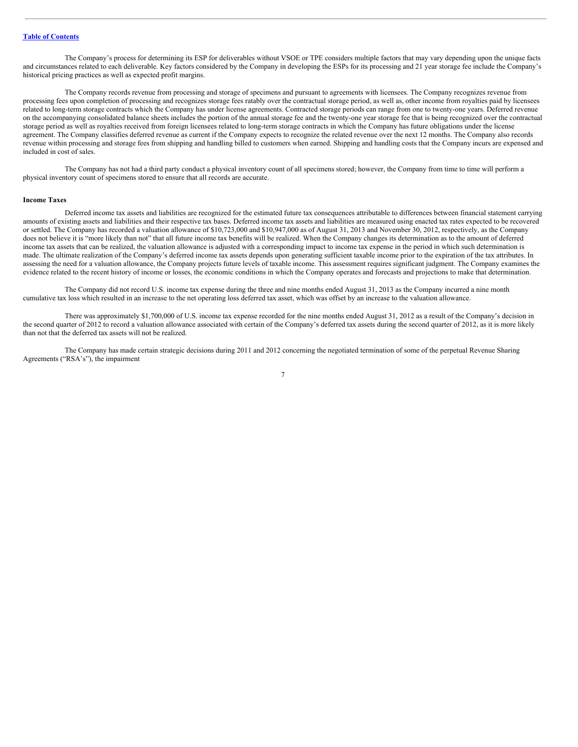The Company's process for determining its ESP for deliverables without VSOE or TPE considers multiple factors that may vary depending upon the unique facts and circumstances related to each deliverable. Key factors considered by the Company in developing the ESPs for its processing and 21 year storage fee include the Company's historical pricing practices as well as expected profit margins.

The Company records revenue from processing and storage of specimens and pursuant to agreements with licensees. The Company recognizes revenue from processing fees upon completion of processing and recognizes storage fees ratably over the contractual storage period, as well as, other income from royalties paid by licensees related to long-term storage contracts which the Company has under license agreements. Contracted storage periods can range from one to twenty-one years. Deferred revenue on the accompanying consolidated balance sheets includes the portion of the annual storage fee and the twenty-one year storage fee that is being recognized over the contractual storage period as well as royalties received from foreign licensees related to long-term storage contracts in which the Company has future obligations under the license agreement. The Company classifies deferred revenue as current if the Company expects to recognize the related revenue over the next 12 months. The Company also records revenue within processing and storage fees from shipping and handling billed to customers when earned. Shipping and handling costs that the Company incurs are expensed and included in cost of sales.

The Company has not had a third party conduct a physical inventory count of all specimens stored; however, the Company from time to time will perform a physical inventory count of specimens stored to ensure that all records are accurate.

**Income Taxes**

Deferred income tax assets and liabilities are recognized for the estimated future tax consequences attributable to differences between financial statement carrying amounts of existing assets and liabilities and their respective tax bases. Deferred income tax assets and liabilities are measured using enacted tax rates expected to be recovered or settled. The Company has recorded a valuation allowance of $10,723,000 and $10,947,000 as of August 31, 2013 and November 30, 2012, respectively, as the Company does not believe it is "more likely than not" that all future income tax benefits will be realized. When the Company changes its determination as to the amount of deferred income tax assets that can be realized, the valuation allowance is adjusted with a corresponding impact to income tax expense in the period in which such determination is made. The ultimate realization of the Company's deferred income tax assets depends upon generating sufficient taxable income prior to the expiration of the tax attributes. In assessing the need for a valuation allowance, the Company projects future levels of taxable income. This assessment requires significant judgment. The Company examines the evidence related to the recent history of income or losses, the economic conditions in which the Company operates and forecasts and projections to make that determination.

The Company did not record U.S. income tax expense during the three and nine months ended August 31, 2013 as the Company incurred a nine month cumulative tax loss which resulted in an increase to the net operating loss deferred tax asset, which was offset by an increase to the valuation allowance.

There was approximately $1,700,000 of U.S. income tax expense recorded for the nine months ended August 31, 2012 as a result of the Company's decision in the second quarter of 2012 to record a valuation allowance associated with certain of the Company's deferred tax assets during the second quarter of 2012, as it is more likely than not that the deferred tax assets will not be realized.

The Company has made certain strategic decisions during 2011 and 2012 concerning the negotiated termination of some of the perpetual Revenue Sharing Agreements ("RSA's"), the impairment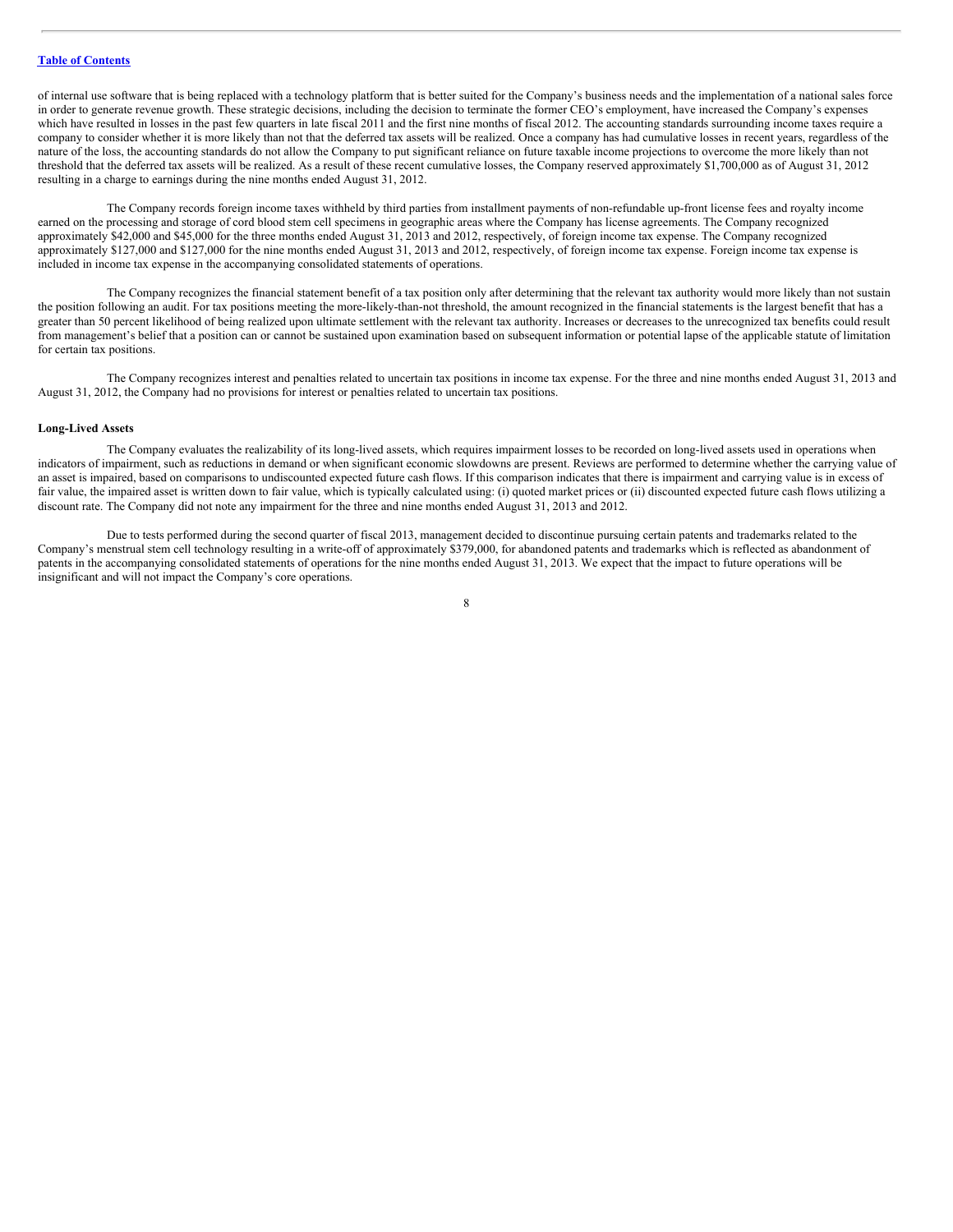of internal use software that is being replaced with a technology platform that is better suited for the Company's business needs and the implementation of a national sales force in order to generate revenue growth. These strategic decisions, including the decision to terminate the former CEO's employment, have increased the Company's expenses which have resulted in losses in the past few quarters in late fiscal 2011 and the first nine months of fiscal 2012. The accounting standards surrounding income taxes require a company to consider whether it is more likely than not that the deferred tax assets will be realized. Once a company has had cumulative losses in recent years, regardless of the nature of the loss, the accounting standards do not allow the Company to put significant reliance on future taxable income projections to overcome the more likely than not threshold that the deferred tax assets will be realized. As a result of these recent cumulative losses, the Company reserved approximately $1,700,000 as of August 31, 2012 resulting in a charge to earnings during the nine months ended August 31, 2012.

The Company records foreign income taxes withheld by third parties from installment payments of non-refundable up-front license fees and royalty income earned on the processing and storage of cord blood stem cell specimens in geographic areas where the Company has license agreements. The Company recognized approximately $42,000 and $45,000 for the three months ended August 31, 2013 and 2012, respectively, of foreign income tax expense. The Company recognized approximately $127,000 and $127,000 for the nine months ended August 31, 2013 and 2012, respectively, of foreign income tax expense. Foreign income tax expense is included in income tax expense in the accompanying consolidated statements of operations.

The Company recognizes the financial statement benefit of a tax position only after determining that the relevant tax authority would more likely than not sustain the position following an audit. For tax positions meeting the more-likely-than-not threshold, the amount recognized in the financial statements is the largest benefit that has a greater than 50 percent likelihood of being realized upon ultimate settlement with the relevant tax authority. Increases or decreases to the unrecognized tax benefits could result from management's belief that a position can or cannot be sustained upon examination based on subsequent information or potential lapse of the applicable statute of limitation for certain tax positions.

The Company recognizes interest and penalties related to uncertain tax positions in income tax expense. For the three and nine months ended August 31, 2013 and August 31, 2012, the Company had no provisions for interest or penalties related to uncertain tax positions.

**Long-Lived Assets**

The Company evaluates the realizability of its long-lived assets, which requires impairment losses to be recorded on long-lived assets used in operations when indicators of impairment, such as reductions in demand or when significant economic slowdowns are present. Reviews are performed to determine whether the carrying value of an asset is impaired, based on comparisons to undiscounted expected future cash flows. If this comparison indicates that there is impairment and carrying value is in excess of fair value, the impaired asset is written down to fair value, which is typically calculated using: (i) quoted market prices or (ii) discounted expected future cash flows utilizing a discount rate. The Company did not note any impairment for the three and nine months ended August 31, 2013 and 2012.

Due to tests performed during the second quarter of fiscal 2013, management decided to discontinue pursuing certain patents and trademarks related to the Company's menstrual stem cell technology resulting in a write-off of approximately $379,000, for abandoned patents and trademarks which is reflected as abandonment of patents in the accompanying consolidated statements of operations for the nine months ended August 31, 2013. We expect that the impact to future operations will be insignificant and will not impact the Company's core operations.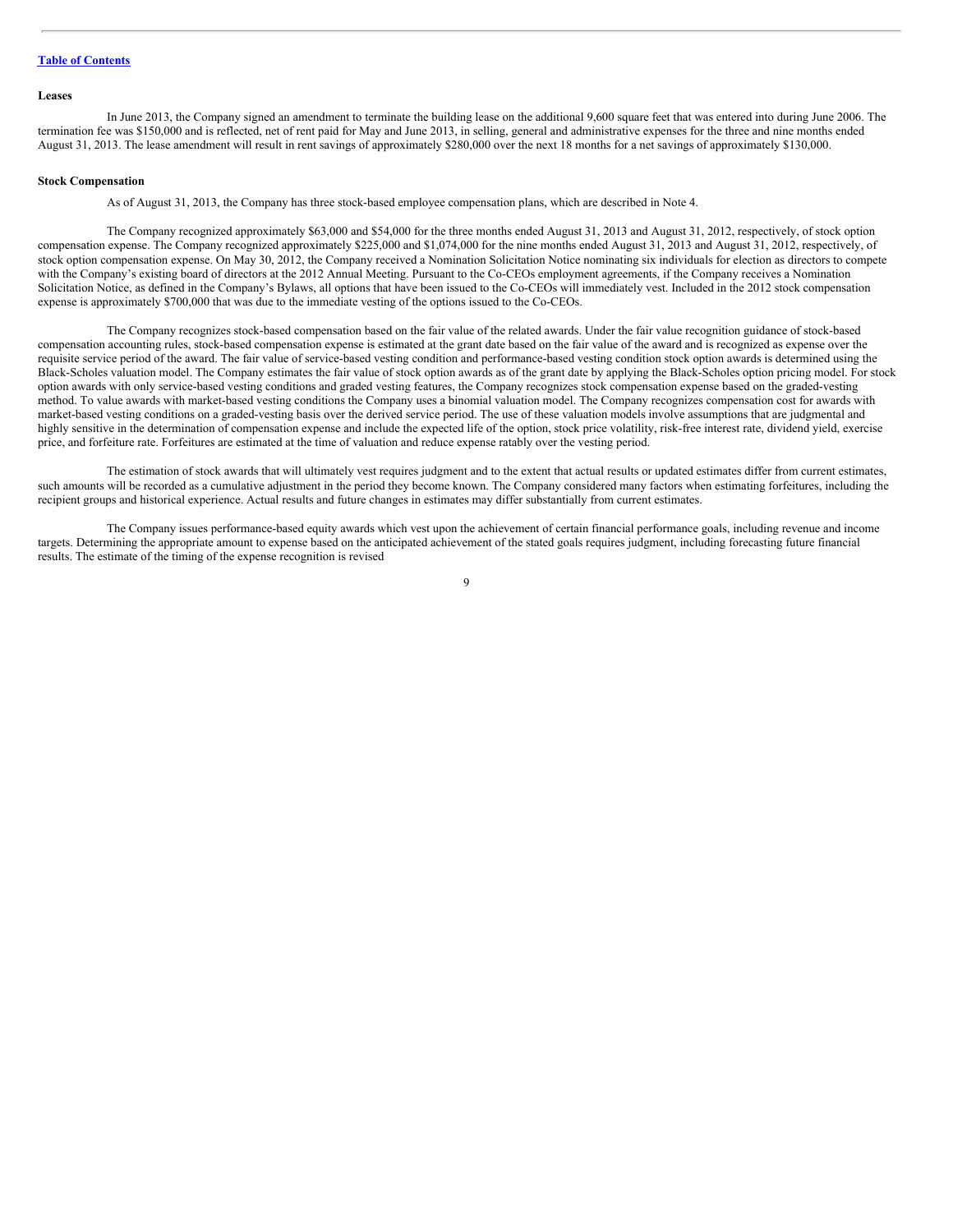**Leases**

In June 2013, the Company signed an amendment to terminate the building lease on the additional 9,600 square feet that was entered into during June 2006. The termination fee was $150,000 and is reflected, net of rent paid for May and June 2013, in selling, general and administrative expenses for the three and nine months ended August 31, 2013. The lease amendment will result in rent savings of approximately $280,000 over the next 18 months for a net savings of approximately $130,000.

**Stock Compensation**

As of August 31, 2013, the Company has three stock-based employee compensation plans, which are described in Note 4.

The Company recognized approximately $63,000 and $54,000 for the three months ended August 31, 2013 and August 31, 2012, respectively, of stock option compensation expense. The Company recognized approximately $225,000 and $1,074,000 for the nine months ended August 31, 2013 and August 31, 2012, respectively, of stock option compensation expense. On May 30, 2012, the Company received a Nomination Solicitation Notice nominating six individuals for election as directors to compete with the Company's existing board of directors at the 2012 Annual Meeting. Pursuant to the Co-CEOs employment agreements, if the Company receives a Nomination Solicitation Notice, as defined in the Company's Bylaws, all options that have been issued to the Co-CEOs will immediately vest. Included in the 2012 stock compensation expense is approximately $700,000 that was due to the immediate vesting of the options issued to the Co-CEOs.

The Company recognizes stock-based compensation based on the fair value of the related awards. Under the fair value recognition guidance of stock-based compensation accounting rules, stock-based compensation expense is estimated at the grant date based on the fair value of the award and is recognized as expense over the requisite service period of the award. The fair value of service-based vesting condition and performance-based vesting condition stock option awards is determined using the Black-Scholes valuation model. The Company estimates the fair value of stock option awards as of the grant date by applying the Black-Scholes option pricing model. For stock option awards with only service-based vesting conditions and graded vesting features, the Company recognizes stock compensation expense based on the graded-vesting method. To value awards with market-based vesting conditions the Company uses a binomial valuation model. The Company recognizes compensation cost for awards with market-based vesting conditions on a graded-vesting basis over the derived service period. The use of these valuation models involve assumptions that are judgmental and highly sensitive in the determination of compensation expense and include the expected life of the option, stock price volatility, risk-free interest rate, dividend yield, exercise price, and forfeiture rate. Forfeitures are estimated at the time of valuation and reduce expense ratably over the vesting period.

The estimation of stock awards that will ultimately vest requires judgment and to the extent that actual results or updated estimates differ from current estimates, such amounts will be recorded as a cumulative adjustment in the period they become known. The Company considered many factors when estimating forfeitures, including the recipient groups and historical experience. Actual results and future changes in estimates may differ substantially from current estimates.

The Company issues performance-based equity awards which vest upon the achievement of certain financial performance goals, including revenue and income targets. Determining the appropriate amount to expense based on the anticipated achievement of the stated goals requires judgment, including forecasting future financial results. The estimate of the timing of the expense recognition is revised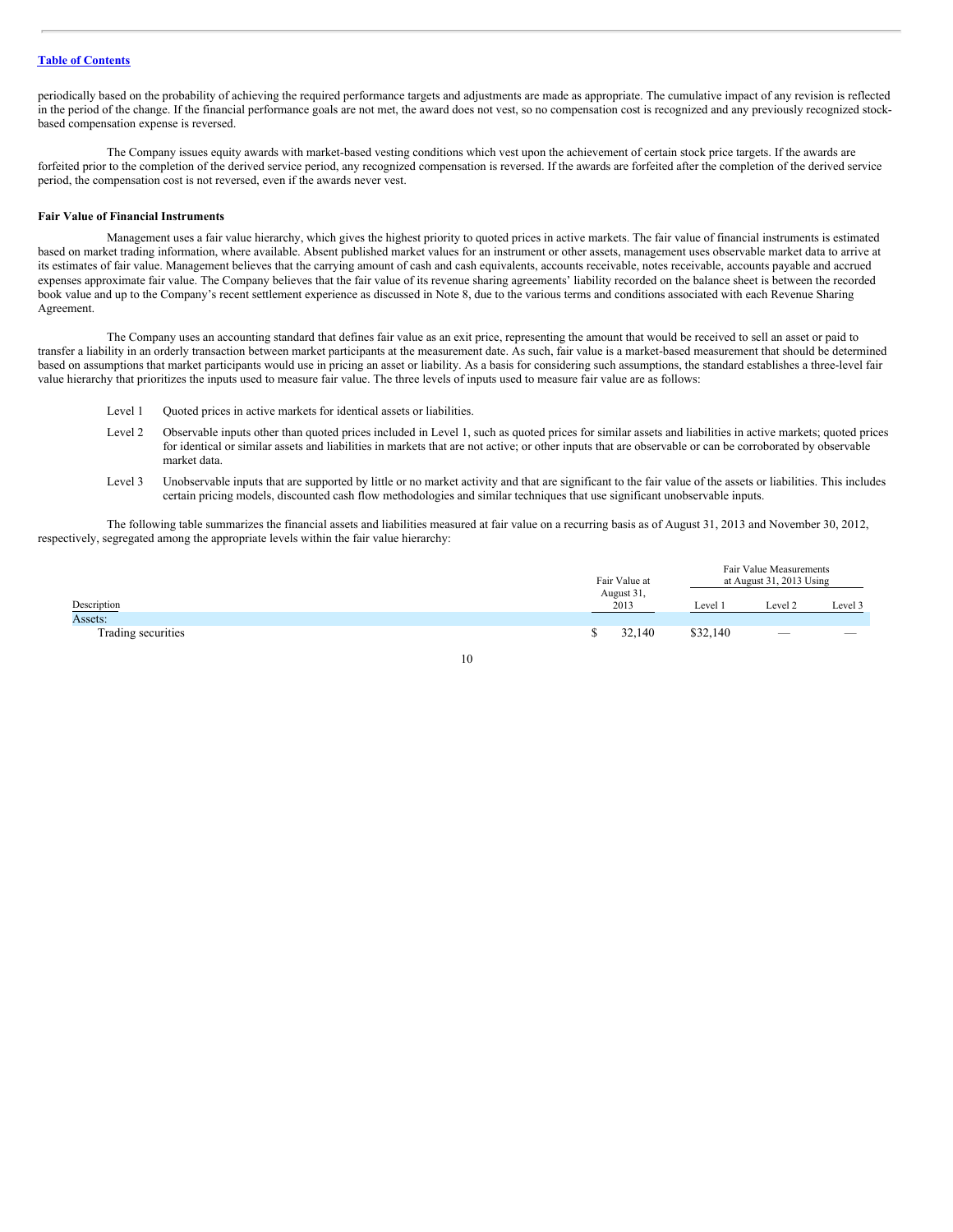periodically based on the probability of achieving the required performance targets and adjustments are made as appropriate. The cumulative impact of any revision is reflected in the period of the change. If the financial performance goals are not met, the award does not vest, so no compensation cost is recognized and any previously recognized stock-based compensation expense is reversed.

The Company issues equity awards with market-based vesting conditions which vest upon the achievement of certain stock price targets. If the awards are forfeited prior to the completion of the derived service period, any recognized compensation is reversed. If the awards are forfeited after the completion of the derived service period, the compensation cost is not reversed, even if the awards never vest.

**Fair Value of Financial Instruments**

Management uses a fair value hierarchy, which gives the highest priority to quoted prices in active markets. The fair value of financial instruments is estimated based on market trading information, where available. Absent published market values for an instrument or other assets, management uses observable market data to arrive at its estimates of fair value. Management believes that the carrying amount of cash and cash equivalents, accounts receivable, notes receivable, accounts payable and accrued expenses approximate fair value. The Company believes that the fair value of its revenue sharing agreements' liability recorded on the balance sheet is between the recorded book value and up to the Company's recent settlement experience as discussed in Note 8, due to the various terms and conditions associated with each Revenue Sharing Agreement.

The Company uses an accounting standard that defines fair value as an exit price, representing the amount that would be received to sell an asset or paid to transfer a liability in an orderly transaction between market participants at the measurement date. As such, fair value is a market-based measurement that should be determined based on assumptions that market participants would use in pricing an asset or liability. As a basis for considering such assumptions, the standard establishes a three-level fair value hierarchy that prioritizes the inputs used to measure fair value. The three levels of inputs used to measure fair value are as follows:

- Level 1 Quoted prices in active markets for identical assets or liabilities.
- Level 2 Observable inputs other than quoted prices included in Level 1, such as quoted prices for similar assets and liabilities in active markets; quoted prices for identical or similar assets and liabilities in markets that are not active; or other inputs that are observable or can be corroborated by observable market data.
- Level 3 Unobservable inputs that are supported by little or no market activity and that are significant to the fair value of the assets or liabilities. This includes certain pricing models, discounted cash flow methodologies and similar techniques that use significant unobservable inputs.

The following table summarizes the financial assets and liabilities measured at fair value on a recurring basis as of August 31, 2013 and November 30, 2012, respectively, segregated among the appropriate levels within the fair value hierarchy:

| Description | Fair Value at August 31, 2013 | Fair Value Measurements at August 31, 2013 Using | | |
|---|---|---|---|---|
| | | Level 1 | Level 2 | Level 3 |
| Assets: | | | | |
| Trading securities | $ 32,140 | $32,140 | — | — |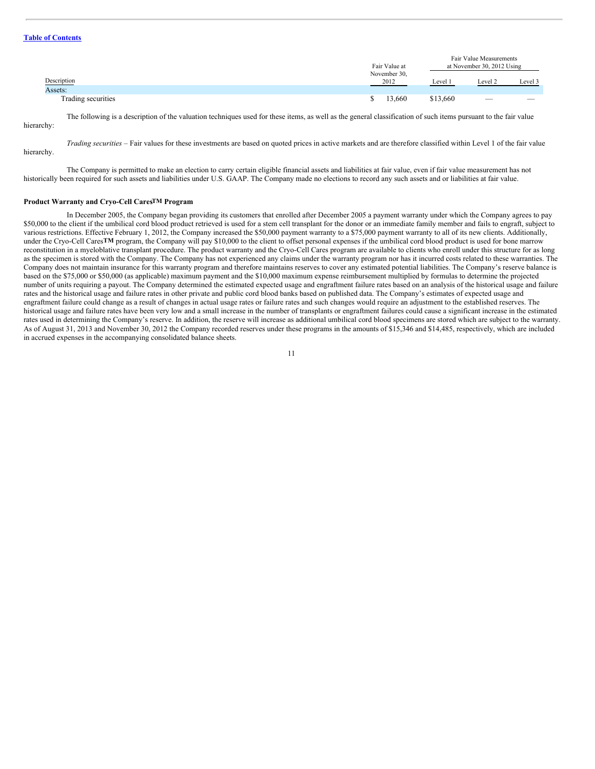| Description | Fair Value at November 30, 2012 | Fair Value Measurements at November 30, 2012 Using | | |
|---|---|---|---|---|
| | | Level 1 | Level 2 | Level 3 |
| Assets: | | | | |
| Trading securities | $ 13,660 | $13,660 | — | — |

The following is a description of the valuation techniques used for these items, as well as the general classification of such items pursuant to the fair value hierarchy:

*Trading securities* – Fair values for these investments are based on quoted prices in active markets and are therefore classified within Level 1 of the fair value hierarchy.

The Company is permitted to make an election to carry certain eligible financial assets and liabilities at fair value, even if fair value measurement has not historically been required for such assets and liabilities under U.S. GAAP. The Company made no elections to record any such assets and or liabilities at fair value.

**Product Warranty and Cryo-Cell Cares™ Program**

In December 2005, the Company began providing its customers that enrolled after December 2005 a payment warranty under which the Company agrees to pay $50,000 to the client if the umbilical cord blood product retrieved is used for a stem cell transplant for the donor or an immediate family member and fails to engraft, subject to various restrictions. Effective February 1, 2012, the Company increased the $50,000 payment warranty to a $75,000 payment warranty to all of its new clients. Additionally, under the Cryo-Cell Cares**™** program, the Company will pay $10,000 to the client to offset personal expenses if the umbilical cord blood product is used for bone marrow reconstitution in a myeloblative transplant procedure. The product warranty and the Cryo-Cell Cares program are available to clients who enroll under this structure for as long as the specimen is stored with the Company. The Company has not experienced any claims under the warranty program nor has it incurred costs related to these warranties. The Company does not maintain insurance for this warranty program and therefore maintains reserves to cover any estimated potential liabilities. The Company's reserve balance is based on the $75,000 or $50,000 (as applicable) maximum payment and the $10,000 maximum expense reimbursement multiplied by formulas to determine the projected number of units requiring a payout. The Company determined the estimated expected usage and engraftment failure rates based on an analysis of the historical usage and failure rates and the historical usage and failure rates in other private and public cord blood banks based on published data. The Company's estimates of expected usage and engraftment failure could change as a result of changes in actual usage rates or failure rates and such changes would require an adjustment to the established reserves. The historical usage and failure rates have been very low and a small increase in the number of transplants or engraftment failures could cause a significant increase in the estimated rates used in determining the Company's reserve. In addition, the reserve will increase as additional umbilical cord blood specimens are stored which are subject to the warranty. As of August 31, 2013 and November 30, 2012 the Company recorded reserves under these programs in the amounts of $15,346 and $14,485, respectively, which are included in accrued expenses in the accompanying consolidated balance sheets.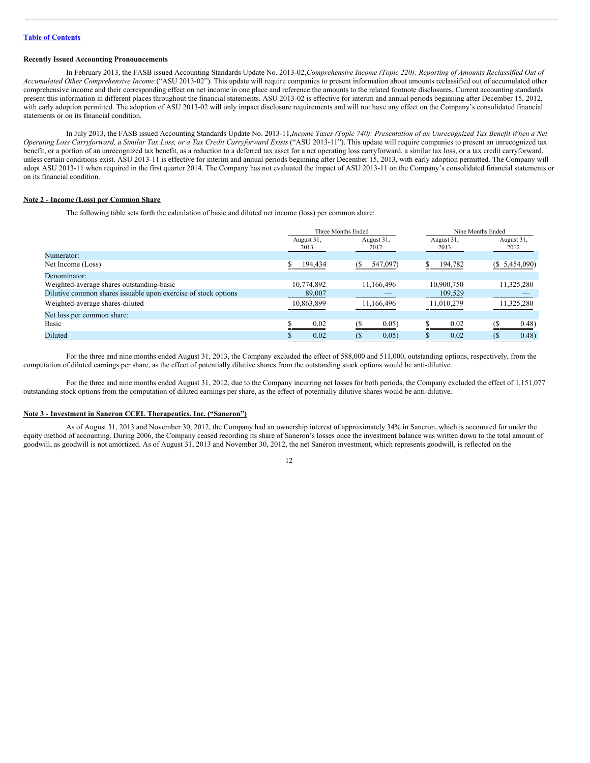Table of Contents

**Recently Issued Accounting Pronouncements**

In February 2013, the FASB issued Accounting Standards Update No. 2013-02, *Comprehensive Income (Topic 220): Reporting of Amounts Reclassified Out of Accumulated Other Comprehensive Income* ("ASU 2013-02"). This update will require companies to present information about amounts reclassified out of accumulated other comprehensive income and their corresponding effect on net income in one place and reference the amounts to the related footnote disclosures. Current accounting standards present this information in different places throughout the financial statements. ASU 2013-02 is effective for interim and annual periods beginning after December 15, 2012, with early adoption permitted. The adoption of ASU 2013-02 will only impact disclosure requirements and will not have any effect on the Company's consolidated financial statements or on its financial condition.

In July 2013, the FASB issued Accounting Standards Update No. 2013-11, *Income Taxes (Topic 740): Presentation of an Unrecognized Tax Benefit When a Net Operating Loss Carryforward, a Similar Tax Loss, or a Tax Credit Carryforward Exists* ("ASU 2013-11"). This update will require companies to present an unrecognized tax benefit, or a portion of an unrecognized tax benefit, as a reduction to a deferred tax asset for a net operating loss carryforward, a similar tax loss, or a tax credit carryforward, unless certain conditions exist. ASU 2013-11 is effective for interim and annual periods beginning after December 15, 2013, with early adoption permitted. The Company will adopt ASU 2013-11 when required in the first quarter 2014. The Company has not evaluated the impact of ASU 2013-11 on the Company's consolidated financial statements or on its financial condition.

**Note 2 - Income (Loss) per Common Share**

The following table sets forth the calculation of basic and diluted net income (loss) per common share:

| | Three Months Ended | | Nine Months Ended | |
|---|---|---|---|---|
| | August 31, 2013 | August 31, 2012 | August 31, 2013 | August 31, 2012 |
| Numerator: | | | | |
| Net Income (Loss) | $ 194,434 | ($ 547,097) | $ 194,782 | ($ 5,454,090) |
| Denominator: | | | | |
| Weighted-average shares outstanding-basic | 10,774,892 | 11,166,496 | 10,900,750 | 11,325,280 |
| Dilutive common shares issuable upon exercise of stock options | 89,007 | — | 109,529 | — |
| Weighted-average shares-diluted | 10,863,899 | 11,166,496 | 11,010,279 | 11,325,280 |
| Net loss per common share: | | | | |
| Basic | $ 0.02 | ($ 0.05) | $ 0.02 | ($ 0.48) |
| Diluted | $ 0.02 | ($ 0.05) | $ 0.02 | ($ 0.48) |

For the three and nine months ended August 31, 2013, the Company excluded the effect of 588,000 and 511,000, outstanding options, respectively, from the computation of diluted earnings per share, as the effect of potentially dilutive shares from the outstanding stock options would be anti-dilutive.

For the three and nine months ended August 31, 2012, due to the Company incurring net losses for both periods, the Company excluded the effect of 1,151,077 outstanding stock options from the computation of diluted earnings per share, as the effect of potentially dilutive shares would be anti-dilutive.

**Note 3 - Investment in Saneron CCEL Therapeutics, Inc. ("Saneron")**

As of August 31, 2013 and November 30, 2012, the Company had an ownership interest of approximately 34% in Saneron, which is accounted for under the equity method of accounting. During 2006, the Company ceased recording its share of Saneron's losses once the investment balance was written down to the total amount of goodwill, as goodwill is not amortized. As of August 31, 2013 and November 30, 2012, the net Saneron investment, which represents goodwill, is reflected on the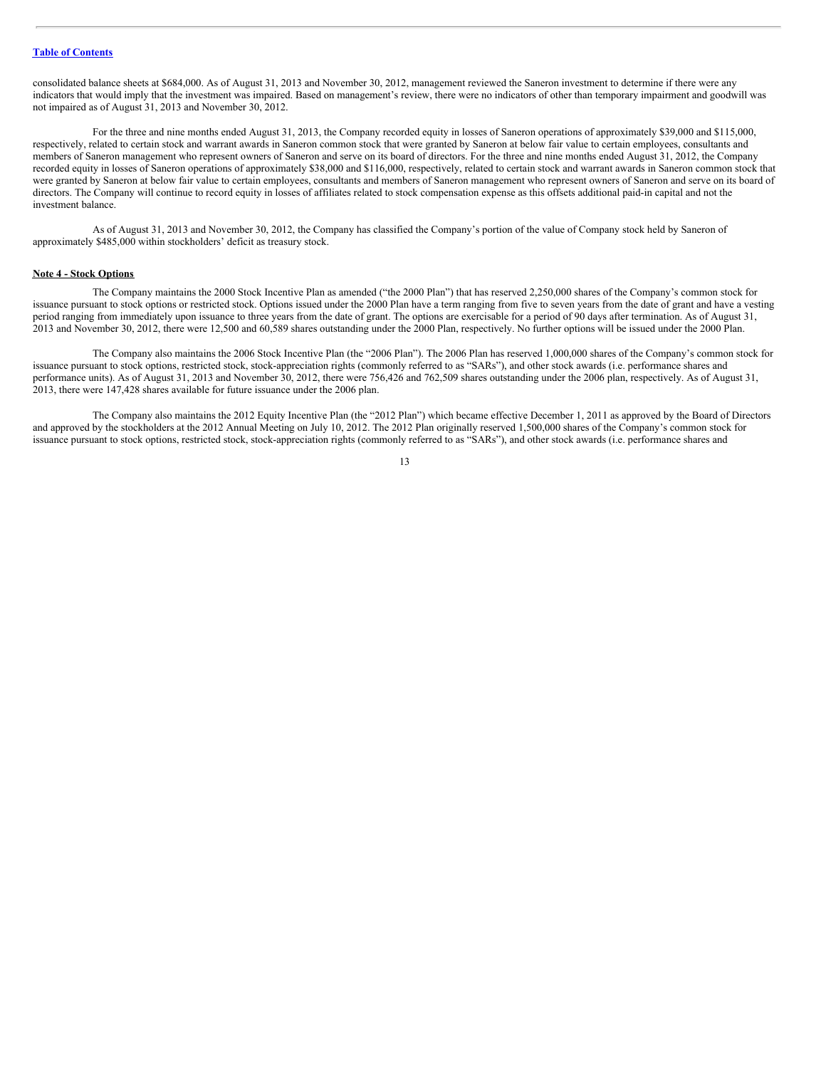consolidated balance sheets at $684,000. As of August 31, 2013 and November 30, 2012, management reviewed the Saneron investment to determine if there were any indicators that would imply that the investment was impaired. Based on management's review, there were no indicators of other than temporary impairment and goodwill was not impaired as of August 31, 2013 and November 30, 2012.

For the three and nine months ended August 31, 2013, the Company recorded equity in losses of Saneron operations of approximately $39,000 and $115,000, respectively, related to certain stock and warrant awards in Saneron common stock that were granted by Saneron at below fair value to certain employees, consultants and members of Saneron management who represent owners of Saneron and serve on its board of directors. For the three and nine months ended August 31, 2012, the Company recorded equity in losses of Saneron operations of approximately $38,000 and $116,000, respectively, related to certain stock and warrant awards in Saneron common stock that were granted by Saneron at below fair value to certain employees, consultants and members of Saneron management who represent owners of Saneron and serve on its board of directors. The Company will continue to record equity in losses of affiliates related to stock compensation expense as this offsets additional paid-in capital and not the investment balance.

As of August 31, 2013 and November 30, 2012, the Company has classified the Company's portion of the value of Company stock held by Saneron of approximately $485,000 within stockholders' deficit as treasury stock.

**Note 4 - Stock Options**

The Company maintains the 2000 Stock Incentive Plan as amended ("the 2000 Plan") that has reserved 2,250,000 shares of the Company's common stock for issuance pursuant to stock options or restricted stock. Options issued under the 2000 Plan have a term ranging from five to seven years from the date of grant and have a vesting period ranging from immediately upon issuance to three years from the date of grant. The options are exercisable for a period of 90 days after termination. As of August 31, 2013 and November 30, 2012, there were 12,500 and 60,589 shares outstanding under the 2000 Plan, respectively. No further options will be issued under the 2000 Plan.

The Company also maintains the 2006 Stock Incentive Plan (the "2006 Plan"). The 2006 Plan has reserved 1,000,000 shares of the Company's common stock for issuance pursuant to stock options, restricted stock, stock-appreciation rights (commonly referred to as "SARs"), and other stock awards (i.e. performance shares and performance units). As of August 31, 2013 and November 30, 2012, there were 756,426 and 762,509 shares outstanding under the 2006 plan, respectively. As of August 31, 2013, there were 147,428 shares available for future issuance under the 2006 plan.

The Company also maintains the 2012 Equity Incentive Plan (the "2012 Plan") which became effective December 1, 2011 as approved by the Board of Directors and approved by the stockholders at the 2012 Annual Meeting on July 10, 2012. The 2012 Plan originally reserved 1,500,000 shares of the Company's common stock for issuance pursuant to stock options, restricted stock, stock-appreciation rights (commonly referred to as "SARs"), and other stock awards (i.e. performance shares and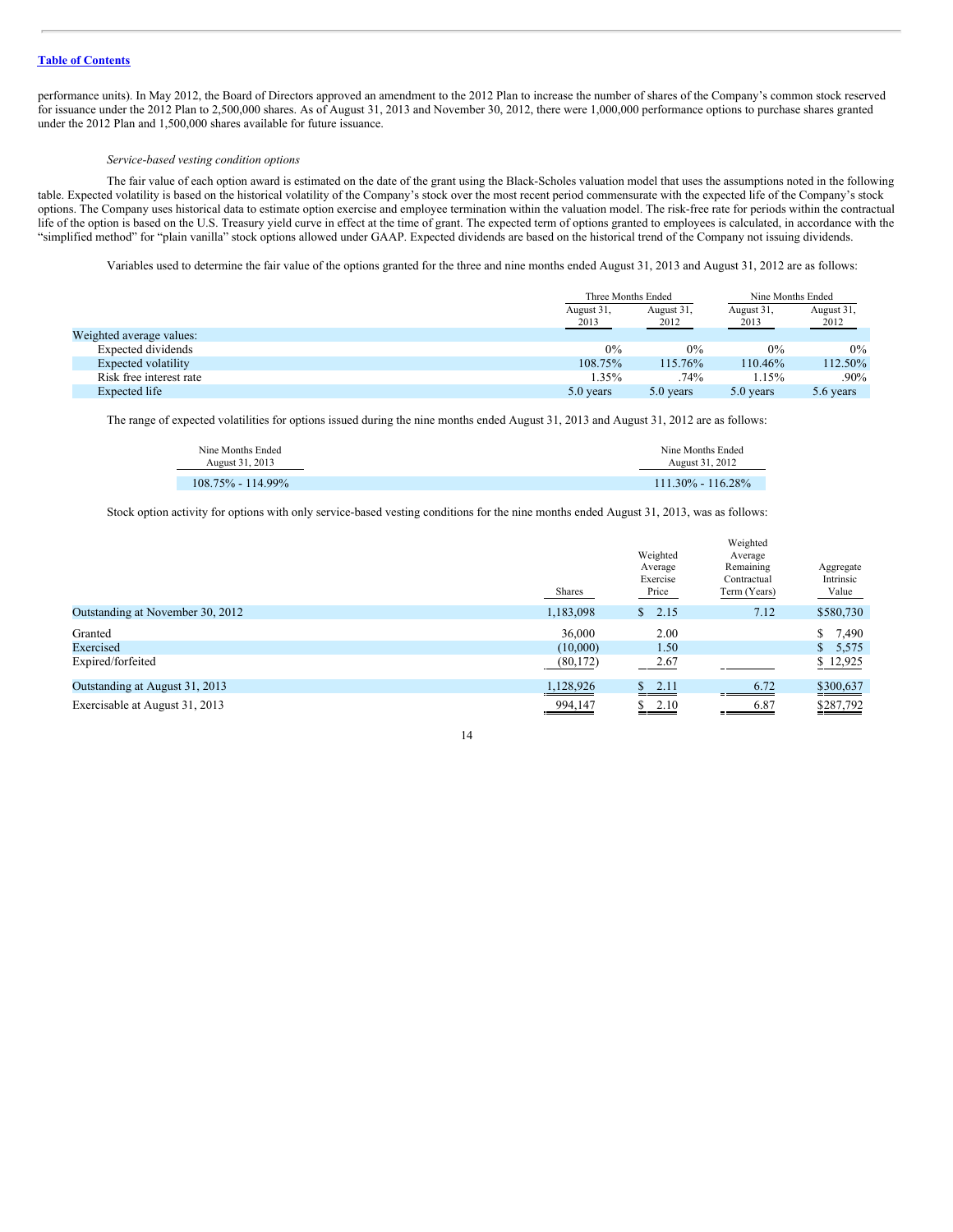performance units). In May 2012, the Board of Directors approved an amendment to the 2012 Plan to increase the number of shares of the Company's common stock reserved for issuance under the 2012 Plan to 2,500,000 shares. As of August 31, 2013 and November 30, 2012, there were 1,000,000 performance options to purchase shares granted under the 2012 Plan and 1,500,000 shares available for future issuance.

*Service-based vesting condition options*

The fair value of each option award is estimated on the date of the grant using the Black-Scholes valuation model that uses the assumptions noted in the following table. Expected volatility is based on the historical volatility of the Company's stock over the most recent period commensurate with the expected life of the Company's stock options. The Company uses historical data to estimate option exercise and employee termination within the valuation model. The risk-free rate for periods within the contractual life of the option is based on the U.S. Treasury yield curve in effect at the time of grant. The expected term of options granted to employees is calculated, in accordance with the "simplified method" for "plain vanilla" stock options allowed under GAAP. Expected dividends are based on the historical trend of the Company not issuing dividends.

Variables used to determine the fair value of the options granted for the three and nine months ended August 31, 2013 and August 31, 2012 are as follows:

| | Three Months Ended | | Nine Months Ended | |
|---|---|---|---|---|
| | August 31, 2013 | August 31, 2012 | August 31, 2013 | August 31, 2012 |
| Weighted average values: | | | | |
| Expected dividends | 0% | 0% | 0% | 0% |
| Expected volatility | 108.75% | 115.76% | 110.46% | 112.50% |
| Risk free interest rate | 1.35% | .74% | 1.15% | .90% |
| Expected life | 5.0 years | 5.0 years | 5.0 years | 5.6 years |

The range of expected volatilities for options issued during the nine months ended August 31, 2013 and August 31, 2012 are as follows:

| Nine Months Ended August 31, 2013 | Nine Months Ended August 31, 2012 |
|---|---|
| 108.75% - 114.99% | 111.30% - 116.28% |

Stock option activity for options with only service-based vesting conditions for the nine months ended August 31, 2013, was as follows:

| | Shares | Weighted Average Exercise Price | Weighted Average Remaining Contractual Term (Years) | Aggregate Intrinsic Value |
|---|---|---|---|---|
| Outstanding at November 30, 2012 | 1,183,098 | $ 2.15 | 7.12 | $580,730 |
| Granted | 36,000 | 2.00 | | $ 7,490 |
| Exercised | (10,000) | 1.50 | | $ 5,575 |
| Expired/forfeited | (80,172) | 2.67 | | $ 12,925 |
| Outstanding at August 31, 2013 | 1,128,926 | $ 2.11 | 6.72 | $300,637 |
| Exercisable at August 31, 2013 | 994,147 | $ 2.10 | 6.87 | $287,792 |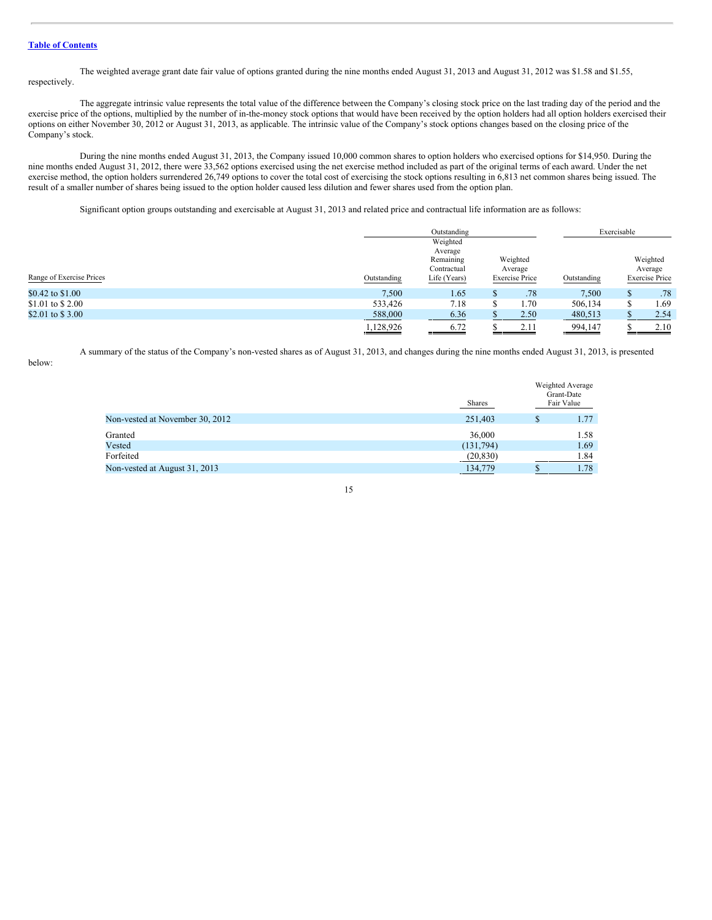The weighted average grant date fair value of options granted during the nine months ended August 31, 2013 and August 31, 2012 was $1.58 and $1.55, respectively.

The aggregate intrinsic value represents the total value of the difference between the Company's closing stock price on the last trading day of the period and the exercise price of the options, multiplied by the number of in-the-money stock options that would have been received by the option holders had all option holders exercised their options on either November 30, 2012 or August 31, 2013, as applicable. The intrinsic value of the Company's stock options changes based on the closing price of the Company's stock.

During the nine months ended August 31, 2013, the Company issued 10,000 common shares to option holders who exercised options for $14,950. During the nine months ended August 31, 2012, there were 33,562 options exercised using the net exercise method included as part of the original terms of each award. Under the net exercise method, the option holders surrendered 26,749 options to cover the total cost of exercising the stock options resulting in 6,813 net common shares being issued. The result of a smaller number of shares being issued to the option holder caused less dilution and fewer shares used from the option plan.

Significant option groups outstanding and exercisable at August 31, 2013 and related price and contractual life information are as follows:

| | Outstanding | | | Exercisable | |
|---|---|---|---|---|---|
| Range of Exercise Prices | Outstanding | Weighted Average Remaining Contractual Life (Years) | Weighted Average Exercise Price | Outstanding | Weighted Average Exercise Price |
| $0.42 to $1.00 | 7,500 | 1.65 | $ .78 | 7,500 | $ .78 |
| $1.01 to $ 2.00 | 533,426 | 7.18 | $ 1.70 | 506,134 | $ 1.69 |
| $2.01 to $ 3.00 | 588,000 | 6.36 | $ 2.50 | 480,513 | $ 2.54 |
| | 1,128,926 | 6.72 | $ 2.11 | 994,147 | $ 2.10 |

A summary of the status of the Company's non-vested shares as of August 31, 2013, and changes during the nine months ended August 31, 2013, is presented below:

| | Shares | Weighted Average Grant-Date Fair Value |
|---|---|---|
| Non-vested at November 30, 2012 | 251,403 | $ 1.77 |
| Granted | 36,000 | 1.58 |
| Vested | (131,794) | 1.69 |
| Forfeited | (20,830) | 1.84 |
| Non-vested at August 31, 2013 | 134,779 | $ 1.78 |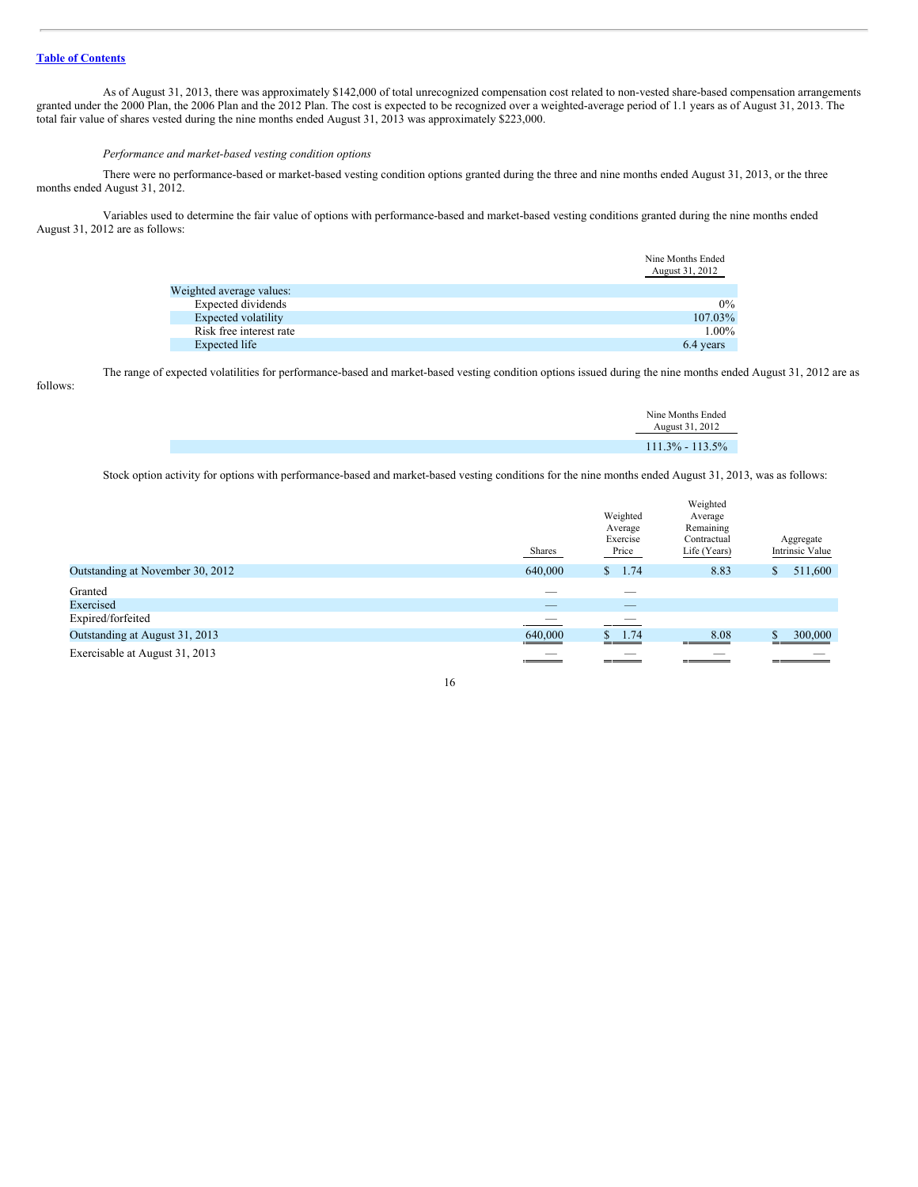As of August 31, 2013, there was approximately $142,000 of total unrecognized compensation cost related to non-vested share-based compensation arrangements granted under the 2000 Plan, the 2006 Plan and the 2012 Plan. The cost is expected to be recognized over a weighted-average period of 1.1 years as of August 31, 2013. The total fair value of shares vested during the nine months ended August 31, 2013 was approximately $223,000.

*Performance and market-based vesting condition options*

There were no performance-based or market-based vesting condition options granted during the three and nine months ended August 31, 2013, or the three months ended August 31, 2012.

Variables used to determine the fair value of options with performance-based and market-based vesting conditions granted during the nine months ended August 31, 2012 are as follows:

| | Nine Months Ended August 31, 2012 |
|---|---|
| Weighted average values: | |
| Expected dividends | 0% |
| Expected volatility | 107.03% |
| Risk free interest rate | 1.00% |
| Expected life | 6.4 years |

The range of expected volatilities for performance-based and market-based vesting condition options issued during the nine months ended August 31, 2012 are as follows:

| | Nine Months Ended August 31, 2012 |
|---|---|
| | 111.3% - 113.5% |

Stock option activity for options with performance-based and market-based vesting conditions for the nine months ended August 31, 2013, was as follows:

| | Shares | Weighted Average Exercise Price | Weighted Average Remaining Contractual Life (Years) | Aggregate Intrinsic Value |
|---|---|---|---|---|
| Outstanding at November 30, 2012 | 640,000 | $ 1.74 | 8.83 | $ 511,600 |
| Granted | — | — | | |
| Exercised | — | — | | |
| Expired/forfeited | — | — | | |
| Outstanding at August 31, 2013 | 640,000 | $ 1.74 | 8.08 | $ 300,000 |
| Exercisable at August 31, 2013 | — | — | — | — |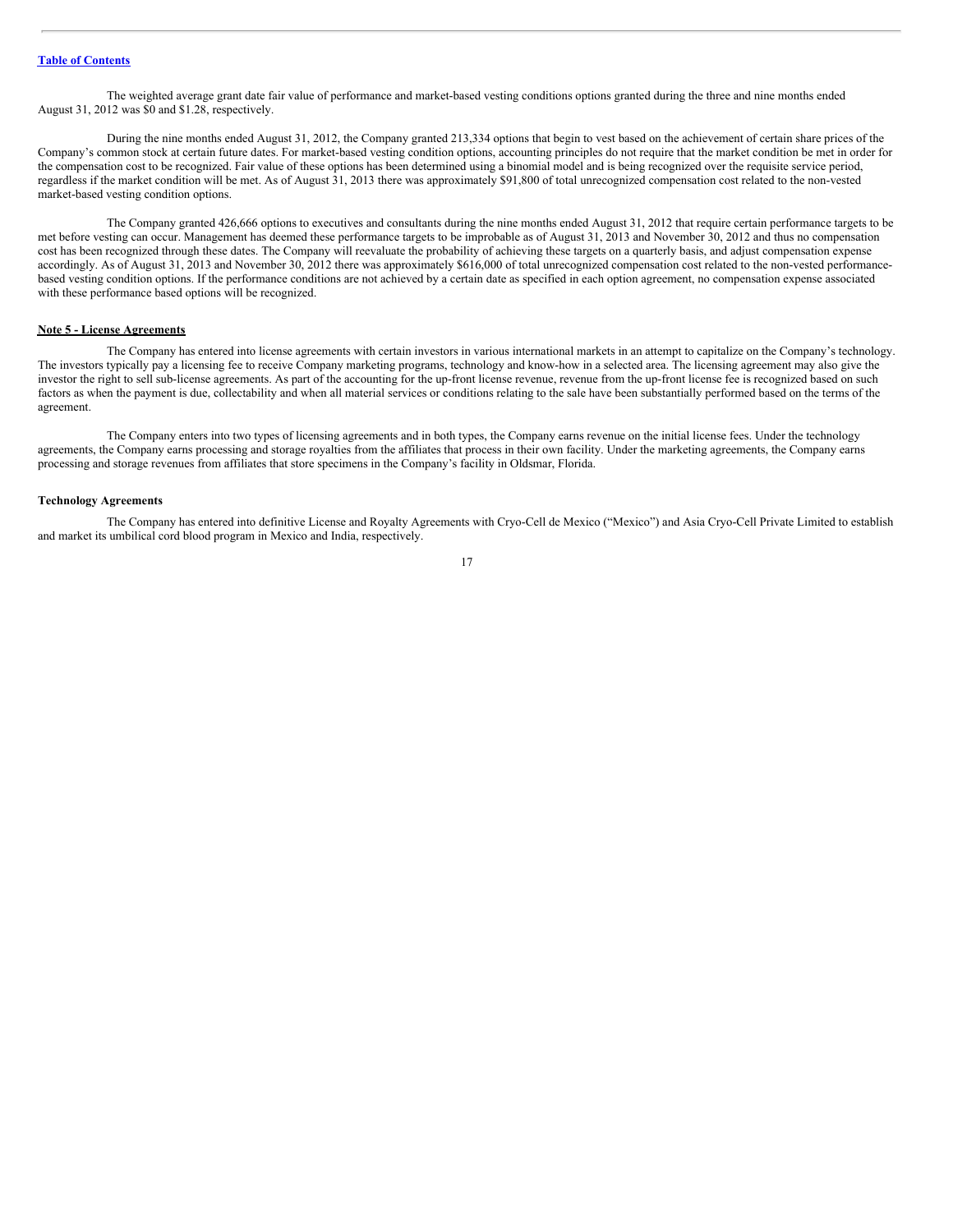The weighted average grant date fair value of performance and market-based vesting conditions options granted during the three and nine months ended August 31, 2012 was $0 and $1.28, respectively.

During the nine months ended August 31, 2012, the Company granted 213,334 options that begin to vest based on the achievement of certain share prices of the Company's common stock at certain future dates. For market-based vesting condition options, accounting principles do not require that the market condition be met in order for the compensation cost to be recognized. Fair value of these options has been determined using a binomial model and is being recognized over the requisite service period, regardless if the market condition will be met. As of August 31, 2013 there was approximately $91,800 of total unrecognized compensation cost related to the non-vested market-based vesting condition options.

The Company granted 426,666 options to executives and consultants during the nine months ended August 31, 2012 that require certain performance targets to be met before vesting can occur. Management has deemed these performance targets to be improbable as of August 31, 2013 and November 30, 2012 and thus no compensation cost has been recognized through these dates. The Company will reevaluate the probability of achieving these targets on a quarterly basis, and adjust compensation expense accordingly. As of August 31, 2013 and November 30, 2012 there was approximately $616,000 of total unrecognized compensation cost related to the non-vested performance-based vesting condition options. If the performance conditions are not achieved by a certain date as specified in each option agreement, no compensation expense associated with these performance based options will be recognized.

## Note 5 - License Agreements

The Company has entered into license agreements with certain investors in various international markets in an attempt to capitalize on the Company's technology. The investors typically pay a licensing fee to receive Company marketing programs, technology and know-how in a selected area. The licensing agreement may also give the investor the right to sell sub-license agreements. As part of the accounting for the up-front license revenue, revenue from the up-front license fee is recognized based on such factors as when the payment is due, collectability and when all material services or conditions relating to the sale have been substantially performed based on the terms of the agreement.

The Company enters into two types of licensing agreements and in both types, the Company earns revenue on the initial license fees. Under the technology agreements, the Company earns processing and storage royalties from the affiliates that process in their own facility. Under the marketing agreements, the Company earns processing and storage revenues from affiliates that store specimens in the Company's facility in Oldsmar, Florida.

### Technology Agreements

The Company has entered into definitive License and Royalty Agreements with Cryo-Cell de Mexico ("Mexico") and Asia Cryo-Cell Private Limited to establish and market its umbilical cord blood program in Mexico and India, respectively.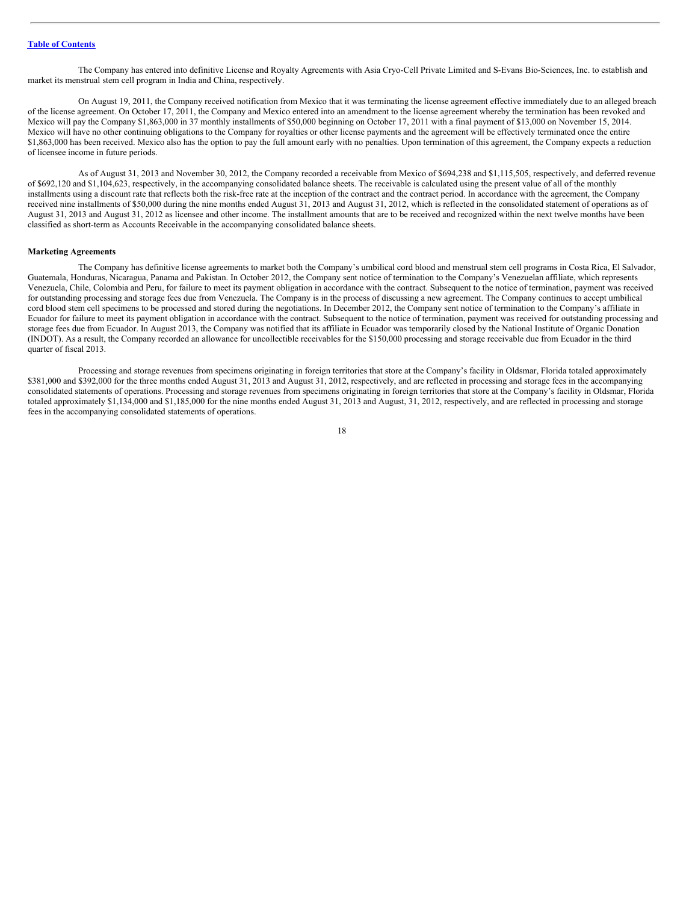The Company has entered into definitive License and Royalty Agreements with Asia Cryo-Cell Private Limited and S-Evans Bio-Sciences, Inc. to establish and market its menstrual stem cell program in India and China, respectively.

On August 19, 2011, the Company received notification from Mexico that it was terminating the license agreement effective immediately due to an alleged breach of the license agreement. On October 17, 2011, the Company and Mexico entered into an amendment to the license agreement whereby the termination has been revoked and Mexico will pay the Company $1,863,000 in 37 monthly installments of $50,000 beginning on October 17, 2011 with a final payment of $13,000 on November 15, 2014. Mexico will have no other continuing obligations to the Company for royalties or other license payments and the agreement will be effectively terminated once the entire $1,863,000 has been received. Mexico also has the option to pay the full amount early with no penalties. Upon termination of this agreement, the Company expects a reduction of licensee income in future periods.

As of August 31, 2013 and November 30, 2012, the Company recorded a receivable from Mexico of $694,238 and $1,115,505, respectively, and deferred revenue of $692,120 and $1,104,623, respectively, in the accompanying consolidated balance sheets. The receivable is calculated using the present value of all of the monthly installments using a discount rate that reflects both the risk-free rate at the inception of the contract and the contract period. In accordance with the agreement, the Company received nine installments of $50,000 during the nine months ended August 31, 2013 and August 31, 2012, which is reflected in the consolidated statement of operations as of August 31, 2013 and August 31, 2012 as licensee and other income. The installment amounts that are to be received and recognized within the next twelve months have been classified as short-term as Accounts Receivable in the accompanying consolidated balance sheets.

**Marketing Agreements**

The Company has definitive license agreements to market both the Company's umbilical cord blood and menstrual stem cell programs in Costa Rica, El Salvador, Guatemala, Honduras, Nicaragua, Panama and Pakistan. In October 2012, the Company sent notice of termination to the Company's Venezuelan affiliate, which represents Venezuela, Chile, Colombia and Peru, for failure to meet its payment obligation in accordance with the contract. Subsequent to the notice of termination, payment was received for outstanding processing and storage fees due from Venezuela. The Company is in the process of discussing a new agreement. The Company continues to accept umbilical cord blood stem cell specimens to be processed and stored during the negotiations. In December 2012, the Company sent notice of termination to the Company's affiliate in Ecuador for failure to meet its payment obligation in accordance with the contract. Subsequent to the notice of termination, payment was received for outstanding processing and storage fees due from Ecuador. In August 2013, the Company was notified that its affiliate in Ecuador was temporarily closed by the National Institute of Organic Donation (INDOT). As a result, the Company recorded an allowance for uncollectible receivables for the $150,000 processing and storage receivable due from Ecuador in the third quarter of fiscal 2013.

Processing and storage revenues from specimens originating in foreign territories that store at the Company's facility in Oldsmar, Florida totaled approximately $381,000 and $392,000 for the three months ended August 31, 2013 and August 31, 2012, respectively, and are reflected in processing and storage fees in the accompanying consolidated statements of operations. Processing and storage revenues from specimens originating in foreign territories that store at the Company's facility in Oldsmar, Florida totaled approximately $1,134,000 and $1,185,000 for the nine months ended August 31, 2013 and August, 31, 2012, respectively, and are reflected in processing and storage fees in the accompanying consolidated statements of operations.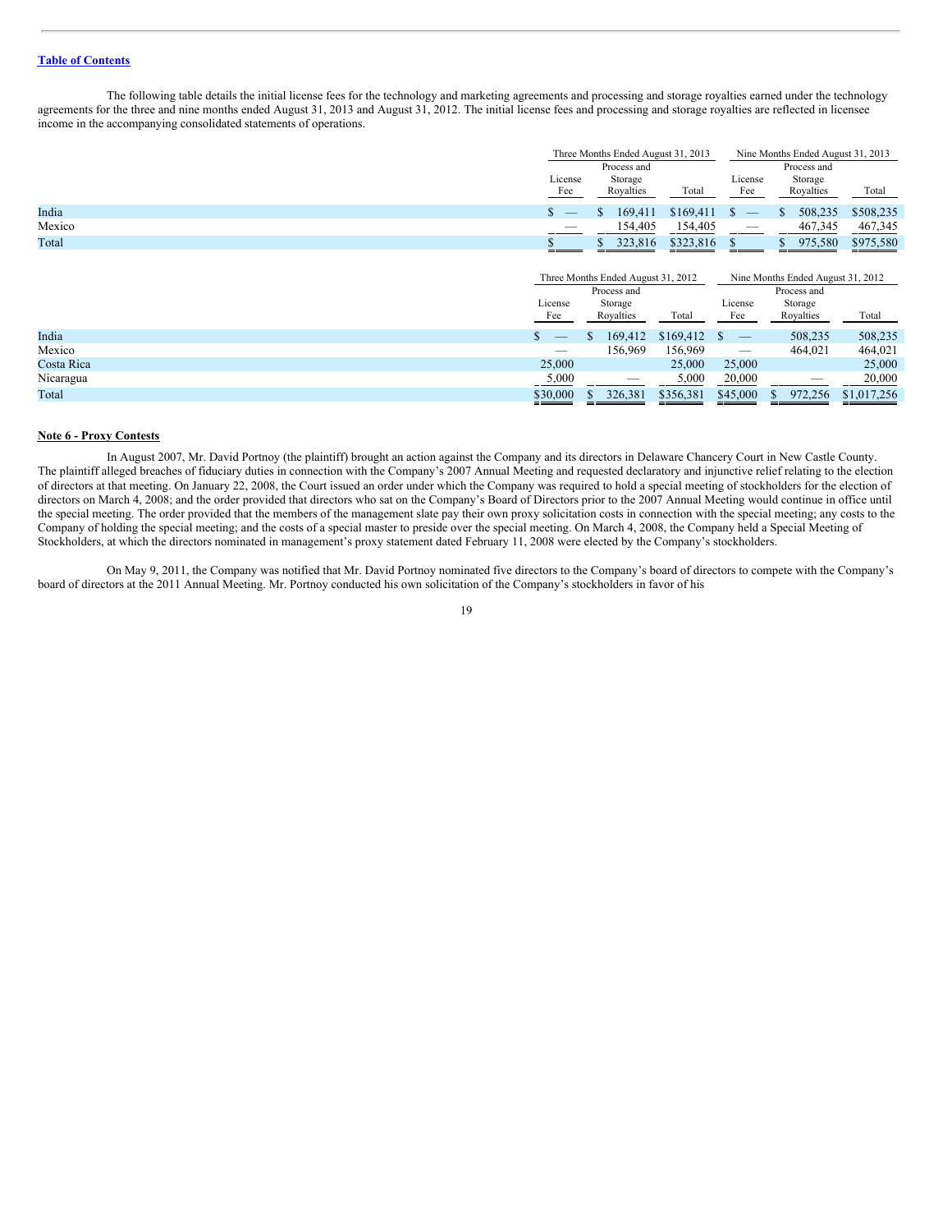The following table details the initial license fees for the technology and marketing agreements and processing and storage royalties earned under the technology agreements for the three and nine months ended August 31, 2013 and August 31, 2012. The initial license fees and processing and storage royalties are reflected in licensee income in the accompanying consolidated statements of operations.

| | Three Months Ended August 31, 2013 | | | Nine Months Ended August 31, 2013 | | |
|---|---|---|---|---|---|---|
| | License Fee | Process and Storage Royalties | Total | License Fee | Process and Storage Royalties | Total |
| India | $ — | $ 169,411 | $169,411 | $ — | $ 508,235 | $508,235 |
| Mexico | — | 154,405 | 154,405 | — | 467,345 | 467,345 |
| Total | $ | $ 323,816 | $323,816 | $ | $ 975,580 | $975,580 |

| | Three Months Ended August 31, 2012 | | | Nine Months Ended August 31, 2012 | | |
|---|---|---|---|---|---|---|
| | License Fee | Process and Storage Royalties | Total | License Fee | Process and Storage Royalties | Total |
| India | $ — | $ 169,412 | $169,412 | $ — | 508,235 | 508,235 |
| Mexico | — | 156,969 | 156,969 | — | 464,021 | 464,021 |
| Costa Rica | 25,000 | | 25,000 | 25,000 | | 25,000 |
| Nicaragua | 5,000 | — | 5,000 | 20,000 | — | 20,000 |
| Total | $30,000 | $ 326,381 | $356,381 | $45,000 | $ 972,256 | $1,017,256 |

**Note 6 - Proxy Contests**

In August 2007, Mr. David Portnoy (the plaintiff) brought an action against the Company and its directors in Delaware Chancery Court in New Castle County. The plaintiff alleged breaches of fiduciary duties in connection with the Company's 2007 Annual Meeting and requested declaratory and injunctive relief relating to the election of directors at that meeting. On January 22, 2008, the Court issued an order under which the Company was required to hold a special meeting of stockholders for the election of directors on March 4, 2008; and the order provided that directors who sat on the Company's Board of Directors prior to the 2007 Annual Meeting would continue in office until the special meeting. The order provided that the members of the management slate pay their own proxy solicitation costs in connection with the special meeting; any costs to the Company of holding the special meeting; and the costs of a special master to preside over the special meeting. On March 4, 2008, the Company held a Special Meeting of Stockholders, at which the directors nominated in management's proxy statement dated February 11, 2008 were elected by the Company's stockholders.

On May 9, 2011, the Company was notified that Mr. David Portnoy nominated five directors to the Company's board of directors to compete with the Company's board of directors at the 2011 Annual Meeting. Mr. Portnoy conducted his own solicitation of the Company's stockholders in favor of his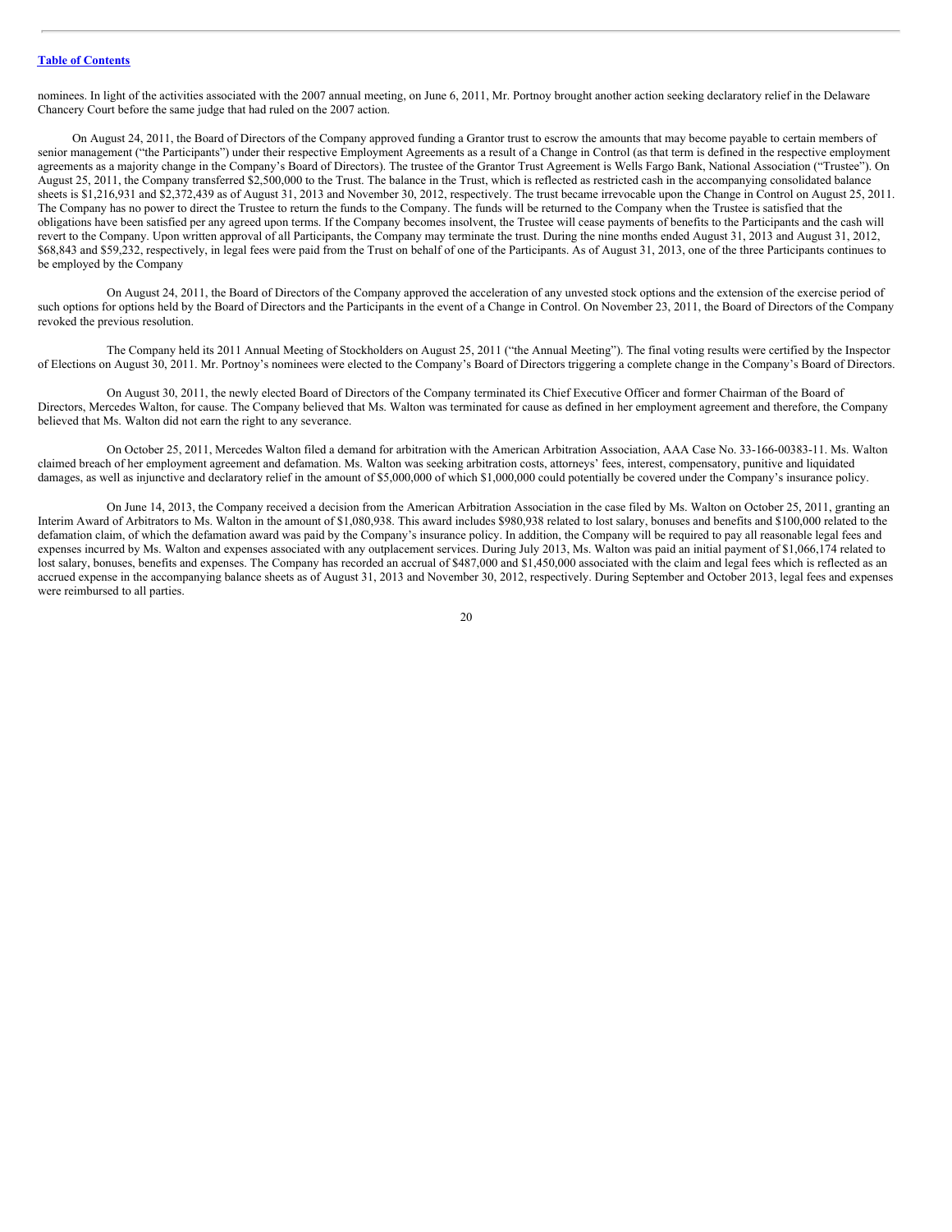nominees. In light of the activities associated with the 2007 annual meeting, on June 6, 2011, Mr. Portnoy brought another action seeking declaratory relief in the Delaware Chancery Court before the same judge that had ruled on the 2007 action.

On August 24, 2011, the Board of Directors of the Company approved funding a Grantor trust to escrow the amounts that may become payable to certain members of senior management ("the Participants") under their respective Employment Agreements as a result of a Change in Control (as that term is defined in the respective employment agreements as a majority change in the Company's Board of Directors). The trustee of the Grantor Trust Agreement is Wells Fargo Bank, National Association ("Trustee"). On August 25, 2011, the Company transferred $2,500,000 to the Trust. The balance in the Trust, which is reflected as restricted cash in the accompanying consolidated balance sheets is $1,216,931 and $2,372,439 as of August 31, 2013 and November 30, 2012, respectively. The trust became irrevocable upon the Change in Control on August 25, 2011. The Company has no power to direct the Trustee to return the funds to the Company. The funds will be returned to the Company when the Trustee is satisfied that the obligations have been satisfied per any agreed upon terms. If the Company becomes insolvent, the Trustee will cease payments of benefits to the Participants and the cash will revert to the Company. Upon written approval of all Participants, the Company may terminate the trust. During the nine months ended August 31, 2013 and August 31, 2012, $68,843 and $59,232, respectively, in legal fees were paid from the Trust on behalf of one of the Participants. As of August 31, 2013, one of the three Participants continues to be employed by the Company

On August 24, 2011, the Board of Directors of the Company approved the acceleration of any unvested stock options and the extension of the exercise period of such options for options held by the Board of Directors and the Participants in the event of a Change in Control. On November 23, 2011, the Board of Directors of the Company revoked the previous resolution.

The Company held its 2011 Annual Meeting of Stockholders on August 25, 2011 ("the Annual Meeting"). The final voting results were certified by the Inspector of Elections on August 30, 2011. Mr. Portnoy's nominees were elected to the Company's Board of Directors triggering a complete change in the Company's Board of Directors.

On August 30, 2011, the newly elected Board of Directors of the Company terminated its Chief Executive Officer and former Chairman of the Board of Directors, Mercedes Walton, for cause. The Company believed that Ms. Walton was terminated for cause as defined in her employment agreement and therefore, the Company believed that Ms. Walton did not earn the right to any severance.

On October 25, 2011, Mercedes Walton filed a demand for arbitration with the American Arbitration Association, AAA Case No. 33-166-00383-11. Ms. Walton claimed breach of her employment agreement and defamation. Ms. Walton was seeking arbitration costs, attorneys' fees, interest, compensatory, punitive and liquidated damages, as well as injunctive and declaratory relief in the amount of $5,000,000 of which $1,000,000 could potentially be covered under the Company's insurance policy.

On June 14, 2013, the Company received a decision from the American Arbitration Association in the case filed by Ms. Walton on October 25, 2011, granting an Interim Award of Arbitrators to Ms. Walton in the amount of $1,080,938. This award includes $980,938 related to lost salary, bonuses and benefits and $100,000 related to the defamation claim, of which the defamation award was paid by the Company's insurance policy. In addition, the Company will be required to pay all reasonable legal fees and expenses incurred by Ms. Walton and expenses associated with any outplacement services. During July 2013, Ms. Walton was paid an initial payment of $1,066,174 related to lost salary, bonuses, benefits and expenses. The Company has recorded an accrual of $487,000 and $1,450,000 associated with the claim and legal fees which is reflected as an accrued expense in the accompanying balance sheets as of August 31, 2013 and November 30, 2012, respectively. During September and October 2013, legal fees and expenses were reimbursed to all parties.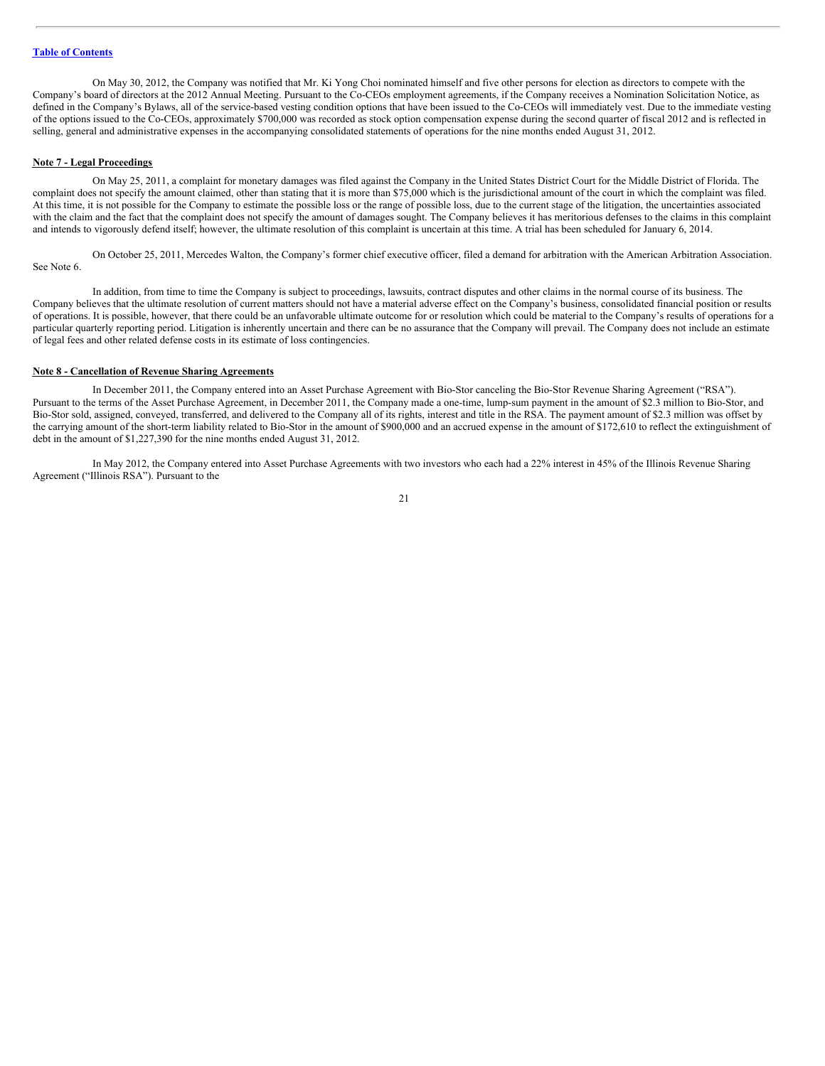On May 30, 2012, the Company was notified that Mr. Ki Yong Choi nominated himself and five other persons for election as directors to compete with the Company's board of directors at the 2012 Annual Meeting. Pursuant to the Co-CEOs employment agreements, if the Company receives a Nomination Solicitation Notice, as defined in the Company's Bylaws, all of the service-based vesting condition options that have been issued to the Co-CEOs will immediately vest. Due to the immediate vesting of the options issued to the Co-CEOs, approximately $700,000 was recorded as stock option compensation expense during the second quarter of fiscal 2012 and is reflected in selling, general and administrative expenses in the accompanying consolidated statements of operations for the nine months ended August 31, 2012.

**Note 7 - Legal Proceedings**

On May 25, 2011, a complaint for monetary damages was filed against the Company in the United States District Court for the Middle District of Florida. The complaint does not specify the amount claimed, other than stating that it is more than $75,000 which is the jurisdictional amount of the court in which the complaint was filed. At this time, it is not possible for the Company to estimate the possible loss or the range of possible loss, due to the current stage of the litigation, the uncertainties associated with the claim and the fact that the complaint does not specify the amount of damages sought. The Company believes it has meritorious defenses to the claims in this complaint and intends to vigorously defend itself; however, the ultimate resolution of this complaint is uncertain at this time. A trial has been scheduled for January 6, 2014.

On October 25, 2011, Mercedes Walton, the Company's former chief executive officer, filed a demand for arbitration with the American Arbitration Association. See Note 6.

In addition, from time to time the Company is subject to proceedings, lawsuits, contract disputes and other claims in the normal course of its business. The Company believes that the ultimate resolution of current matters should not have a material adverse effect on the Company's business, consolidated financial position or results of operations. It is possible, however, that there could be an unfavorable ultimate outcome for or resolution which could be material to the Company's results of operations for a particular quarterly reporting period. Litigation is inherently uncertain and there can be no assurance that the Company will prevail. The Company does not include an estimate of legal fees and other related defense costs in its estimate of loss contingencies.

**Note 8 - Cancellation of Revenue Sharing Agreements**

In December 2011, the Company entered into an Asset Purchase Agreement with Bio-Stor canceling the Bio-Stor Revenue Sharing Agreement ("RSA"). Pursuant to the terms of the Asset Purchase Agreement, in December 2011, the Company made a one-time, lump-sum payment in the amount of $2.3 million to Bio-Stor, and Bio-Stor sold, assigned, conveyed, transferred, and delivered to the Company all of its rights, interest and title in the RSA. The payment amount of $2.3 million was offset by the carrying amount of the short-term liability related to Bio-Stor in the amount of $900,000 and an accrued expense in the amount of $172,610 to reflect the extinguishment of debt in the amount of $1,227,390 for the nine months ended August 31, 2012.

In May 2012, the Company entered into Asset Purchase Agreements with two investors who each had a 22% interest in 45% of the Illinois Revenue Sharing Agreement ("Illinois RSA"). Pursuant to the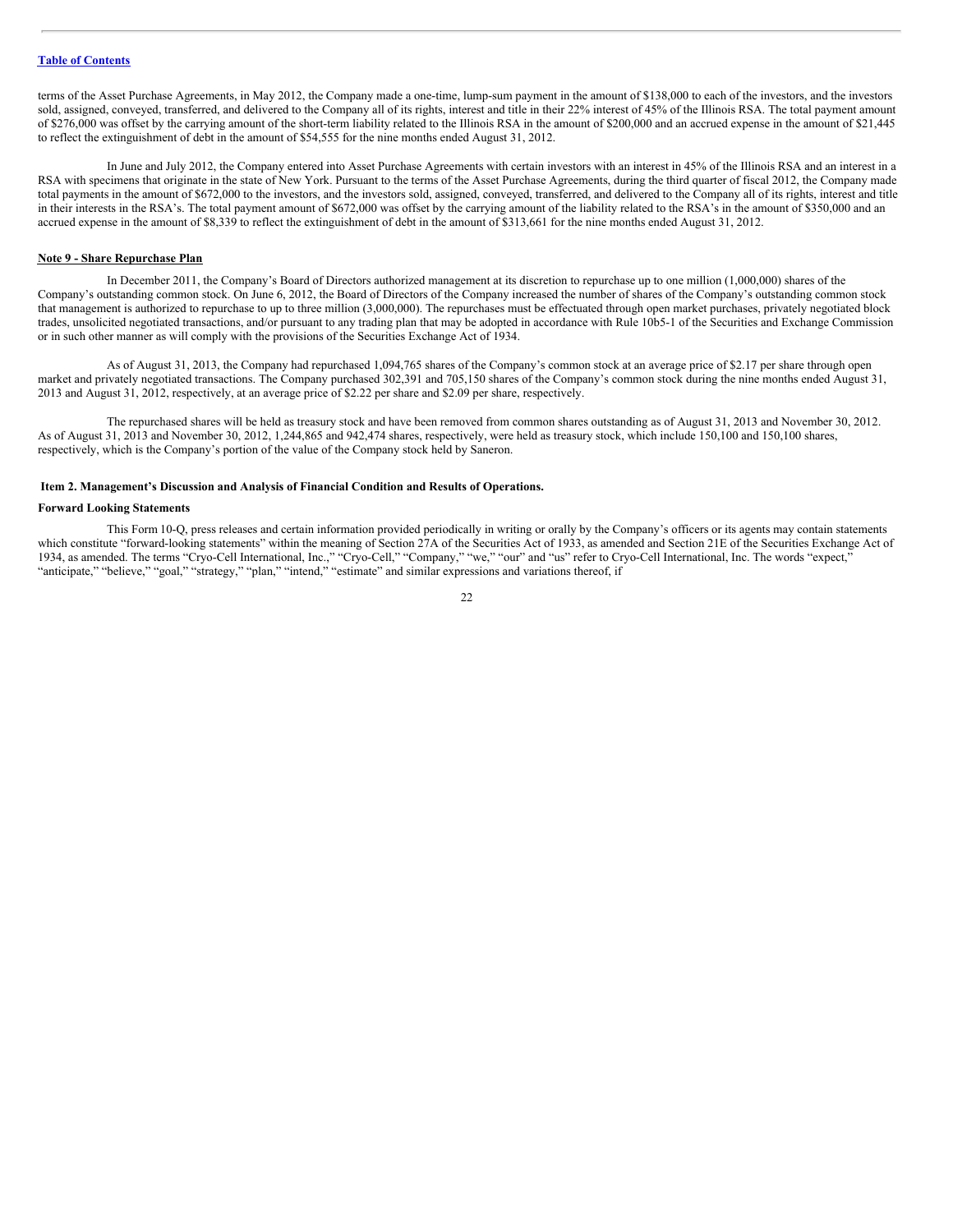terms of the Asset Purchase Agreements, in May 2012, the Company made a one-time, lump-sum payment in the amount of $138,000 to each of the investors, and the investors sold, assigned, conveyed, transferred, and delivered to the Company all of its rights, interest and title in their 22% interest of 45% of the Illinois RSA. The total payment amount of $276,000 was offset by the carrying amount of the short-term liability related to the Illinois RSA in the amount of $200,000 and an accrued expense in the amount of $21,445 to reflect the extinguishment of debt in the amount of $54,555 for the nine months ended August 31, 2012.

In June and July 2012, the Company entered into Asset Purchase Agreements with certain investors with an interest in 45% of the Illinois RSA and an interest in a RSA with specimens that originate in the state of New York. Pursuant to the terms of the Asset Purchase Agreements, during the third quarter of fiscal 2012, the Company made total payments in the amount of $672,000 to the investors, and the investors sold, assigned, conveyed, transferred, and delivered to the Company all of its rights, interest and title in their interests in the RSA's. The total payment amount of $672,000 was offset by the carrying amount of the liability related to the RSA's in the amount of $350,000 and an accrued expense in the amount of $8,339 to reflect the extinguishment of debt in the amount of $313,661 for the nine months ended August 31, 2012.

**Note 9 - Share Repurchase Plan**

In December 2011, the Company's Board of Directors authorized management at its discretion to repurchase up to one million (1,000,000) shares of the Company's outstanding common stock. On June 6, 2012, the Board of Directors of the Company increased the number of shares of the Company's outstanding common stock that management is authorized to repurchase to up to three million (3,000,000). The repurchases must be effectuated through open market purchases, privately negotiated block trades, unsolicited negotiated transactions, and/or pursuant to any trading plan that may be adopted in accordance with Rule 10b5-1 of the Securities and Exchange Commission or in such other manner as will comply with the provisions of the Securities Exchange Act of 1934.

As of August 31, 2013, the Company had repurchased 1,094,765 shares of the Company's common stock at an average price of $2.17 per share through open market and privately negotiated transactions. The Company purchased 302,391 and 705,150 shares of the Company's common stock during the nine months ended August 31, 2013 and August 31, 2012, respectively, at an average price of $2.22 per share and $2.09 per share, respectively.

The repurchased shares will be held as treasury stock and have been removed from common shares outstanding as of August 31, 2013 and November 30, 2012. As of August 31, 2013 and November 30, 2012, 1,244,865 and 942,474 shares, respectively, were held as treasury stock, which include 150,100 and 150,100 shares, respectively, which is the Company's portion of the value of the Company stock held by Saneron.

## Item 2. Management's Discussion and Analysis of Financial Condition and Results of Operations.

**Forward Looking Statements**

This Form 10-Q, press releases and certain information provided periodically in writing or orally by the Company's officers or its agents may contain statements which constitute "forward-looking statements" within the meaning of Section 27A of the Securities Act of 1933, as amended and Section 21E of the Securities Exchange Act of 1934, as amended. The terms "Cryo-Cell International, Inc.," "Cryo-Cell," "Company," "we," "our" and "us" refer to Cryo-Cell International, Inc. The words "expect," "anticipate," "believe," "goal," "strategy," "plan," "intend," "estimate" and similar expressions and variations thereof, if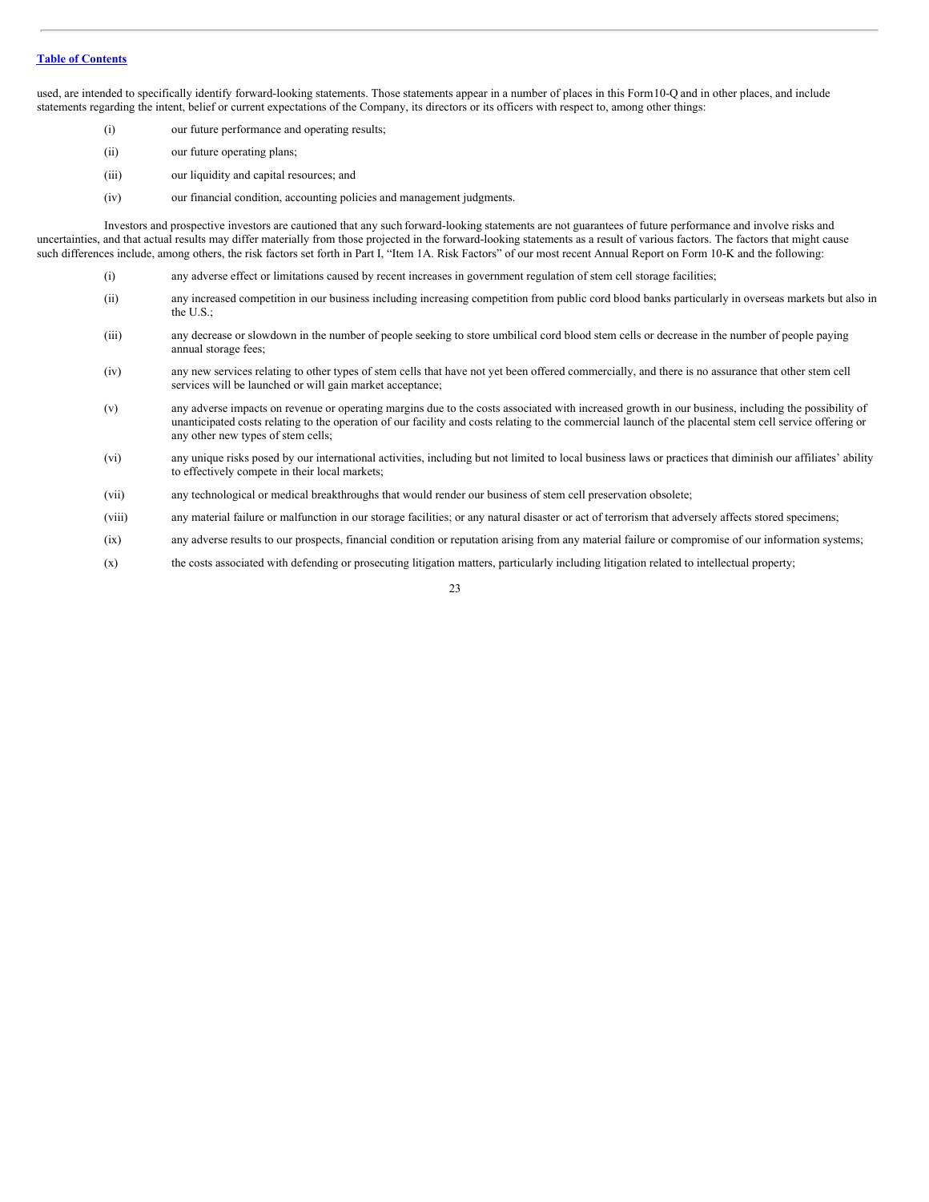used, are intended to specifically identify forward-looking statements. Those statements appear in a number of places in this Form10-Q and in other places, and include statements regarding the intent, belief or current expectations of the Company, its directors or its officers with respect to, among other things:

(i) our future performance and operating results;

(ii) our future operating plans;

(iii) our liquidity and capital resources; and

(iv) our financial condition, accounting policies and management judgments.

Investors and prospective investors are cautioned that any such forward-looking statements are not guarantees of future performance and involve risks and uncertainties, and that actual results may differ materially from those projected in the forward-looking statements as a result of various factors. The factors that might cause such differences include, among others, the risk factors set forth in Part I, "Item 1A. Risk Factors" of our most recent Annual Report on Form 10-K and the following:

(i) any adverse effect or limitations caused by recent increases in government regulation of stem cell storage facilities;

(ii) any increased competition in our business including increasing competition from public cord blood banks particularly in overseas markets but also in the U.S.;

(iii) any decrease or slowdown in the number of people seeking to store umbilical cord blood stem cells or decrease in the number of people paying annual storage fees;

(iv) any new services relating to other types of stem cells that have not yet been offered commercially, and there is no assurance that other stem cell services will be launched or will gain market acceptance;

(v) any adverse impacts on revenue or operating margins due to the costs associated with increased growth in our business, including the possibility of unanticipated costs relating to the operation of our facility and costs relating to the commercial launch of the placental stem cell service offering or any other new types of stem cells;

(vi) any unique risks posed by our international activities, including but not limited to local business laws or practices that diminish our affiliates' ability to effectively compete in their local markets;

(vii) any technological or medical breakthroughs that would render our business of stem cell preservation obsolete;

(viii) any material failure or malfunction in our storage facilities; or any natural disaster or act of terrorism that adversely affects stored specimens;

(ix) any adverse results to our prospects, financial condition or reputation arising from any material failure or compromise of our information systems;

(x) the costs associated with defending or prosecuting litigation matters, particularly including litigation related to intellectual property;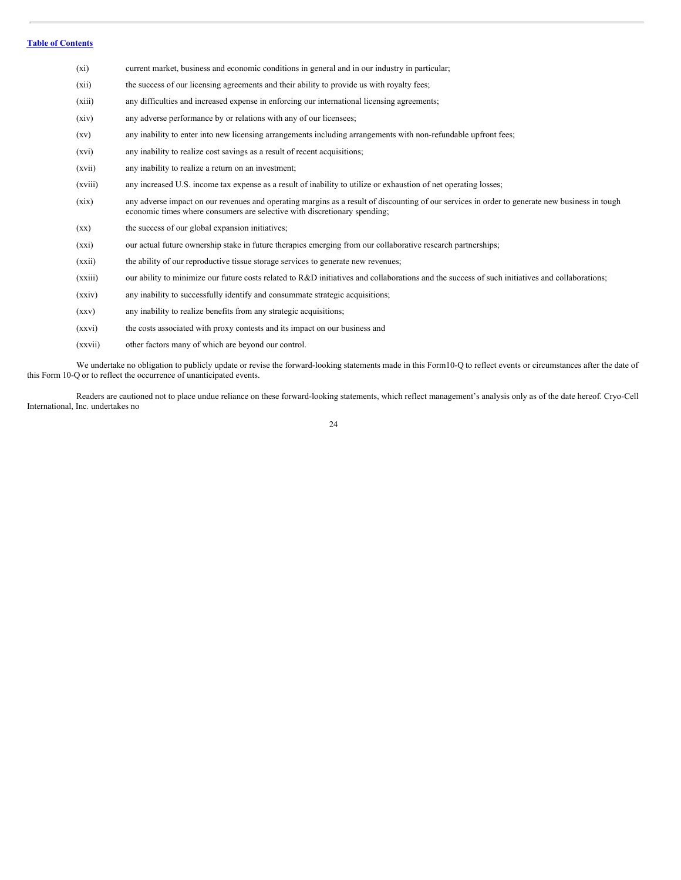(xi) current market, business and economic conditions in general and in our industry in particular;

(xii) the success of our licensing agreements and their ability to provide us with royalty fees;

(xiii) any difficulties and increased expense in enforcing our international licensing agreements;

(xiv) any adverse performance by or relations with any of our licensees;

(xv) any inability to enter into new licensing arrangements including arrangements with non-refundable upfront fees;

(xvi) any inability to realize cost savings as a result of recent acquisitions;

(xvii) any inability to realize a return on an investment;

(xviii) any increased U.S. income tax expense as a result of inability to utilize or exhaustion of net operating losses;

(xix) any adverse impact on our revenues and operating margins as a result of discounting of our services in order to generate new business in tough economic times where consumers are selective with discretionary spending;

(xx) the success of our global expansion initiatives;

(xxi) our actual future ownership stake in future therapies emerging from our collaborative research partnerships;

(xxii) the ability of our reproductive tissue storage services to generate new revenues;

(xxiii) our ability to minimize our future costs related to R&D initiatives and collaborations and the success of such initiatives and collaborations;

(xxiv) any inability to successfully identify and consummate strategic acquisitions;

(xxv) any inability to realize benefits from any strategic acquisitions;

(xxvi) the costs associated with proxy contests and its impact on our business and

(xxvii) other factors many of which are beyond our control.

We undertake no obligation to publicly update or revise the forward-looking statements made in this Form10-Q to reflect events or circumstances after the date of this Form 10-Q or to reflect the occurrence of unanticipated events.

Readers are cautioned not to place undue reliance on these forward-looking statements, which reflect management's analysis only as of the date hereof. Cryo-Cell International, Inc. undertakes no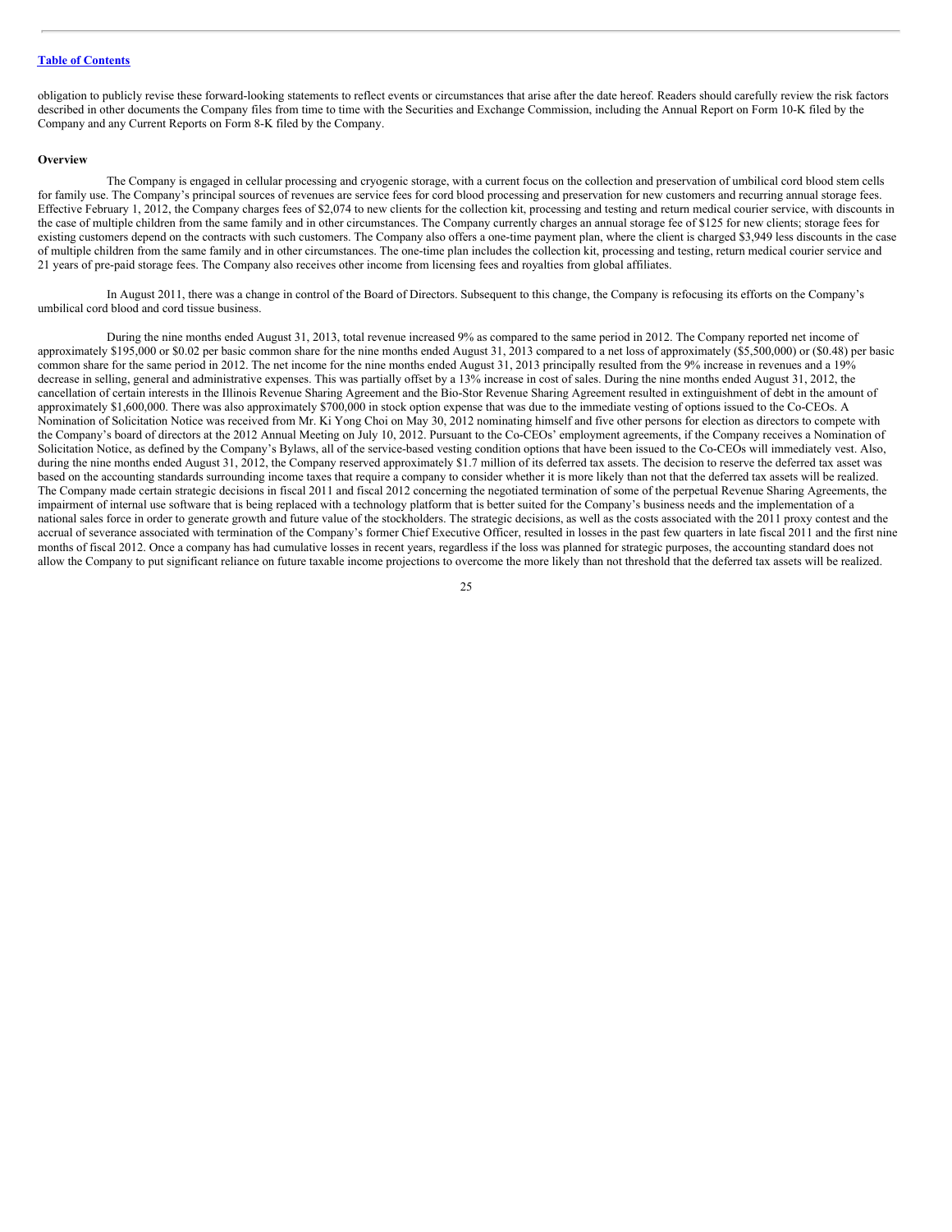obligation to publicly revise these forward-looking statements to reflect events or circumstances that arise after the date hereof. Readers should carefully review the risk factors described in other documents the Company files from time to time with the Securities and Exchange Commission, including the Annual Report on Form 10-K filed by the Company and any Current Reports on Form 8-K filed by the Company.

**Overview**

The Company is engaged in cellular processing and cryogenic storage, with a current focus on the collection and preservation of umbilical cord blood stem cells for family use. The Company's principal sources of revenues are service fees for cord blood processing and preservation for new customers and recurring annual storage fees. Effective February 1, 2012, the Company charges fees of $2,074 to new clients for the collection kit, processing and testing and return medical courier service, with discounts in the case of multiple children from the same family and in other circumstances. The Company currently charges an annual storage fee of $125 for new clients; storage fees for existing customers depend on the contracts with such customers. The Company also offers a one-time payment plan, where the client is charged $3,949 less discounts in the case of multiple children from the same family and in other circumstances. The one-time plan includes the collection kit, processing and testing, return medical courier service and 21 years of pre-paid storage fees. The Company also receives other income from licensing fees and royalties from global affiliates.

In August 2011, there was a change in control of the Board of Directors. Subsequent to this change, the Company is refocusing its efforts on the Company's umbilical cord blood and cord tissue business.

During the nine months ended August 31, 2013, total revenue increased 9% as compared to the same period in 2012. The Company reported net income of approximately $195,000 or $0.02 per basic common share for the nine months ended August 31, 2013 compared to a net loss of approximately ($5,500,000) or ($0.48) per basic common share for the same period in 2012. The net income for the nine months ended August 31, 2013 principally resulted from the 9% increase in revenues and a 19% decrease in selling, general and administrative expenses. This was partially offset by a 13% increase in cost of sales. During the nine months ended August 31, 2012, the cancellation of certain interests in the Illinois Revenue Sharing Agreement and the Bio-Stor Revenue Sharing Agreement resulted in extinguishment of debt in the amount of approximately $1,600,000. There was also approximately $700,000 in stock option expense that was due to the immediate vesting of options issued to the Co-CEOs. A Nomination of Solicitation Notice was received from Mr. Ki Yong Choi on May 30, 2012 nominating himself and five other persons for election as directors to compete with the Company's board of directors at the 2012 Annual Meeting on July 10, 2012. Pursuant to the Co-CEOs' employment agreements, if the Company receives a Nomination of Solicitation Notice, as defined by the Company's Bylaws, all of the service-based vesting condition options that have been issued to the Co-CEOs will immediately vest. Also, during the nine months ended August 31, 2012, the Company reserved approximately $1.7 million of its deferred tax assets. The decision to reserve the deferred tax asset was based on the accounting standards surrounding income taxes that require a company to consider whether it is more likely than not that the deferred tax assets will be realized. The Company made certain strategic decisions in fiscal 2011 and fiscal 2012 concerning the negotiated termination of some of the perpetual Revenue Sharing Agreements, the impairment of internal use software that is being replaced with a technology platform that is better suited for the Company's business needs and the implementation of a national sales force in order to generate growth and future value of the stockholders. The strategic decisions, as well as the costs associated with the 2011 proxy contest and the accrual of severance associated with termination of the Company's former Chief Executive Officer, resulted in losses in the past few quarters in late fiscal 2011 and the first nine months of fiscal 2012. Once a company has had cumulative losses in recent years, regardless if the loss was planned for strategic purposes, the accounting standard does not allow the Company to put significant reliance on future taxable income projections to overcome the more likely than not threshold that the deferred tax assets will be realized.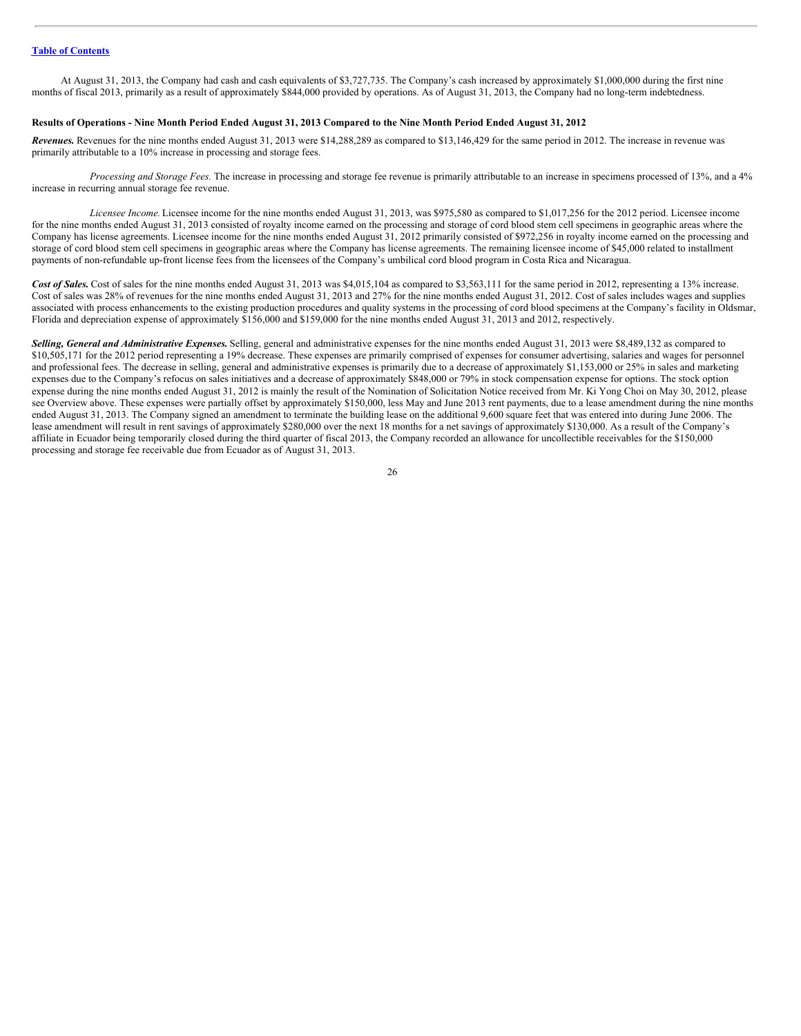At August 31, 2013, the Company had cash and cash equivalents of $3,727,735. The Company's cash increased by approximately $1,000,000 during the first nine months of fiscal 2013, primarily as a result of approximately $844,000 provided by operations. As of August 31, 2013, the Company had no long-term indebtedness.

**Results of Operations - Nine Month Period Ended August 31, 2013 Compared to the Nine Month Period Ended August 31, 2012**

***Revenues.*** Revenues for the nine months ended August 31, 2013 were $14,288,289 as compared to $13,146,429 for the same period in 2012. The increase in revenue was primarily attributable to a 10% increase in processing and storage fees.

*Processing and Storage Fees.* The increase in processing and storage fee revenue is primarily attributable to an increase in specimens processed of 13%, and a 4% increase in recurring annual storage fee revenue.

*Licensee Income.* Licensee income for the nine months ended August 31, 2013, was $975,580 as compared to $1,017,256 for the 2012 period. Licensee income for the nine months ended August 31, 2013 consisted of royalty income earned on the processing and storage of cord blood stem cell specimens in geographic areas where the Company has license agreements. Licensee income for the nine months ended August 31, 2012 primarily consisted of $972,256 in royalty income earned on the processing and storage of cord blood stem cell specimens in geographic areas where the Company has license agreements. The remaining licensee income of $45,000 related to installment payments of non-refundable up-front license fees from the licensees of the Company's umbilical cord blood program in Costa Rica and Nicaragua.

***Cost of Sales.*** Cost of sales for the nine months ended August 31, 2013 was $4,015,104 as compared to $3,563,111 for the same period in 2012, representing a 13% increase. Cost of sales was 28% of revenues for the nine months ended August 31, 2013 and 27% for the nine months ended August 31, 2012. Cost of sales includes wages and supplies associated with process enhancements to the existing production procedures and quality systems in the processing of cord blood specimens at the Company's facility in Oldsmar, Florida and depreciation expense of approximately $156,000 and $159,000 for the nine months ended August 31, 2013 and 2012, respectively.

***Selling, General and Administrative Expenses.*** Selling, general and administrative expenses for the nine months ended August 31, 2013 were $8,489,132 as compared to $10,505,171 for the 2012 period representing a 19% decrease. These expenses are primarily comprised of expenses for consumer advertising, salaries and wages for personnel and professional fees. The decrease in selling, general and administrative expenses is primarily due to a decrease of approximately $1,153,000 or 25% in sales and marketing expenses due to the Company's refocus on sales initiatives and a decrease of approximately $848,000 or 79% in stock compensation expense for options. The stock option expense during the nine months ended August 31, 2012 is mainly the result of the Nomination of Solicitation Notice received from Mr. Ki Yong Choi on May 30, 2012, please see Overview above. These expenses were partially offset by approximately $150,000, less May and June 2013 rent payments, due to a lease amendment during the nine months ended August 31, 2013. The Company signed an amendment to terminate the building lease on the additional 9,600 square feet that was entered into during June 2006. The lease amendment will result in rent savings of approximately $280,000 over the next 18 months for a net savings of approximately $130,000. As a result of the Company's affiliate in Ecuador being temporarily closed during the third quarter of fiscal 2013, the Company recorded an allowance for uncollectible receivables for the $150,000 processing and storage fee receivable due from Ecuador as of August 31, 2013.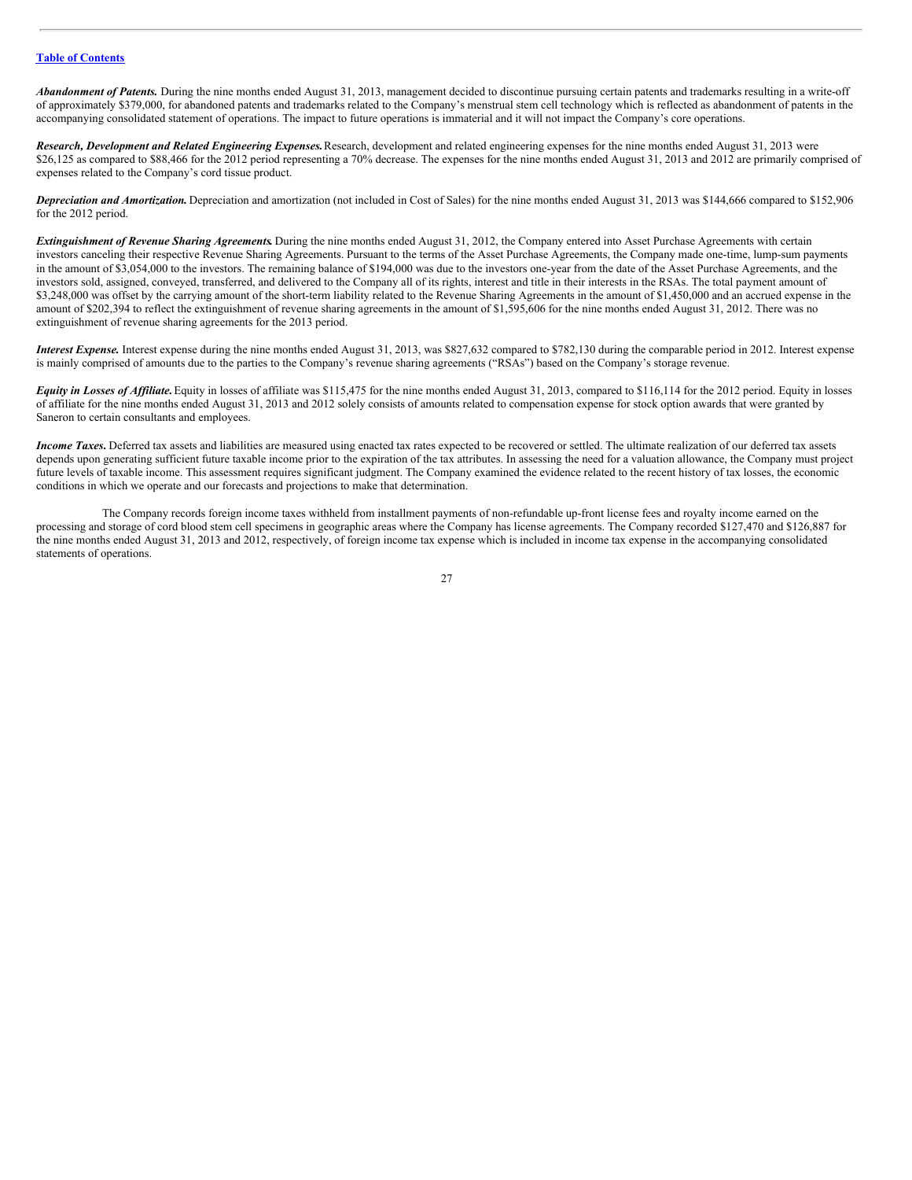[Table of Contents](#)

***Abandonment of Patents.*** During the nine months ended August 31, 2013, management decided to discontinue pursuing certain patents and trademarks resulting in a write-off of approximately $379,000, for abandoned patents and trademarks related to the Company's menstrual stem cell technology which is reflected as abandonment of patents in the accompanying consolidated statement of operations. The impact to future operations is immaterial and it will not impact the Company's core operations.

***Research, Development and Related Engineering Expenses.*** Research, development and related engineering expenses for the nine months ended August 31, 2013 were $26,125 as compared to $88,466 for the 2012 period representing a 70% decrease. The expenses for the nine months ended August 31, 2013 and 2012 are primarily comprised of expenses related to the Company's cord tissue product.

***Depreciation and Amortization.*** Depreciation and amortization (not included in Cost of Sales) for the nine months ended August 31, 2013 was $144,666 compared to $152,906 for the 2012 period.

***Extinguishment of Revenue Sharing Agreements.*** During the nine months ended August 31, 2012, the Company entered into Asset Purchase Agreements with certain investors canceling their respective Revenue Sharing Agreements. Pursuant to the terms of the Asset Purchase Agreements, the Company made one-time, lump-sum payments in the amount of $3,054,000 to the investors. The remaining balance of $194,000 was due to the investors one-year from the date of the Asset Purchase Agreements, and the investors sold, assigned, conveyed, transferred, and delivered to the Company all of its rights, interest and title in their interests in the RSAs. The total payment amount of $3,248,000 was offset by the carrying amount of the short-term liability related to the Revenue Sharing Agreements in the amount of $1,450,000 and an accrued expense in the amount of $202,394 to reflect the extinguishment of revenue sharing agreements in the amount of $1,595,606 for the nine months ended August 31, 2012. There was no extinguishment of revenue sharing agreements for the 2013 period.

***Interest Expense.*** Interest expense during the nine months ended August 31, 2013, was $827,632 compared to $782,130 during the comparable period in 2012. Interest expense is mainly comprised of amounts due to the parties to the Company's revenue sharing agreements ("RSAs") based on the Company's storage revenue.

***Equity in Losses of Affiliate.*** Equity in losses of affiliate was $115,475 for the nine months ended August 31, 2013, compared to $116,114 for the 2012 period. Equity in losses of affiliate for the nine months ended August 31, 2013 and 2012 solely consists of amounts related to compensation expense for stock option awards that were granted by Saneron to certain consultants and employees.

***Income Taxes.*** Deferred tax assets and liabilities are measured using enacted tax rates expected to be recovered or settled. The ultimate realization of our deferred tax assets depends upon generating sufficient future taxable income prior to the expiration of the tax attributes. In assessing the need for a valuation allowance, the Company must project future levels of taxable income. This assessment requires significant judgment. The Company examined the evidence related to the recent history of tax losses, the economic conditions in which we operate and our forecasts and projections to make that determination.

The Company records foreign income taxes withheld from installment payments of non-refundable up-front license fees and royalty income earned on the processing and storage of cord blood stem cell specimens in geographic areas where the Company has license agreements. The Company recorded $127,470 and $126,887 for the nine months ended August 31, 2013 and 2012, respectively, of foreign income tax expense which is included in income tax expense in the accompanying consolidated statements of operations.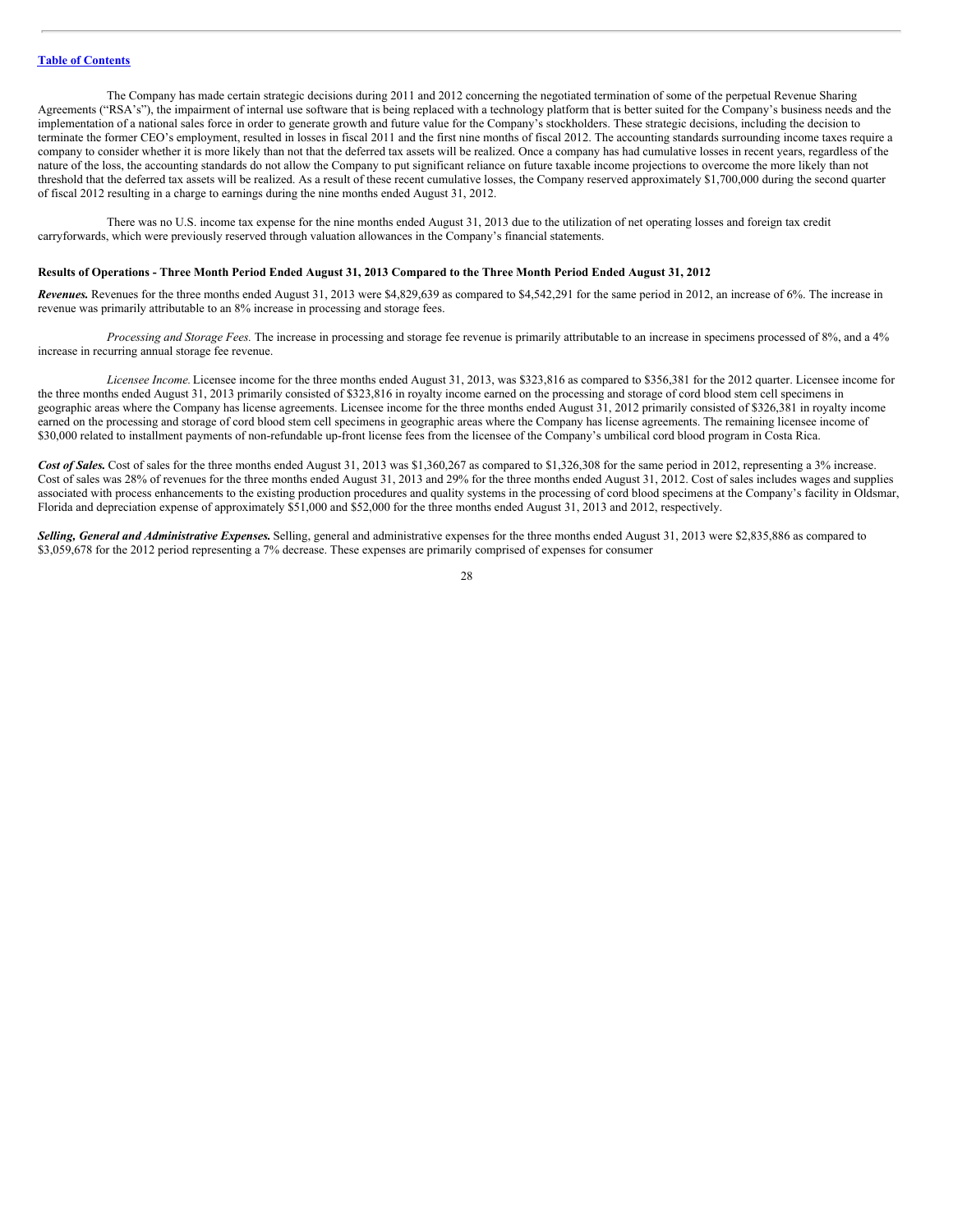The Company has made certain strategic decisions during 2011 and 2012 concerning the negotiated termination of some of the perpetual Revenue Sharing Agreements ("RSA's"), the impairment of internal use software that is being replaced with a technology platform that is better suited for the Company's business needs and the implementation of a national sales force in order to generate growth and future value for the Company's stockholders. These strategic decisions, including the decision to terminate the former CEO's employment, resulted in losses in fiscal 2011 and the first nine months of fiscal 2012. The accounting standards surrounding income taxes require a company to consider whether it is more likely than not that the deferred tax assets will be realized. Once a company has had cumulative losses in recent years, regardless of the nature of the loss, the accounting standards do not allow the Company to put significant reliance on future taxable income projections to overcome the more likely than not threshold that the deferred tax assets will be realized. As a result of these recent cumulative losses, the Company reserved approximately $1,700,000 during the second quarter of fiscal 2012 resulting in a charge to earnings during the nine months ended August 31, 2012.

There was no U.S. income tax expense for the nine months ended August 31, 2013 due to the utilization of net operating losses and foreign tax credit carryforwards, which were previously reserved through valuation allowances in the Company's financial statements.

**Results of Operations - Three Month Period Ended August 31, 2013 Compared to the Three Month Period Ended August 31, 2012**

***Revenues.*** Revenues for the three months ended August 31, 2013 were $4,829,639 as compared to $4,542,291 for the same period in 2012, an increase of 6%. The increase in revenue was primarily attributable to an 8% increase in processing and storage fees.

*Processing and Storage Fees.* The increase in processing and storage fee revenue is primarily attributable to an increase in specimens processed of 8%, and a 4% increase in recurring annual storage fee revenue.

*Licensee Income.* Licensee income for the three months ended August 31, 2013, was $323,816 as compared to $356,381 for the 2012 quarter. Licensee income for the three months ended August 31, 2013 primarily consisted of $323,816 in royalty income earned on the processing and storage of cord blood stem cell specimens in geographic areas where the Company has license agreements. Licensee income for the three months ended August 31, 2012 primarily consisted of $326,381 in royalty income earned on the processing and storage of cord blood stem cell specimens in geographic areas where the Company has license agreements. The remaining licensee income of $30,000 related to installment payments of non-refundable up-front license fees from the licensee of the Company's umbilical cord blood program in Costa Rica.

***Cost of Sales.*** Cost of sales for the three months ended August 31, 2013 was $1,360,267 as compared to $1,326,308 for the same period in 2012, representing a 3% increase. Cost of sales was 28% of revenues for the three months ended August 31, 2013 and 29% for the three months ended August 31, 2012. Cost of sales includes wages and supplies associated with process enhancements to the existing production procedures and quality systems in the processing of cord blood specimens at the Company's facility in Oldsmar, Florida and depreciation expense of approximately $51,000 and $52,000 for the three months ended August 31, 2013 and 2012, respectively.

***Selling, General and Administrative Expenses.*** Selling, general and administrative expenses for the three months ended August 31, 2013 were $2,835,886 as compared to $3,059,678 for the 2012 period representing a 7% decrease. These expenses are primarily comprised of expenses for consumer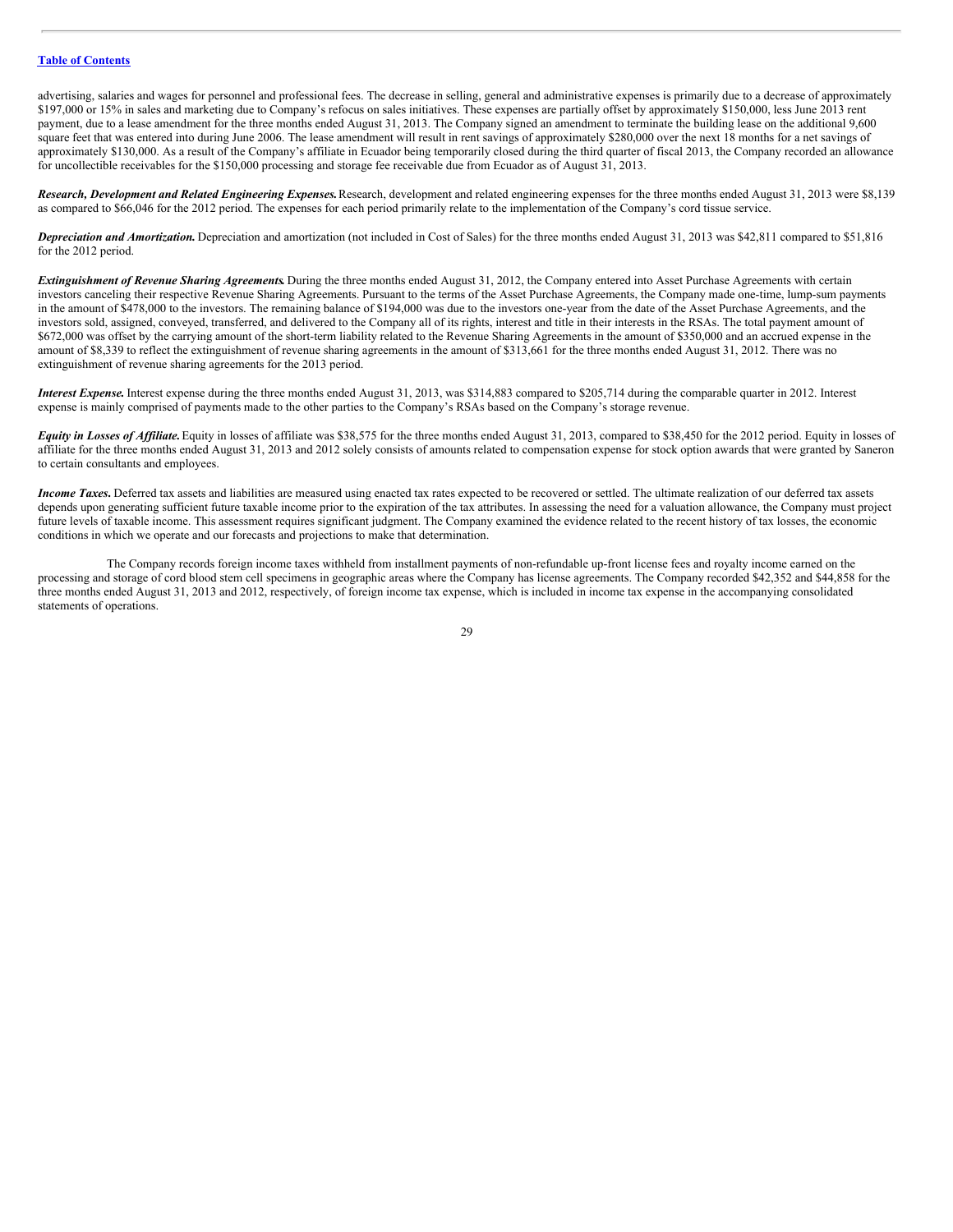advertising, salaries and wages for personnel and professional fees. The decrease in selling, general and administrative expenses is primarily due to a decrease of approximately $197,000 or 15% in sales and marketing due to Company's refocus on sales initiatives. These expenses are partially offset by approximately $150,000, less June 2013 rent payment, due to a lease amendment for the three months ended August 31, 2013. The Company signed an amendment to terminate the building lease on the additional 9,600 square feet that was entered into during June 2006. The lease amendment will result in rent savings of approximately $280,000 over the next 18 months for a net savings of approximately $130,000. As a result of the Company's affiliate in Ecuador being temporarily closed during the third quarter of fiscal 2013, the Company recorded an allowance for uncollectible receivables for the $150,000 processing and storage fee receivable due from Ecuador as of August 31, 2013.

***Research, Development and Related Engineering Expenses.*** Research, development and related engineering expenses for the three months ended August 31, 2013 were $8,139 as compared to $66,046 for the 2012 period. The expenses for each period primarily relate to the implementation of the Company's cord tissue service.

***Depreciation and Amortization.*** Depreciation and amortization (not included in Cost of Sales) for the three months ended August 31, 2013 was $42,811 compared to $51,816 for the 2012 period.

***Extinguishment of Revenue Sharing Agreements.*** During the three months ended August 31, 2012, the Company entered into Asset Purchase Agreements with certain investors canceling their respective Revenue Sharing Agreements. Pursuant to the terms of the Asset Purchase Agreements, the Company made one-time, lump-sum payments in the amount of $478,000 to the investors. The remaining balance of $194,000 was due to the investors one-year from the date of the Asset Purchase Agreements, and the investors sold, assigned, conveyed, transferred, and delivered to the Company all of its rights, interest and title in their interests in the RSAs. The total payment amount of $672,000 was offset by the carrying amount of the short-term liability related to the Revenue Sharing Agreements in the amount of $350,000 and an accrued expense in the amount of $8,339 to reflect the extinguishment of revenue sharing agreements in the amount of $313,661 for the three months ended August 31, 2012. There was no extinguishment of revenue sharing agreements for the 2013 period.

***Interest Expense.*** Interest expense during the three months ended August 31, 2013, was $314,883 compared to $205,714 during the comparable quarter in 2012. Interest expense is mainly comprised of payments made to the other parties to the Company's RSAs based on the Company's storage revenue.

***Equity in Losses of Affiliate.*** Equity in losses of affiliate was $38,575 for the three months ended August 31, 2013, compared to $38,450 for the 2012 period. Equity in losses of affiliate for the three months ended August 31, 2013 and 2012 solely consists of amounts related to compensation expense for stock option awards that were granted by Saneron to certain consultants and employees.

***Income Taxes.*** Deferred tax assets and liabilities are measured using enacted tax rates expected to be recovered or settled. The ultimate realization of our deferred tax assets depends upon generating sufficient future taxable income prior to the expiration of the tax attributes. In assessing the need for a valuation allowance, the Company must project future levels of taxable income. This assessment requires significant judgment. The Company examined the evidence related to the recent history of tax losses, the economic conditions in which we operate and our forecasts and projections to make that determination.

The Company records foreign income taxes withheld from installment payments of non-refundable up-front license fees and royalty income earned on the processing and storage of cord blood stem cell specimens in geographic areas where the Company has license agreements. The Company recorded $42,352 and $44,858 for the three months ended August 31, 2013 and 2012, respectively, of foreign income tax expense, which is included in income tax expense in the accompanying consolidated statements of operations.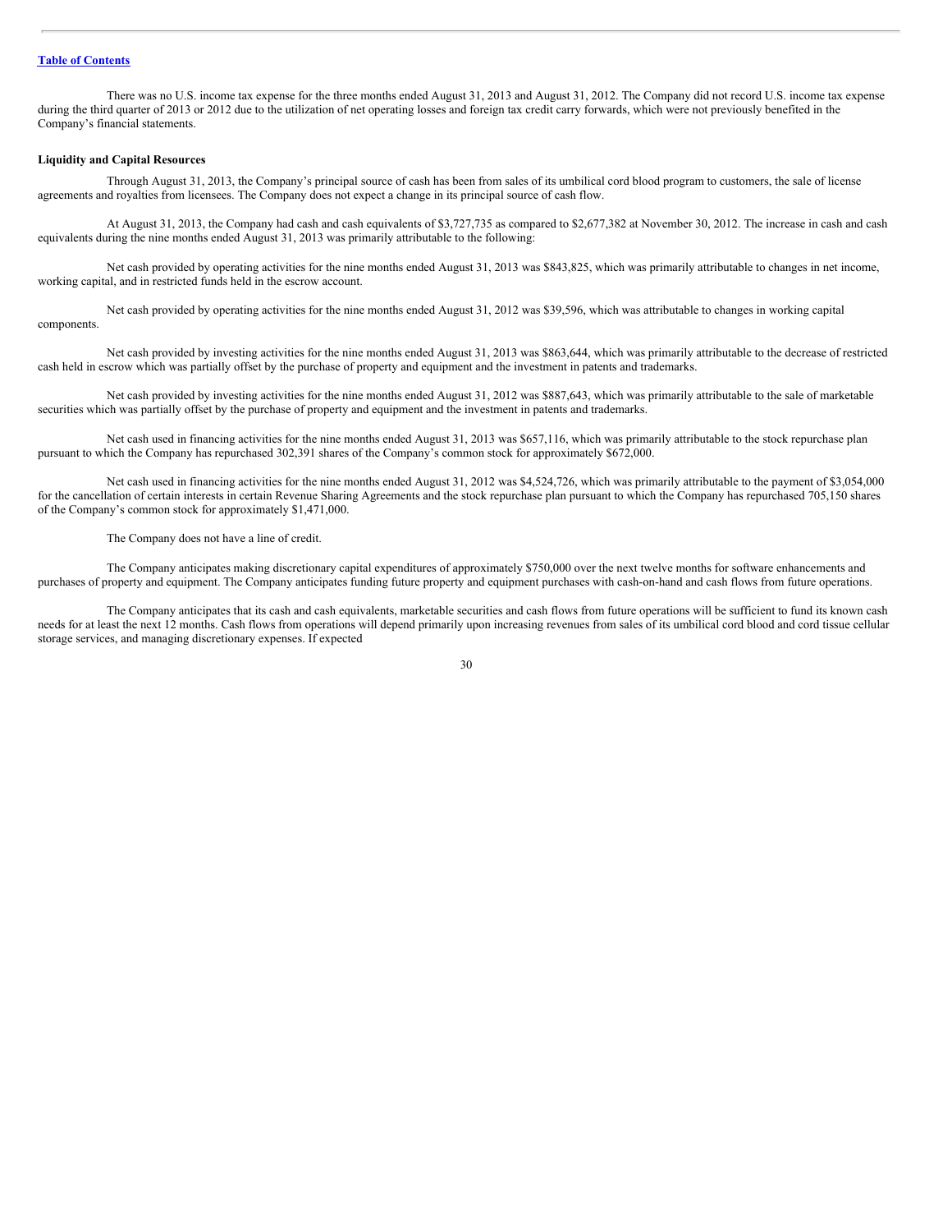There was no U.S. income tax expense for the three months ended August 31, 2013 and August 31, 2012. The Company did not record U.S. income tax expense during the third quarter of 2013 or 2012 due to the utilization of net operating losses and foreign tax credit carry forwards, which were not previously benefited in the Company's financial statements.

**Liquidity and Capital Resources**

Through August 31, 2013, the Company's principal source of cash has been from sales of its umbilical cord blood program to customers, the sale of license agreements and royalties from licensees. The Company does not expect a change in its principal source of cash flow.

At August 31, 2013, the Company had cash and cash equivalents of $3,727,735 as compared to $2,677,382 at November 30, 2012. The increase in cash and cash equivalents during the nine months ended August 31, 2013 was primarily attributable to the following:

Net cash provided by operating activities for the nine months ended August 31, 2013 was $843,825, which was primarily attributable to changes in net income, working capital, and in restricted funds held in the escrow account.

Net cash provided by operating activities for the nine months ended August 31, 2012 was $39,596, which was attributable to changes in working capital components.

Net cash provided by investing activities for the nine months ended August 31, 2013 was $863,644, which was primarily attributable to the decrease of restricted cash held in escrow which was partially offset by the purchase of property and equipment and the investment in patents and trademarks.

Net cash provided by investing activities for the nine months ended August 31, 2012 was $887,643, which was primarily attributable to the sale of marketable securities which was partially offset by the purchase of property and equipment and the investment in patents and trademarks.

Net cash used in financing activities for the nine months ended August 31, 2013 was $657,116, which was primarily attributable to the stock repurchase plan pursuant to which the Company has repurchased 302,391 shares of the Company's common stock for approximately $672,000.

Net cash used in financing activities for the nine months ended August 31, 2012 was $4,524,726, which was primarily attributable to the payment of $3,054,000 for the cancellation of certain interests in certain Revenue Sharing Agreements and the stock repurchase plan pursuant to which the Company has repurchased 705,150 shares of the Company's common stock for approximately $1,471,000.

The Company does not have a line of credit.

The Company anticipates making discretionary capital expenditures of approximately $750,000 over the next twelve months for software enhancements and purchases of property and equipment. The Company anticipates funding future property and equipment purchases with cash-on-hand and cash flows from future operations.

The Company anticipates that its cash and cash equivalents, marketable securities and cash flows from future operations will be sufficient to fund its known cash needs for at least the next 12 months. Cash flows from operations will depend primarily upon increasing revenues from sales of its umbilical cord blood and cord tissue cellular storage services, and managing discretionary expenses. If expected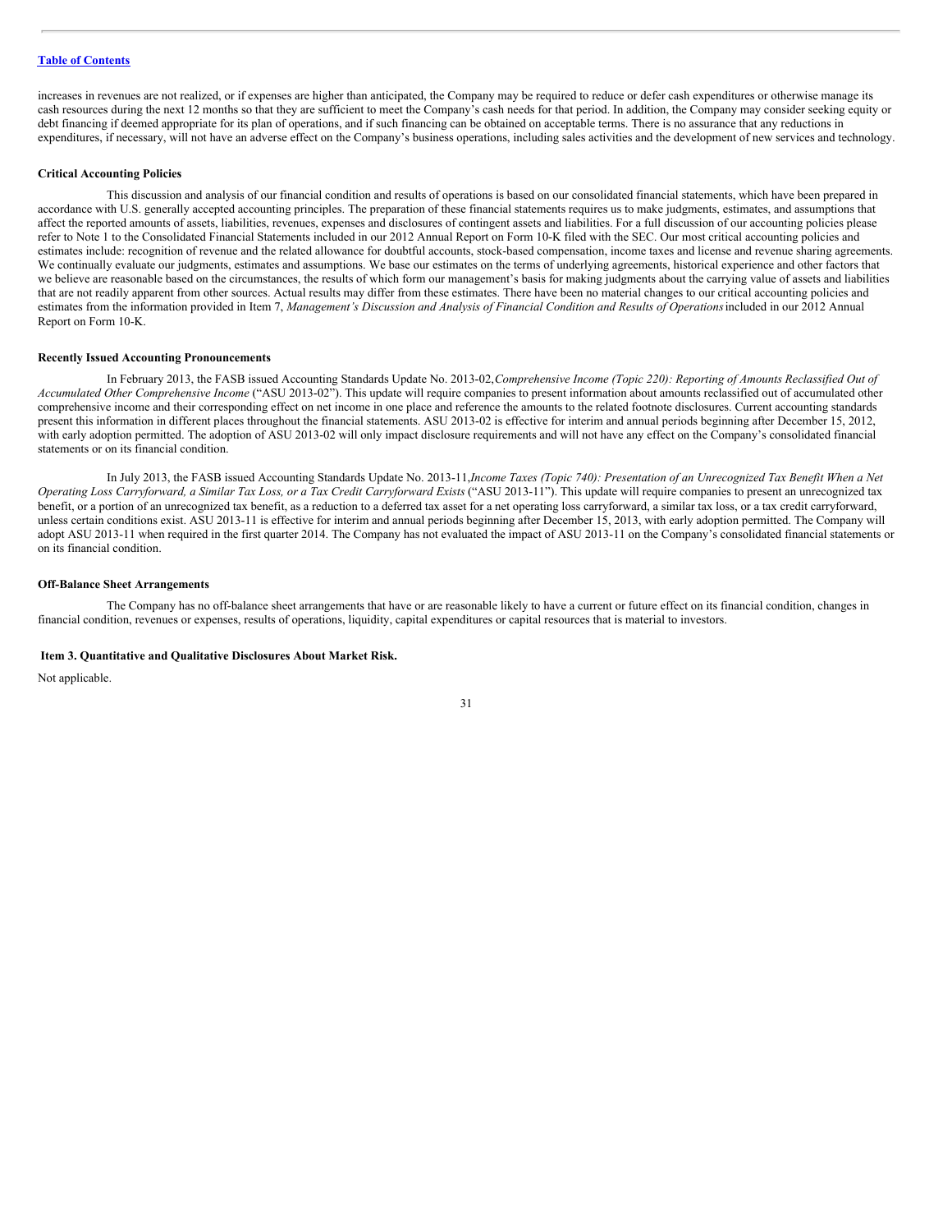increases in revenues are not realized, or if expenses are higher than anticipated, the Company may be required to reduce or defer cash expenditures or otherwise manage its cash resources during the next 12 months so that they are sufficient to meet the Company's cash needs for that period. In addition, the Company may consider seeking equity or debt financing if deemed appropriate for its plan of operations, and if such financing can be obtained on acceptable terms. There is no assurance that any reductions in expenditures, if necessary, will not have an adverse effect on the Company's business operations, including sales activities and the development of new services and technology.

**Critical Accounting Policies**

This discussion and analysis of our financial condition and results of operations is based on our consolidated financial statements, which have been prepared in accordance with U.S. generally accepted accounting principles. The preparation of these financial statements requires us to make judgments, estimates, and assumptions that affect the reported amounts of assets, liabilities, revenues, expenses and disclosures of contingent assets and liabilities. For a full discussion of our accounting policies please refer to Note 1 to the Consolidated Financial Statements included in our 2012 Annual Report on Form 10-K filed with the SEC. Our most critical accounting policies and estimates include: recognition of revenue and the related allowance for doubtful accounts, stock-based compensation, income taxes and license and revenue sharing agreements. We continually evaluate our judgments, estimates and assumptions. We base our estimates on the terms of underlying agreements, historical experience and other factors that we believe are reasonable based on the circumstances, the results of which form our management's basis for making judgments about the carrying value of assets and liabilities that are not readily apparent from other sources. Actual results may differ from these estimates. There have been no material changes to our critical accounting policies and estimates from the information provided in Item 7, *Management's Discussion and Analysis of Financial Condition and Results of Operations* included in our 2012 Annual Report on Form 10-K.

**Recently Issued Accounting Pronouncements**

In February 2013, the FASB issued Accounting Standards Update No. 2013-02, *Comprehensive Income (Topic 220): Reporting of Amounts Reclassified Out of Accumulated Other Comprehensive Income* ("ASU 2013-02"). This update will require companies to present information about amounts reclassified out of accumulated other comprehensive income and their corresponding effect on net income in one place and reference the amounts to the related footnote disclosures. Current accounting standards present this information in different places throughout the financial statements. ASU 2013-02 is effective for interim and annual periods beginning after December 15, 2012, with early adoption permitted. The adoption of ASU 2013-02 will only impact disclosure requirements and will not have any effect on the Company's consolidated financial statements or on its financial condition.

In July 2013, the FASB issued Accounting Standards Update No. 2013-11, *Income Taxes (Topic 740): Presentation of an Unrecognized Tax Benefit When a Net Operating Loss Carryforward, a Similar Tax Loss, or a Tax Credit Carryforward Exists* ("ASU 2013-11"). This update will require companies to present an unrecognized tax benefit, or a portion of an unrecognized tax benefit, as a reduction to a deferred tax asset for a net operating loss carryforward, a similar tax loss, or a tax credit carryforward, unless certain conditions exist. ASU 2013-11 is effective for interim and annual periods beginning after December 15, 2013, with early adoption permitted. The Company will adopt ASU 2013-11 when required in the first quarter 2014. The Company has not evaluated the impact of ASU 2013-11 on the Company's consolidated financial statements or on its financial condition.

**Off-Balance Sheet Arrangements**

The Company has no off-balance sheet arrangements that have or are reasonable likely to have a current or future effect on its financial condition, changes in financial condition, revenues or expenses, results of operations, liquidity, capital expenditures or capital resources that is material to investors.

**Item 3. Quantitative and Qualitative Disclosures About Market Risk.**

Not applicable.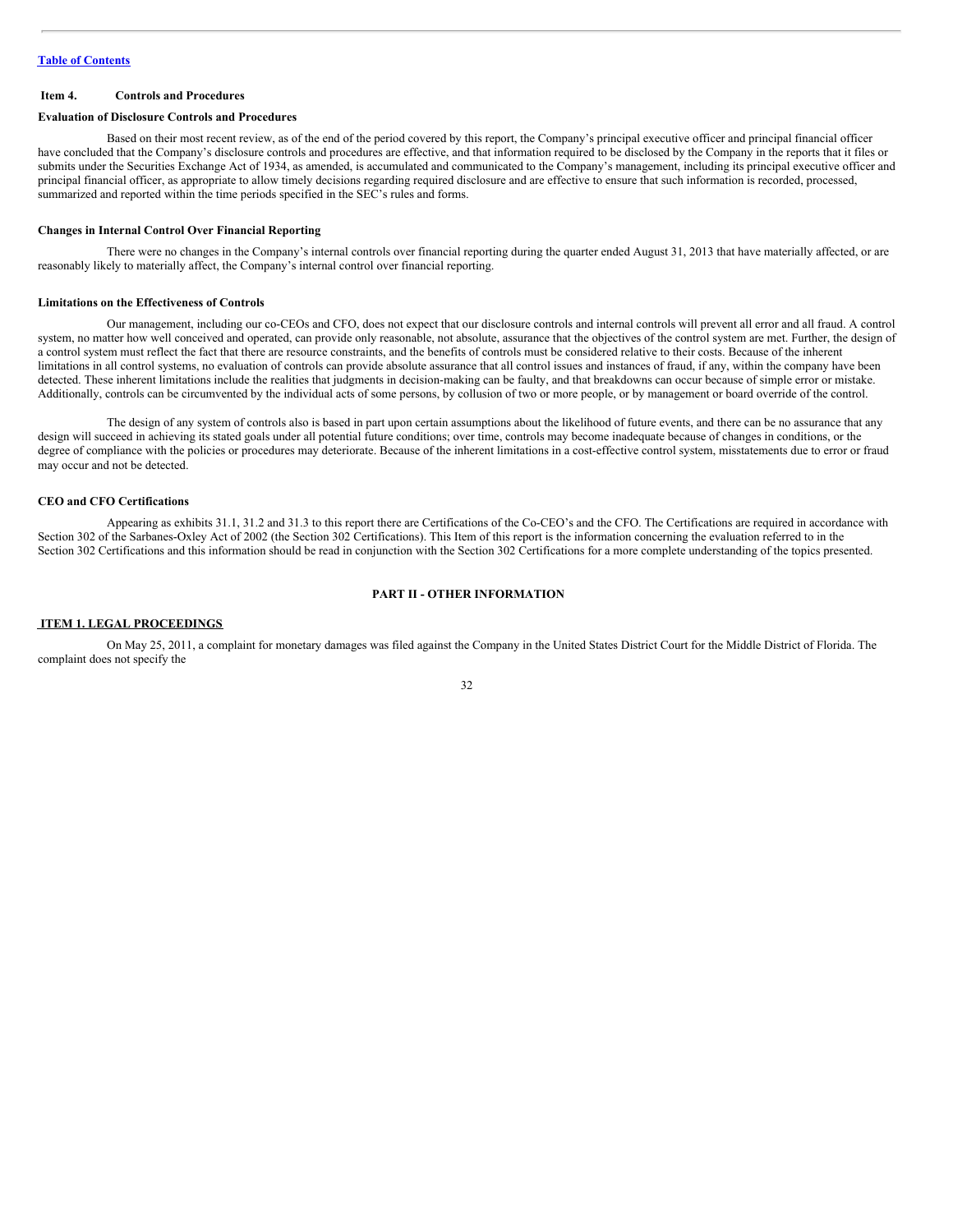[Table of Contents](#)

### Item 4. Controls and Procedures

**Evaluation of Disclosure Controls and Procedures**

Based on their most recent review, as of the end of the period covered by this report, the Company's principal executive officer and principal financial officer have concluded that the Company's disclosure controls and procedures are effective, and that information required to be disclosed by the Company in the reports that it files or submits under the Securities Exchange Act of 1934, as amended, is accumulated and communicated to the Company's management, including its principal executive officer and principal financial officer, as appropriate to allow timely decisions regarding required disclosure and are effective to ensure that such information is recorded, processed, summarized and reported within the time periods specified in the SEC's rules and forms.

**Changes in Internal Control Over Financial Reporting**

There were no changes in the Company's internal controls over financial reporting during the quarter ended August 31, 2013 that have materially affected, or are reasonably likely to materially affect, the Company's internal control over financial reporting.

**Limitations on the Effectiveness of Controls**

Our management, including our co-CEOs and CFO, does not expect that our disclosure controls and internal controls will prevent all error and all fraud. A control system, no matter how well conceived and operated, can provide only reasonable, not absolute, assurance that the objectives of the control system are met. Further, the design of a control system must reflect the fact that there are resource constraints, and the benefits of controls must be considered relative to their costs. Because of the inherent limitations in all control systems, no evaluation of controls can provide absolute assurance that all control issues and instances of fraud, if any, within the company have been detected. These inherent limitations include the realities that judgments in decision-making can be faulty, and that breakdowns can occur because of simple error or mistake. Additionally, controls can be circumvented by the individual acts of some persons, by collusion of two or more people, or by management or board override of the control.

The design of any system of controls also is based in part upon certain assumptions about the likelihood of future events, and there can be no assurance that any design will succeed in achieving its stated goals under all potential future conditions; over time, controls may become inadequate because of changes in conditions, or the degree of compliance with the policies or procedures may deteriorate. Because of the inherent limitations in a cost-effective control system, misstatements due to error or fraud may occur and not be detected.

**CEO and CFO Certifications**

Appearing as exhibits 31.1, 31.2 and 31.3 to this report there are Certifications of the Co-CEO's and the CFO. The Certifications are required in accordance with Section 302 of the Sarbanes-Oxley Act of 2002 (the Section 302 Certifications). This Item of this report is the information concerning the evaluation referred to in the Section 302 Certifications and this information should be read in conjunction with the Section 302 Certifications for a more complete understanding of the topics presented.

## PART II - OTHER INFORMATION

### ITEM 1. LEGAL PROCEEDINGS

On May 25, 2011, a complaint for monetary damages was filed against the Company in the United States District Court for the Middle District of Florida. The complaint does not specify the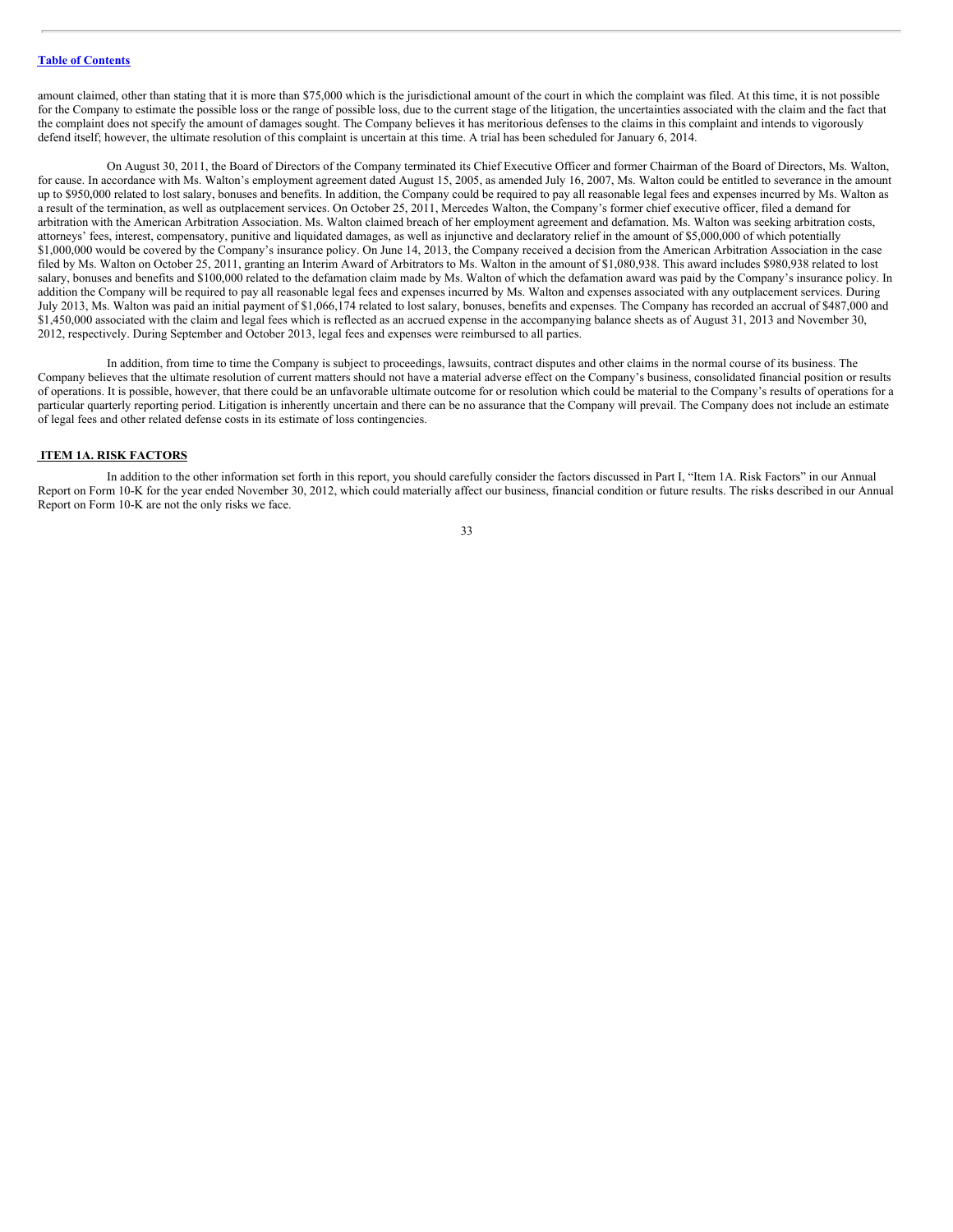amount claimed, other than stating that it is more than $75,000 which is the jurisdictional amount of the court in which the complaint was filed. At this time, it is not possible for the Company to estimate the possible loss or the range of possible loss, due to the current stage of the litigation, the uncertainties associated with the claim and the fact that the complaint does not specify the amount of damages sought. The Company believes it has meritorious defenses to the claims in this complaint and intends to vigorously defend itself; however, the ultimate resolution of this complaint is uncertain at this time. A trial has been scheduled for January 6, 2014.

On August 30, 2011, the Board of Directors of the Company terminated its Chief Executive Officer and former Chairman of the Board of Directors, Ms. Walton, for cause. In accordance with Ms. Walton's employment agreement dated August 15, 2005, as amended July 16, 2007, Ms. Walton could be entitled to severance in the amount up to $950,000 related to lost salary, bonuses and benefits. In addition, the Company could be required to pay all reasonable legal fees and expenses incurred by Ms. Walton as a result of the termination, as well as outplacement services. On October 25, 2011, Mercedes Walton, the Company's former chief executive officer, filed a demand for arbitration with the American Arbitration Association. Ms. Walton claimed breach of her employment agreement and defamation. Ms. Walton was seeking arbitration costs, attorneys' fees, interest, compensatory, punitive and liquidated damages, as well as injunctive and declaratory relief in the amount of $5,000,000 of which potentially $1,000,000 would be covered by the Company's insurance policy. On June 14, 2013, the Company received a decision from the American Arbitration Association in the case filed by Ms. Walton on October 25, 2011, granting an Interim Award of Arbitrators to Ms. Walton in the amount of $1,080,938. This award includes $980,938 related to lost salary, bonuses and benefits and $100,000 related to the defamation claim made by Ms. Walton of which the defamation award was paid by the Company's insurance policy. In addition the Company will be required to pay all reasonable legal fees and expenses incurred by Ms. Walton and expenses associated with any outplacement services. During July 2013, Ms. Walton was paid an initial payment of $1,066,174 related to lost salary, bonuses, benefits and expenses. The Company has recorded an accrual of $487,000 and $1,450,000 associated with the claim and legal fees which is reflected as an accrued expense in the accompanying balance sheets as of August 31, 2013 and November 30, 2012, respectively. During September and October 2013, legal fees and expenses were reimbursed to all parties.

In addition, from time to time the Company is subject to proceedings, lawsuits, contract disputes and other claims in the normal course of its business. The Company believes that the ultimate resolution of current matters should not have a material adverse effect on the Company's business, consolidated financial position or results of operations. It is possible, however, that there could be an unfavorable ultimate outcome for or resolution which could be material to the Company's results of operations for a particular quarterly reporting period. Litigation is inherently uncertain and there can be no assurance that the Company will prevail. The Company does not include an estimate of legal fees and other related defense costs in its estimate of loss contingencies.

## ITEM 1A. RISK FACTORS

In addition to the other information set forth in this report, you should carefully consider the factors discussed in Part I, "Item 1A. Risk Factors" in our Annual Report on Form 10-K for the year ended November 30, 2012, which could materially affect our business, financial condition or future results. The risks described in our Annual Report on Form 10-K are not the only risks we face.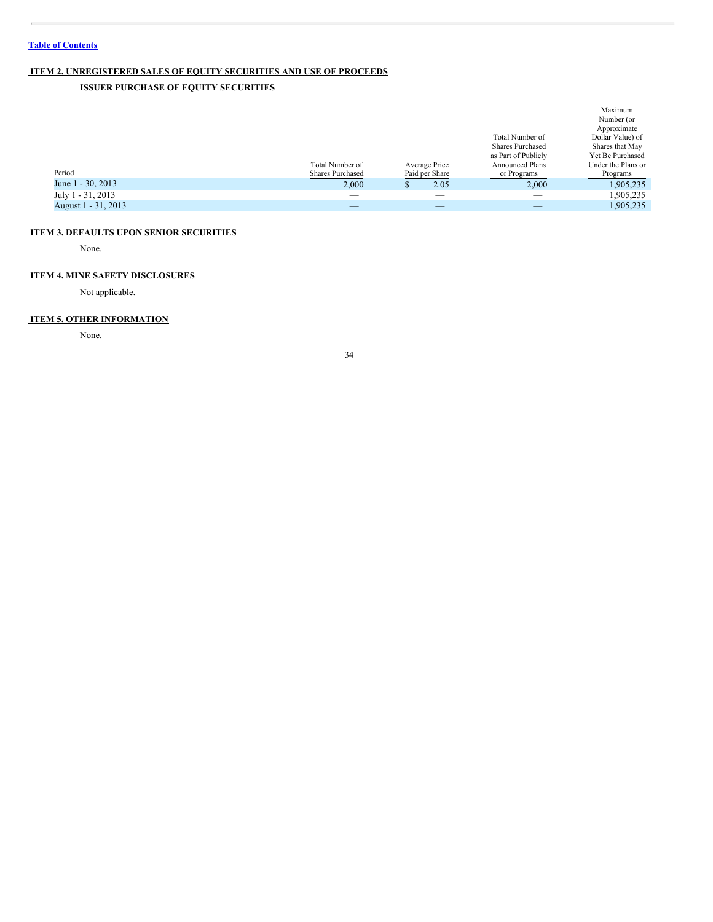## ITEM 2. UNREGISTERED SALES OF EQUITY SECURITIES AND USE OF PROCEEDS

### ISSUER PURCHASE OF EQUITY SECURITIES

| Period | Total Number of Shares Purchased | Average Price Paid per Share | Total Number of Shares Purchased as Part of Publicly Announced Plans or Programs | Maximum Number (or Approximate Dollar Value) of Shares that May Yet Be Purchased Under the Plans or Programs |
|---|---|---|---|---|
| June 1 - 30, 2013 | 2,000 | $ 2.05 | 2,000 | 1,905,235 |
| July 1 - 31, 2013 | — | — | — | 1,905,235 |
| August 1 - 31, 2013 | — | — | — | 1,905,235 |

## ITEM 3. DEFAULTS UPON SENIOR SECURITIES

None.

## ITEM 4. MINE SAFETY DISCLOSURES

Not applicable.

## ITEM 5. OTHER INFORMATION

None.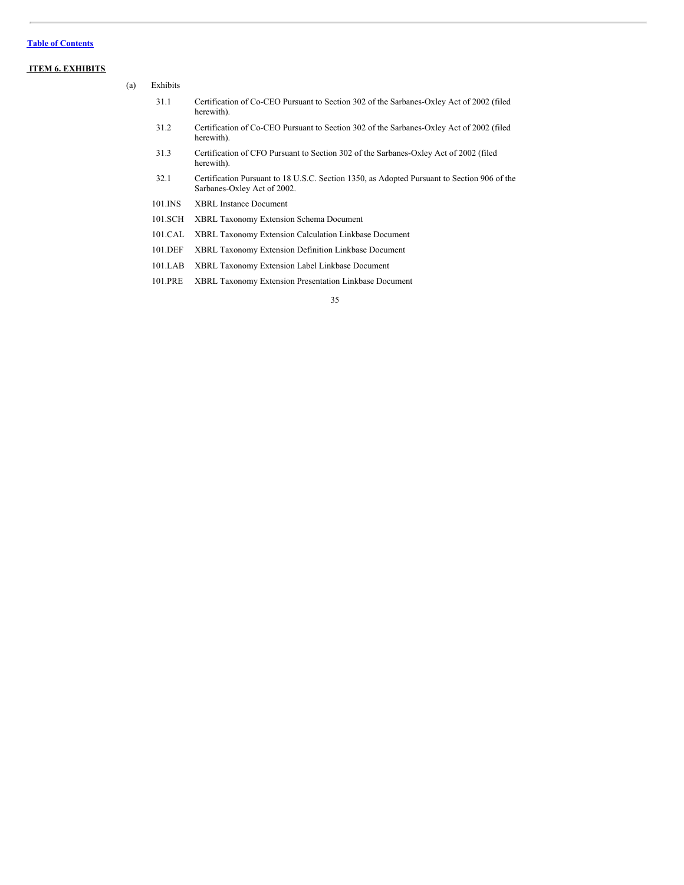[Table of Contents](#)

## ITEM 6. EXHIBITS

(a) Exhibits

| | |
|---|---|
| 31.1 | Certification of Co-CEO Pursuant to Section 302 of the Sarbanes-Oxley Act of 2002 (filed herewith). |
| 31.2 | Certification of Co-CEO Pursuant to Section 302 of the Sarbanes-Oxley Act of 2002 (filed herewith). |
| 31.3 | Certification of CFO Pursuant to Section 302 of the Sarbanes-Oxley Act of 2002 (filed herewith). |
| 32.1 | Certification Pursuant to 18 U.S.C. Section 1350, as Adopted Pursuant to Section 906 of the Sarbanes-Oxley Act of 2002. |
| 101.INS | XBRL Instance Document |
| 101.SCH | XBRL Taxonomy Extension Schema Document |
| 101.CAL | XBRL Taxonomy Extension Calculation Linkbase Document |
| 101.DEF | XBRL Taxonomy Extension Definition Linkbase Document |
| 101.LAB | XBRL Taxonomy Extension Label Linkbase Document |
| 101.PRE | XBRL Taxonomy Extension Presentation Linkbase Document |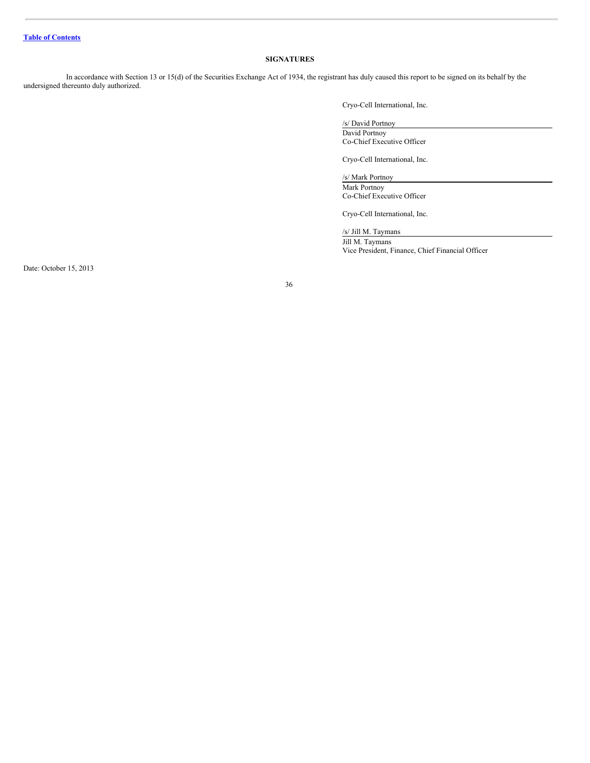[Table of Contents](#)

## SIGNATURES

In accordance with Section 13 or 15(d) of the Securities Exchange Act of 1934, the registrant has duly caused this report to be signed on its behalf by the undersigned thereunto duly authorized.

Cryo-Cell International, Inc.

/s/ David Portnoy
David Portnoy
Co-Chief Executive Officer

Cryo-Cell International, Inc.

/s/ Mark Portnoy
Mark Portnoy
Co-Chief Executive Officer

Cryo-Cell International, Inc.

/s/ Jill M. Taymans
Jill M. Taymans
Vice President, Finance, Chief Financial Officer

Date: October 15, 2013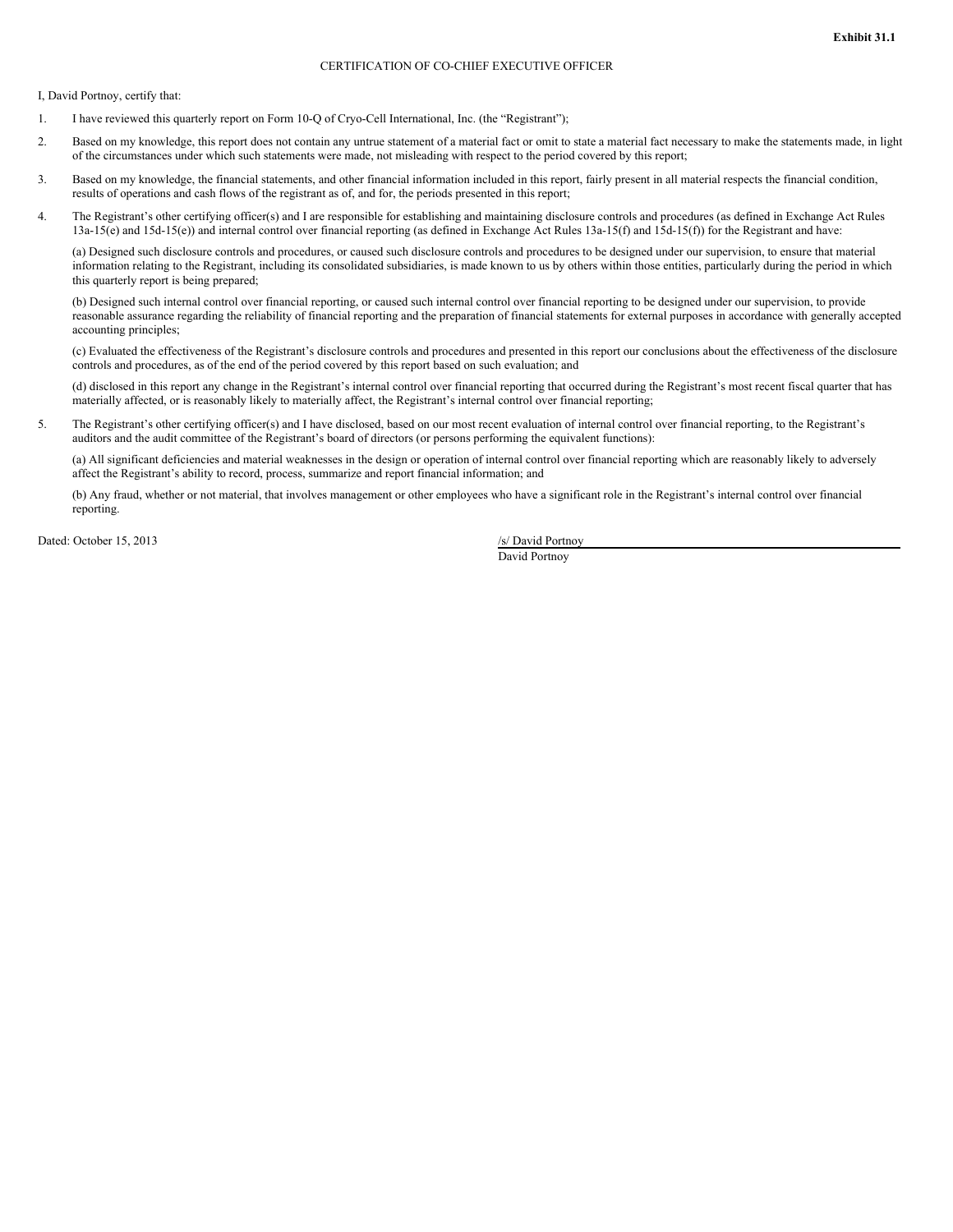**Exhibit 31.1**

CERTIFICATION OF CO-CHIEF EXECUTIVE OFFICER

I, David Portnoy, certify that:

1. I have reviewed this quarterly report on Form 10-Q of Cryo-Cell International, Inc. (the "Registrant");

2. Based on my knowledge, this report does not contain any untrue statement of a material fact or omit to state a material fact necessary to make the statements made, in light of the circumstances under which such statements were made, not misleading with respect to the period covered by this report;

3. Based on my knowledge, the financial statements, and other financial information included in this report, fairly present in all material respects the financial condition, results of operations and cash flows of the registrant as of, and for, the periods presented in this report;

4. The Registrant's other certifying officer(s) and I are responsible for establishing and maintaining disclosure controls and procedures (as defined in Exchange Act Rules 13a-15(e) and 15d-15(e)) and internal control over financial reporting (as defined in Exchange Act Rules 13a-15(f) and 15d-15(f)) for the Registrant and have:

   (a) Designed such disclosure controls and procedures, or caused such disclosure controls and procedures to be designed under our supervision, to ensure that material information relating to the Registrant, including its consolidated subsidiaries, is made known to us by others within those entities, particularly during the period in which this quarterly report is being prepared;

   (b) Designed such internal control over financial reporting, or caused such internal control over financial reporting to be designed under our supervision, to provide reasonable assurance regarding the reliability of financial reporting and the preparation of financial statements for external purposes in accordance with generally accepted accounting principles;

   (c) Evaluated the effectiveness of the Registrant's disclosure controls and procedures and presented in this report our conclusions about the effectiveness of the disclosure controls and procedures, as of the end of the period covered by this report based on such evaluation; and

   (d) disclosed in this report any change in the Registrant's internal control over financial reporting that occurred during the Registrant's most recent fiscal quarter that has materially affected, or is reasonably likely to materially affect, the Registrant's internal control over financial reporting;

5. The Registrant's other certifying officer(s) and I have disclosed, based on our most recent evaluation of internal control over financial reporting, to the Registrant's auditors and the audit committee of the Registrant's board of directors (or persons performing the equivalent functions):

   (a) All significant deficiencies and material weaknesses in the design or operation of internal control over financial reporting which are reasonably likely to adversely affect the Registrant's ability to record, process, summarize and report financial information; and

   (b) Any fraud, whether or not material, that involves management or other employees who have a significant role in the Registrant's internal control over financial reporting.

Dated: October 15, 2013

/s/ David Portnoy
David Portnoy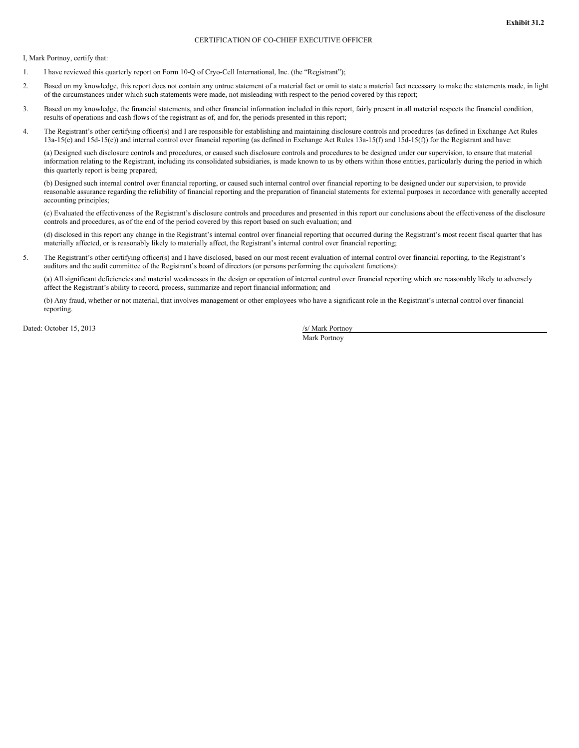**Exhibit 31.2**

CERTIFICATION OF CO-CHIEF EXECUTIVE OFFICER

I, Mark Portnoy, certify that:

1. I have reviewed this quarterly report on Form 10-Q of Cryo-Cell International, Inc. (the "Registrant");

2. Based on my knowledge, this report does not contain any untrue statement of a material fact or omit to state a material fact necessary to make the statements made, in light of the circumstances under which such statements were made, not misleading with respect to the period covered by this report;

3. Based on my knowledge, the financial statements, and other financial information included in this report, fairly present in all material respects the financial condition, results of operations and cash flows of the registrant as of, and for, the periods presented in this report;

4. The Registrant's other certifying officer(s) and I are responsible for establishing and maintaining disclosure controls and procedures (as defined in Exchange Act Rules 13a-15(e) and 15d-15(e)) and internal control over financial reporting (as defined in Exchange Act Rules 13a-15(f) and 15d-15(f)) for the Registrant and have:

   (a) Designed such disclosure controls and procedures, or caused such disclosure controls and procedures to be designed under our supervision, to ensure that material information relating to the Registrant, including its consolidated subsidiaries, is made known to us by others within those entities, particularly during the period in which this quarterly report is being prepared;

   (b) Designed such internal control over financial reporting, or caused such internal control over financial reporting to be designed under our supervision, to provide reasonable assurance regarding the reliability of financial reporting and the preparation of financial statements for external purposes in accordance with generally accepted accounting principles;

   (c) Evaluated the effectiveness of the Registrant's disclosure controls and procedures and presented in this report our conclusions about the effectiveness of the disclosure controls and procedures, as of the end of the period covered by this report based on such evaluation; and

   (d) disclosed in this report any change in the Registrant's internal control over financial reporting that occurred during the Registrant's most recent fiscal quarter that has materially affected, or is reasonably likely to materially affect, the Registrant's internal control over financial reporting;

5. The Registrant's other certifying officer(s) and I have disclosed, based on our most recent evaluation of internal control over financial reporting, to the Registrant's auditors and the audit committee of the Registrant's board of directors (or persons performing the equivalent functions):

   (a) All significant deficiencies and material weaknesses in the design or operation of internal control over financial reporting which are reasonably likely to adversely affect the Registrant's ability to record, process, summarize and report financial information; and

   (b) Any fraud, whether or not material, that involves management or other employees who have a significant role in the Registrant's internal control over financial reporting.

Dated: October 15, 2013

/s/ Mark Portnoy

Mark Portnoy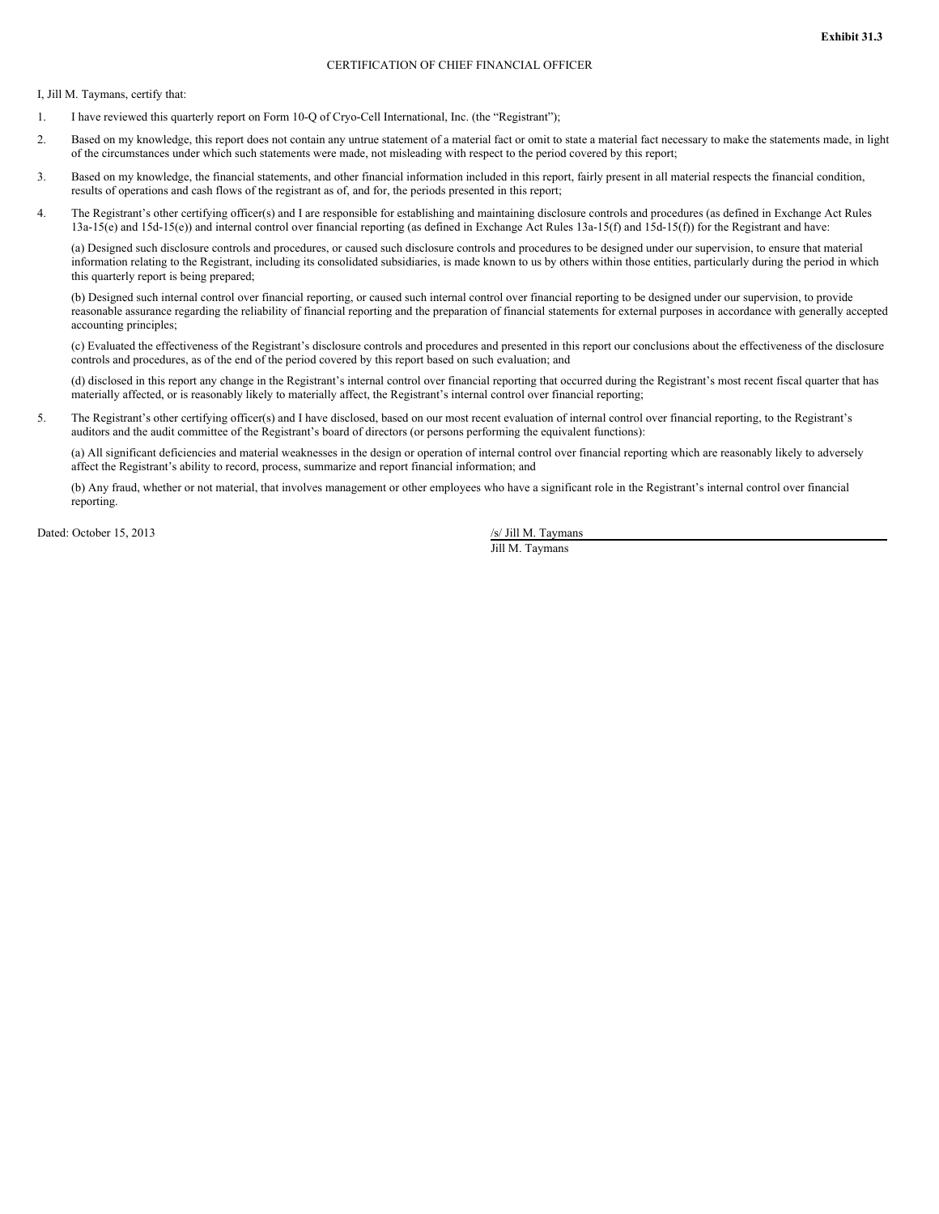**Exhibit 31.3**

CERTIFICATION OF CHIEF FINANCIAL OFFICER

I, Jill M. Taymans, certify that:

1. I have reviewed this quarterly report on Form 10-Q of Cryo-Cell International, Inc. (the "Registrant");

2. Based on my knowledge, this report does not contain any untrue statement of a material fact or omit to state a material fact necessary to make the statements made, in light of the circumstances under which such statements were made, not misleading with respect to the period covered by this report;

3. Based on my knowledge, the financial statements, and other financial information included in this report, fairly present in all material respects the financial condition, results of operations and cash flows of the registrant as of, and for, the periods presented in this report;

4. The Registrant's other certifying officer(s) and I are responsible for establishing and maintaining disclosure controls and procedures (as defined in Exchange Act Rules 13a-15(e) and 15d-15(e)) and internal control over financial reporting (as defined in Exchange Act Rules 13a-15(f) and 15d-15(f)) for the Registrant and have:

   (a) Designed such disclosure controls and procedures, or caused such disclosure controls and procedures to be designed under our supervision, to ensure that material information relating to the Registrant, including its consolidated subsidiaries, is made known to us by others within those entities, particularly during the period in which this quarterly report is being prepared;

   (b) Designed such internal control over financial reporting, or caused such internal control over financial reporting to be designed under our supervision, to provide reasonable assurance regarding the reliability of financial reporting and the preparation of financial statements for external purposes in accordance with generally accepted accounting principles;

   (c) Evaluated the effectiveness of the Registrant's disclosure controls and procedures and presented in this report our conclusions about the effectiveness of the disclosure controls and procedures, as of the end of the period covered by this report based on such evaluation; and

   (d) disclosed in this report any change in the Registrant's internal control over financial reporting that occurred during the Registrant's most recent fiscal quarter that has materially affected, or is reasonably likely to materially affect, the Registrant's internal control over financial reporting;

5. The Registrant's other certifying officer(s) and I have disclosed, based on our most recent evaluation of internal control over financial reporting, to the Registrant's auditors and the audit committee of the Registrant's board of directors (or persons performing the equivalent functions):

   (a) All significant deficiencies and material weaknesses in the design or operation of internal control over financial reporting which are reasonably likely to adversely affect the Registrant's ability to record, process, summarize and report financial information; and

   (b) Any fraud, whether or not material, that involves management or other employees who have a significant role in the Registrant's internal control over financial reporting.

Dated: October 15, 2013

/s/ Jill M. Taymans
Jill M. Taymans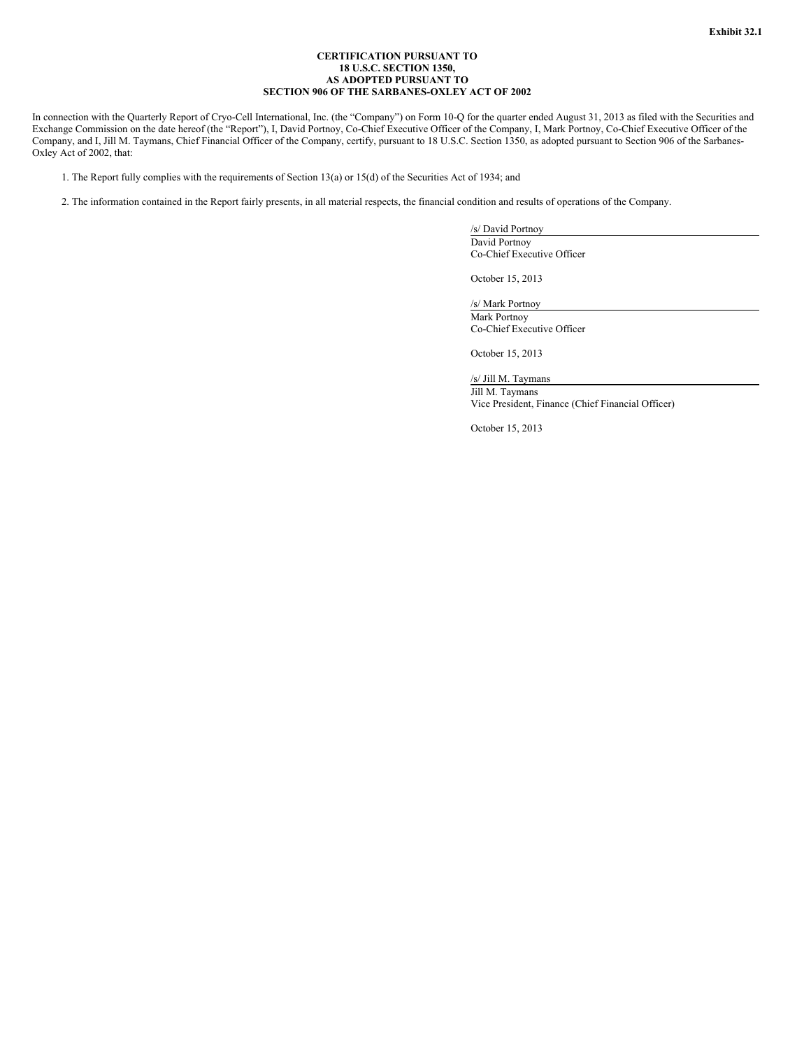**Exhibit 32.1**

**CERTIFICATION PURSUANT TO**
**18 U.S.C. SECTION 1350,**
**AS ADOPTED PURSUANT TO**
**SECTION 906 OF THE SARBANES-OXLEY ACT OF 2002**

In connection with the Quarterly Report of Cryo-Cell International, Inc. (the "Company") on Form 10-Q for the quarter ended August 31, 2013 as filed with the Securities and Exchange Commission on the date hereof (the "Report"), I, David Portnoy, Co-Chief Executive Officer of the Company, I, Mark Portnoy, Co-Chief Executive Officer of the Company, and I, Jill M. Taymans, Chief Financial Officer of the Company, certify, pursuant to 18 U.S.C. Section 1350, as adopted pursuant to Section 906 of the Sarbanes-Oxley Act of 2002, that:

1. The Report fully complies with the requirements of Section 13(a) or 15(d) of the Securities Act of 1934; and

2. The information contained in the Report fairly presents, in all material respects, the financial condition and results of operations of the Company.

/s/ David Portnoy
David Portnoy
Co-Chief Executive Officer

October 15, 2013

/s/ Mark Portnoy
Mark Portnoy
Co-Chief Executive Officer

October 15, 2013

/s/ Jill M. Taymans
Jill M. Taymans
Vice President, Finance (Chief Financial Officer)

October 15, 2013